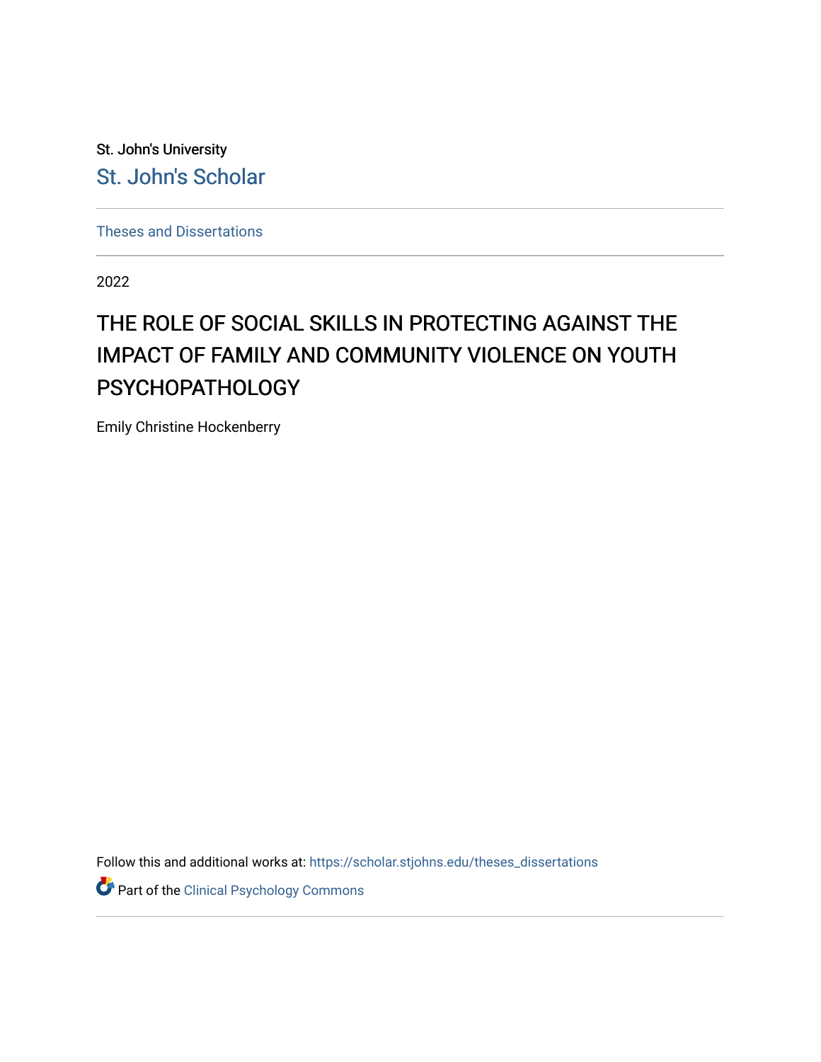St. John's University

St. John's Scholar

Theses and Dissertations

2022

# THE ROLE OF SOCIAL SKILLS IN PROTECTING AGAINST THE IMPACT OF FAMILY AND COMMUNITY VIOLENCE ON YOUTH PSYCHOPATHOLOGY

Emily Christine Hockenberry

Follow this and additional works at: https://scholar.stjohns.edu/theses_dissertations

Part of the Clinical Psychology Commons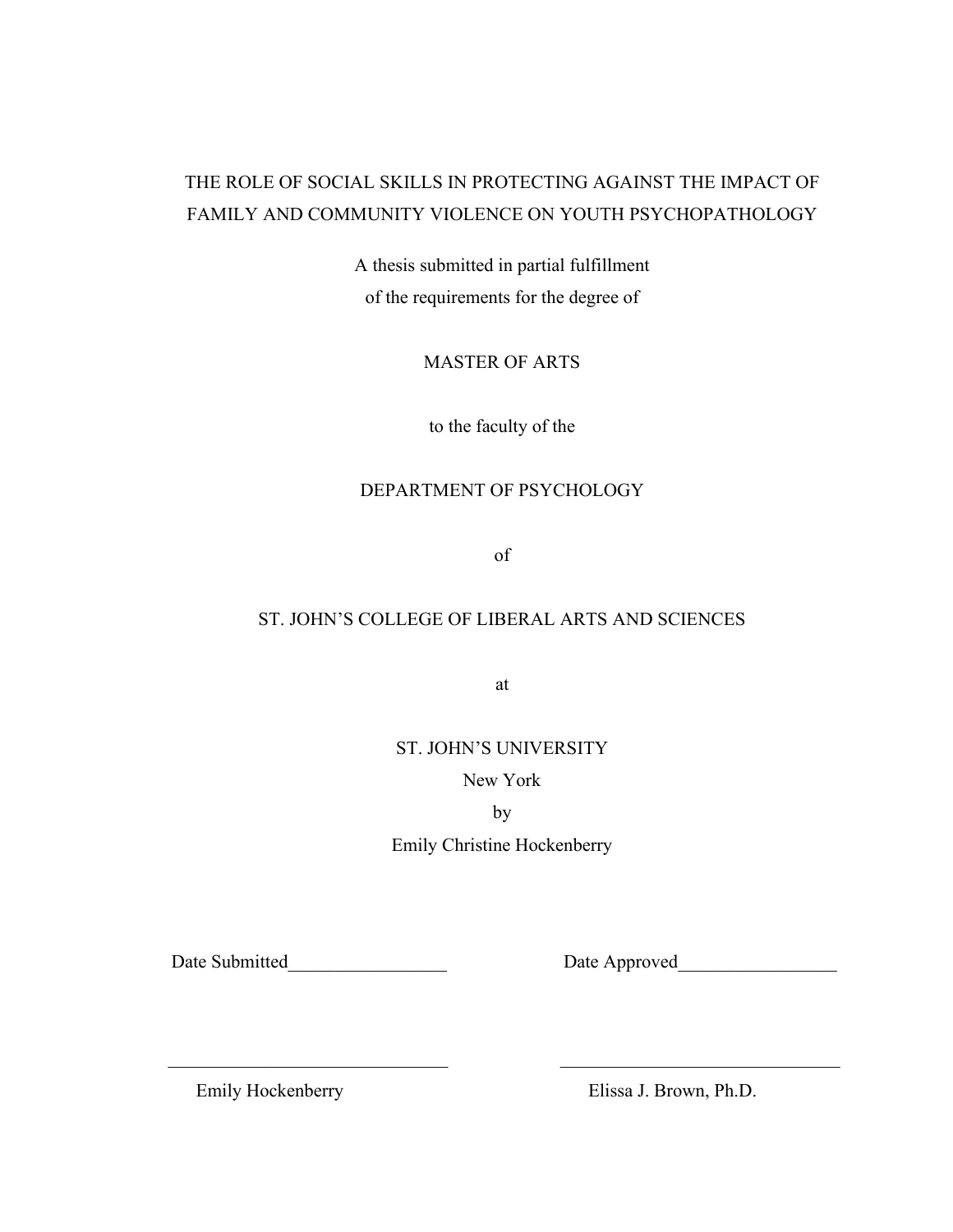# THE ROLE OF SOCIAL SKILLS IN PROTECTING AGAINST THE IMPACT OF FAMILY AND COMMUNITY VIOLENCE ON YOUTH PSYCHOPATHOLOGY

A thesis submitted in partial fulfillment
of the requirements for the degree of

MASTER OF ARTS

to the faculty of the

DEPARTMENT OF PSYCHOLOGY

of

ST. JOHN'S COLLEGE OF LIBERAL ARTS AND SCIENCES

at

ST. JOHN'S UNIVERSITY

New York

by

Emily Christine Hockenberry

Date Submitted_________________ Date Approved_________________

______________________________ ______________________________

Emily Hockenberry Elissa J. Brown, Ph.D.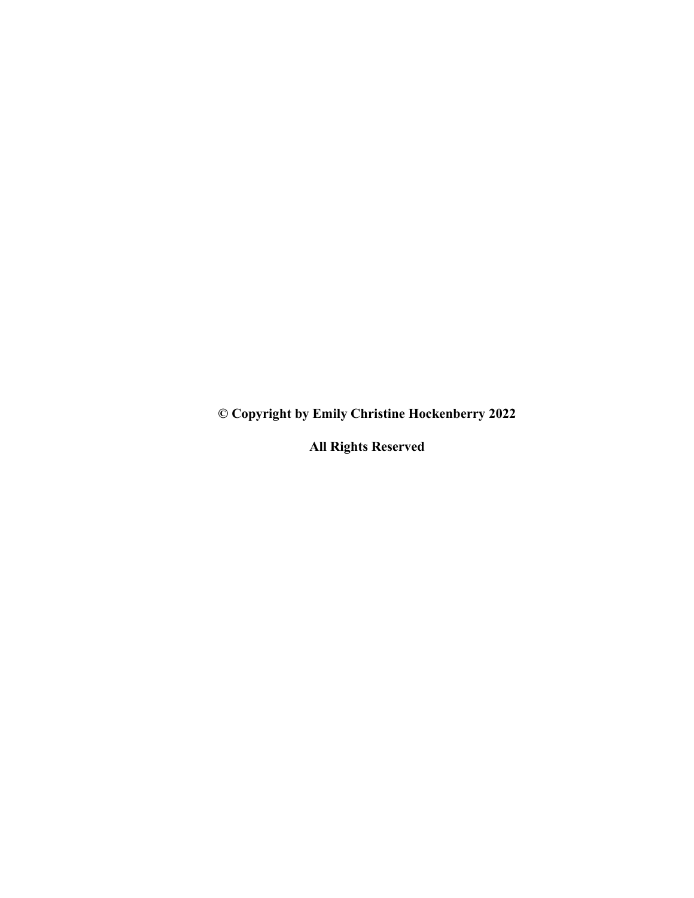**© Copyright by Emily Christine Hockenberry 2022**

**All Rights Reserved**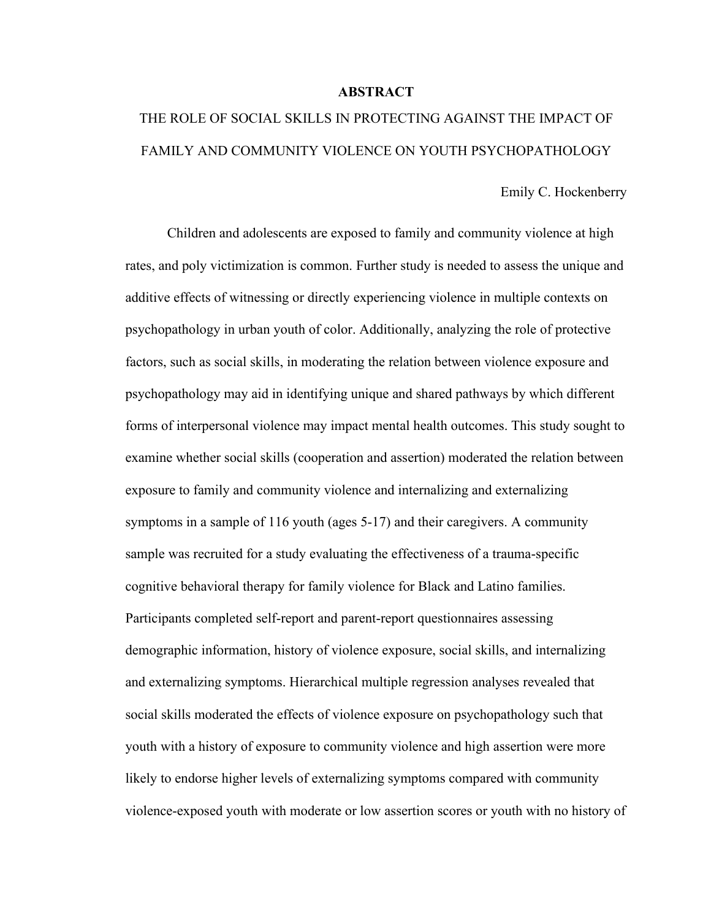**ABSTRACT**

THE ROLE OF SOCIAL SKILLS IN PROTECTING AGAINST THE IMPACT OF FAMILY AND COMMUNITY VIOLENCE ON YOUTH PSYCHOPATHOLOGY

Emily C. Hockenberry

Children and adolescents are exposed to family and community violence at high rates, and poly victimization is common. Further study is needed to assess the unique and additive effects of witnessing or directly experiencing violence in multiple contexts on psychopathology in urban youth of color. Additionally, analyzing the role of protective factors, such as social skills, in moderating the relation between violence exposure and psychopathology may aid in identifying unique and shared pathways by which different forms of interpersonal violence may impact mental health outcomes. This study sought to examine whether social skills (cooperation and assertion) moderated the relation between exposure to family and community violence and internalizing and externalizing symptoms in a sample of 116 youth (ages 5-17) and their caregivers. A community sample was recruited for a study evaluating the effectiveness of a trauma-specific cognitive behavioral therapy for family violence for Black and Latino families. Participants completed self-report and parent-report questionnaires assessing demographic information, history of violence exposure, social skills, and internalizing and externalizing symptoms. Hierarchical multiple regression analyses revealed that social skills moderated the effects of violence exposure on psychopathology such that youth with a history of exposure to community violence and high assertion were more likely to endorse higher levels of externalizing symptoms compared with community violence-exposed youth with moderate or low assertion scores or youth with no history of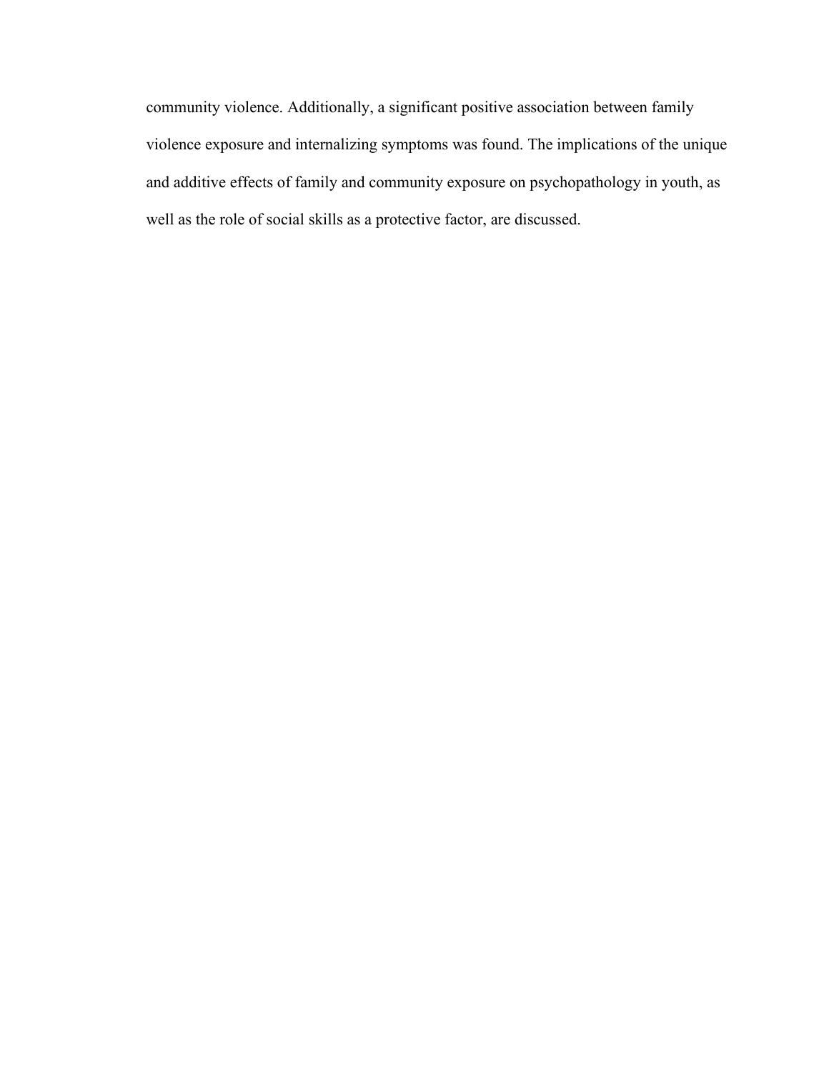community violence. Additionally, a significant positive association between family violence exposure and internalizing symptoms was found. The implications of the unique and additive effects of family and community exposure on psychopathology in youth, as well as the role of social skills as a protective factor, are discussed.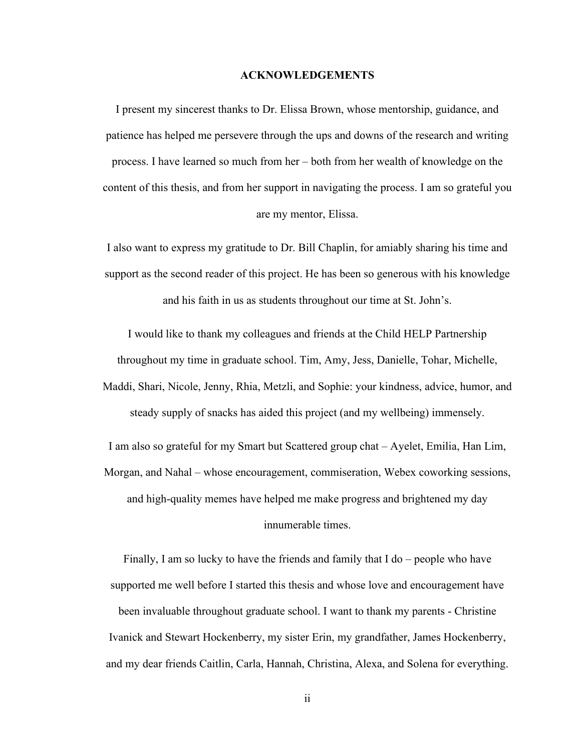# ACKNOWLEDGEMENTS

I present my sincerest thanks to Dr. Elissa Brown, whose mentorship, guidance, and patience has helped me persevere through the ups and downs of the research and writing process. I have learned so much from her – both from her wealth of knowledge on the content of this thesis, and from her support in navigating the process. I am so grateful you are my mentor, Elissa.

I also want to express my gratitude to Dr. Bill Chaplin, for amiably sharing his time and support as the second reader of this project. He has been so generous with his knowledge and his faith in us as students throughout our time at St. John's.

I would like to thank my colleagues and friends at the Child HELP Partnership throughout my time in graduate school. Tim, Amy, Jess, Danielle, Tohar, Michelle, Maddi, Shari, Nicole, Jenny, Rhia, Metzli, and Sophie: your kindness, advice, humor, and steady supply of snacks has aided this project (and my wellbeing) immensely.

I am also so grateful for my Smart but Scattered group chat – Ayelet, Emilia, Han Lim, Morgan, and Nahal – whose encouragement, commiseration, Webex coworking sessions, and high-quality memes have helped me make progress and brightened my day innumerable times.

Finally, I am so lucky to have the friends and family that I do – people who have supported me well before I started this thesis and whose love and encouragement have been invaluable throughout graduate school. I want to thank my parents - Christine Ivanick and Stewart Hockenberry, my sister Erin, my grandfather, James Hockenberry, and my dear friends Caitlin, Carla, Hannah, Christina, Alexa, and Solena for everything.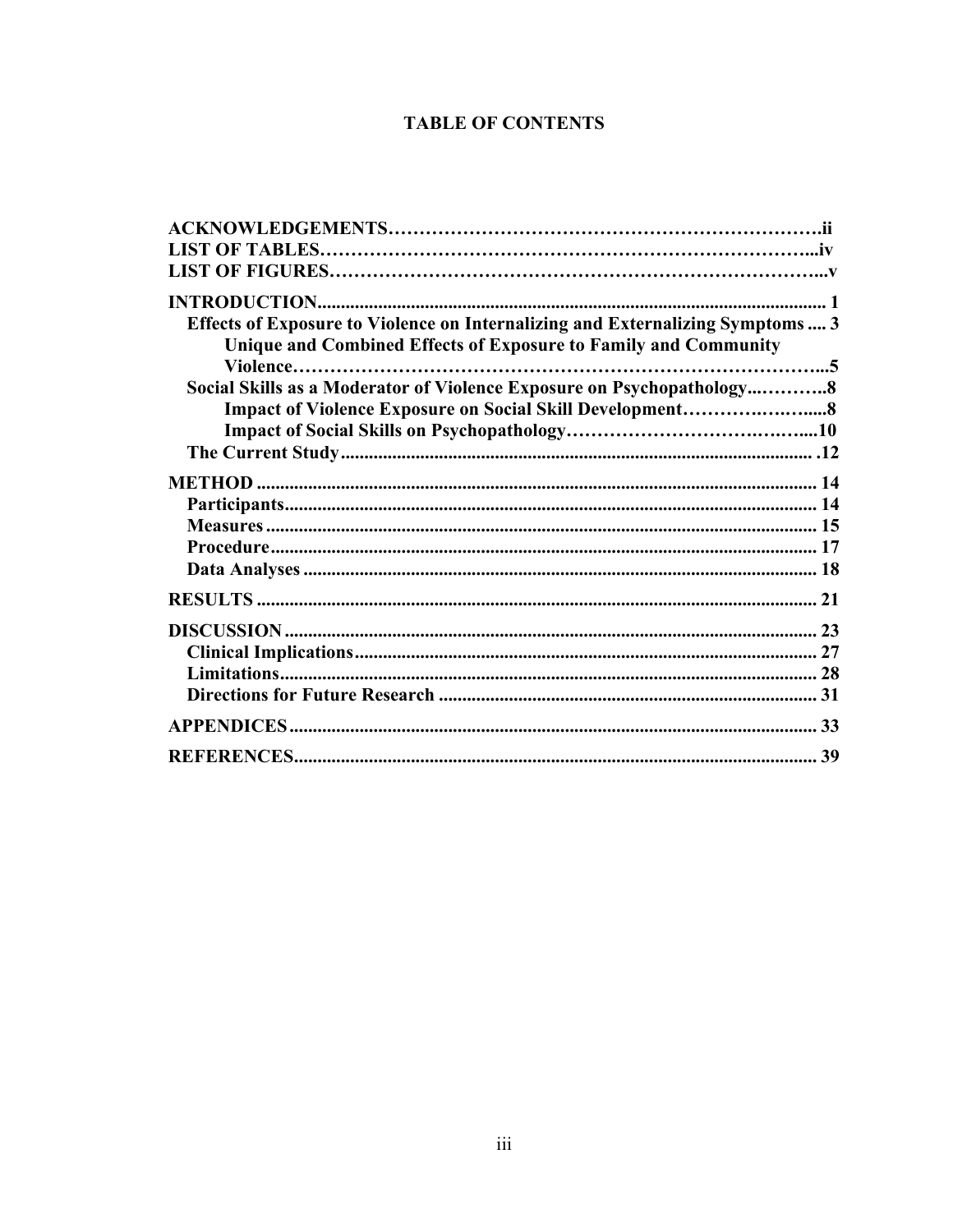# TABLE OF CONTENTS

**ACKNOWLEDGEMENTS**……………………………………………………………….ii
**LIST OF TABLES**…………………………………………………………………...iv
**LIST OF FIGURES**………………………………………………………………....v

**INTRODUCTION**.......................................................................................................... 1
- **Effects of Exposure to Violence on Internalizing and Externalizing Symptoms** .... 3
  - **Unique and Combined Effects of Exposure to Family and Community Violence**……………………………………………………………………...5
- **Social Skills as a Moderator of Violence Exposure on Psychopathology**...………..8
  - **Impact of Violence Exposure on Social Skill Development**……………….……....8
  - **Impact of Social Skills on Psychopathology**………………………….……....10
- **The Current Study**.................................................................................................... .12

**METHOD** ..................................................................................................................... 14
- **Participants**................................................................................................................ 14
- **Measures** .................................................................................................................... 15
- **Procedure**................................................................................................................... 17
- **Data Analyses** ............................................................................................................ 18

**RESULTS** ...................................................................................................................... 21

**DISCUSSION** ................................................................................................................ 23
- **Clinical Implications**................................................................................................. 27
- **Limitations**................................................................................................................. 28
- **Directions for Future Research** ................................................................................ 31

**APPENDICES**................................................................................................................ 33

**REFERENCES**............................................................................................................... 39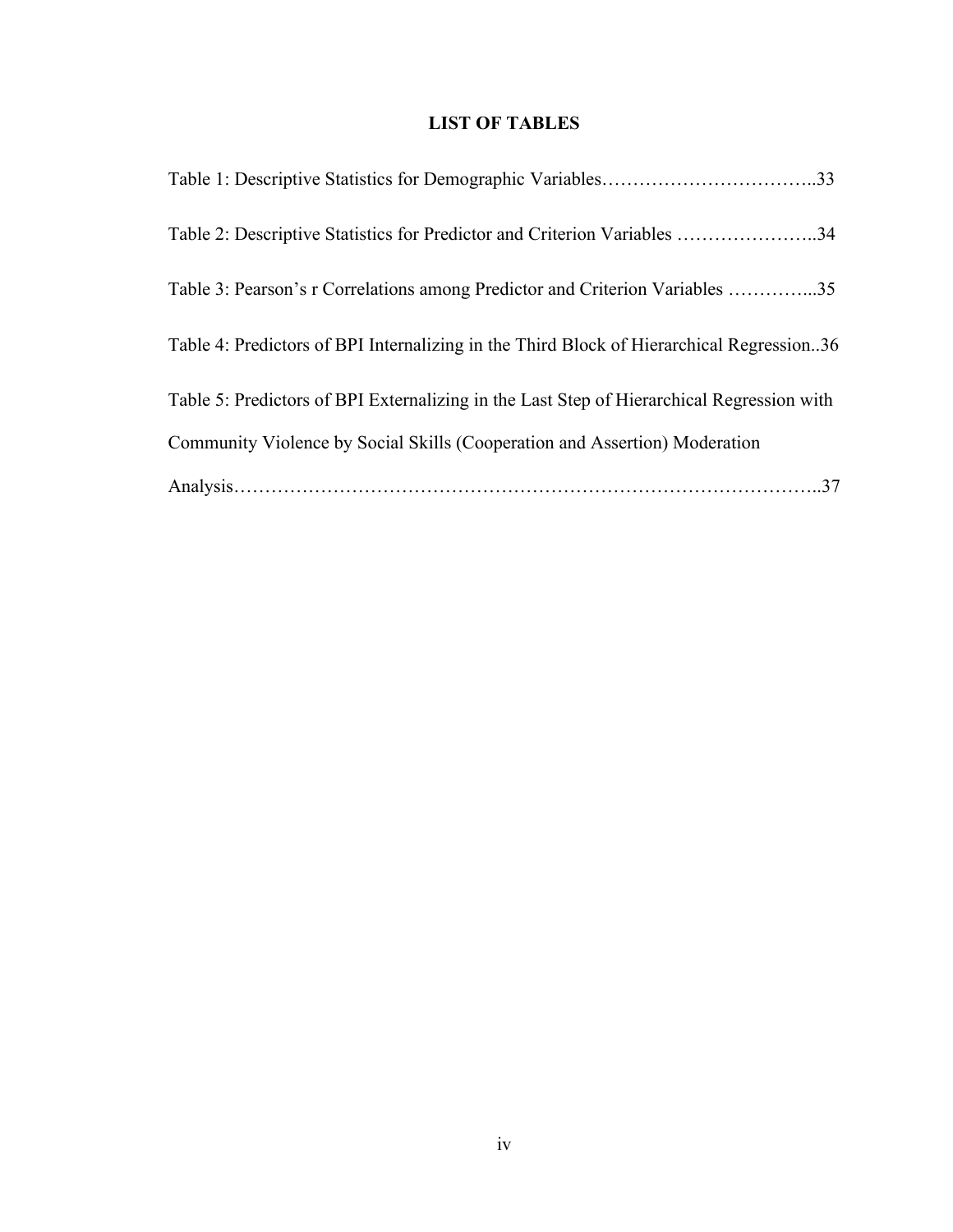# LIST OF TABLES

Table 1: Descriptive Statistics for Demographic Variables……………………………..33

Table 2: Descriptive Statistics for Predictor and Criterion Variables …………………..34

Table 3: Pearson's r Correlations among Predictor and Criterion Variables …………...35

Table 4: Predictors of BPI Internalizing in the Third Block of Hierarchical Regression..36

Table 5: Predictors of BPI Externalizing in the Last Step of Hierarchical Regression with Community Violence by Social Skills (Cooperation and Assertion) Moderation Analysis………………………………………………………………………………..37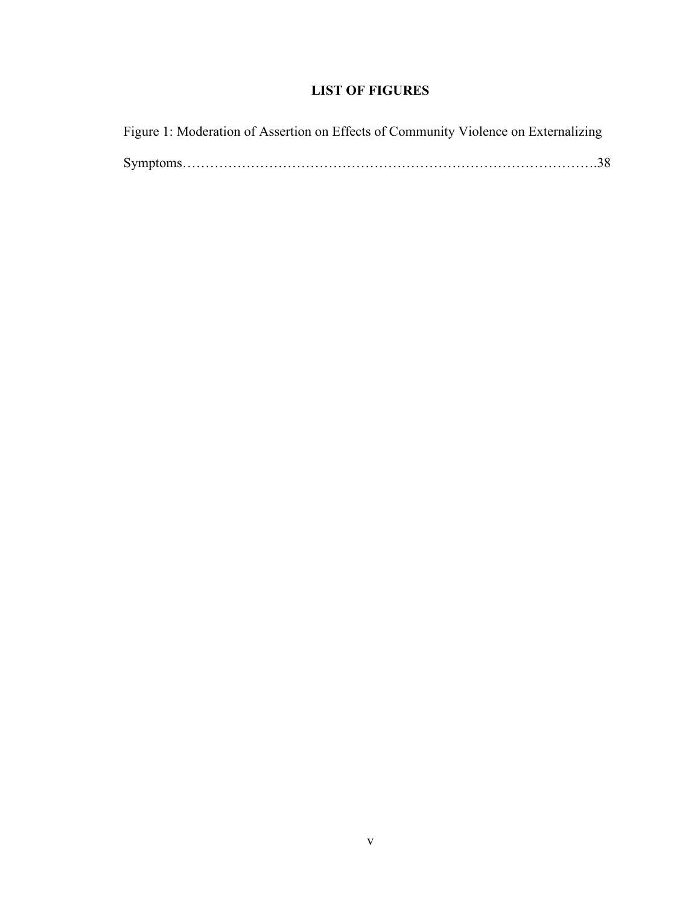# LIST OF FIGURES

Figure 1: Moderation of Assertion on Effects of Community Violence on Externalizing Symptoms……………………………………………………………………………….38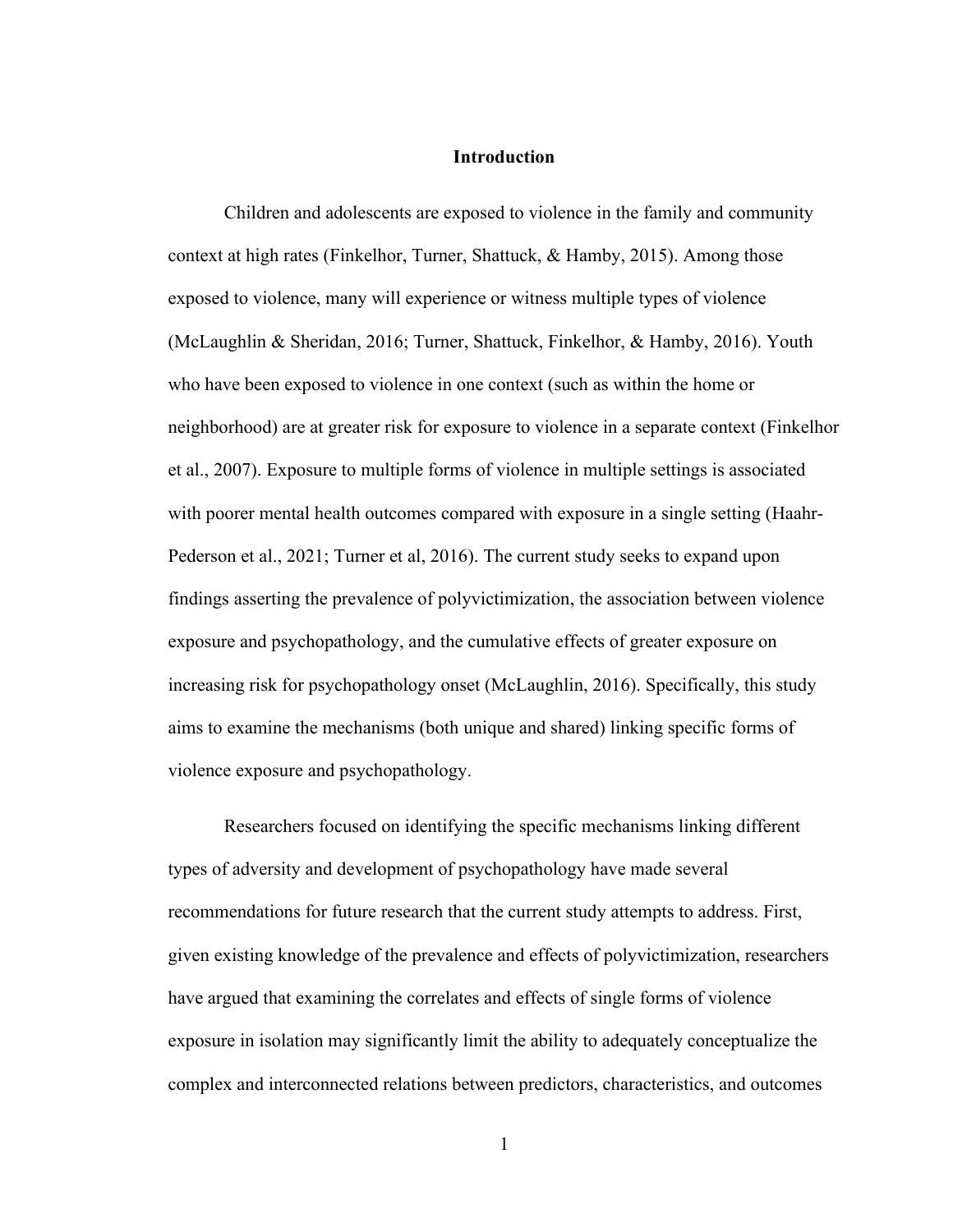# Introduction

Children and adolescents are exposed to violence in the family and community context at high rates (Finkelhor, Turner, Shattuck, & Hamby, 2015). Among those exposed to violence, many will experience or witness multiple types of violence (McLaughlin & Sheridan, 2016; Turner, Shattuck, Finkelhor, & Hamby, 2016). Youth who have been exposed to violence in one context (such as within the home or neighborhood) are at greater risk for exposure to violence in a separate context (Finkelhor et al., 2007). Exposure to multiple forms of violence in multiple settings is associated with poorer mental health outcomes compared with exposure in a single setting (Haahr-Pederson et al., 2021; Turner et al, 2016). The current study seeks to expand upon findings asserting the prevalence of polyvictimization, the association between violence exposure and psychopathology, and the cumulative effects of greater exposure on increasing risk for psychopathology onset (McLaughlin, 2016). Specifically, this study aims to examine the mechanisms (both unique and shared) linking specific forms of violence exposure and psychopathology.

Researchers focused on identifying the specific mechanisms linking different types of adversity and development of psychopathology have made several recommendations for future research that the current study attempts to address. First, given existing knowledge of the prevalence and effects of polyvictimization, researchers have argued that examining the correlates and effects of single forms of violence exposure in isolation may significantly limit the ability to adequately conceptualize the complex and interconnected relations between predictors, characteristics, and outcomes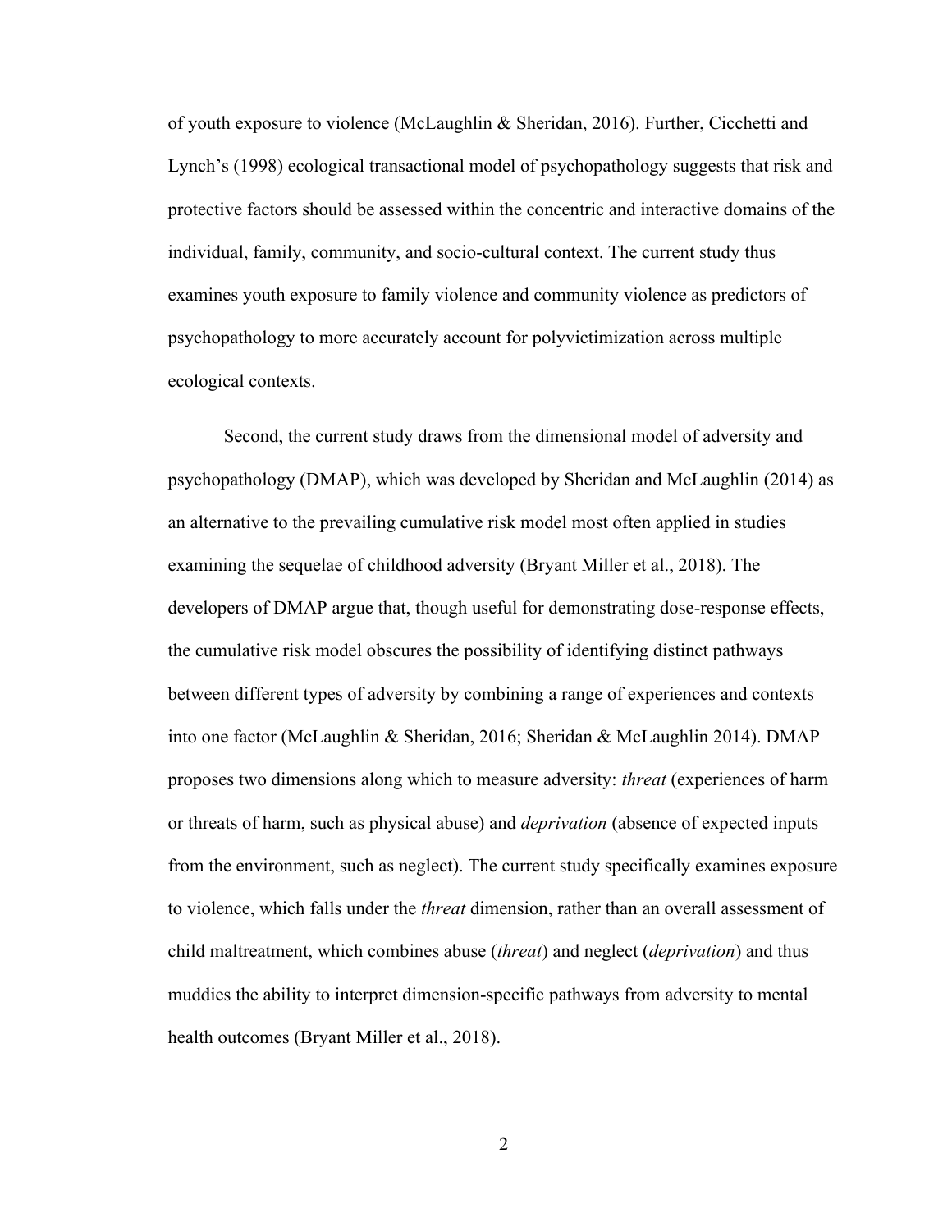of youth exposure to violence (McLaughlin & Sheridan, 2016). Further, Cicchetti and Lynch's (1998) ecological transactional model of psychopathology suggests that risk and protective factors should be assessed within the concentric and interactive domains of the individual, family, community, and socio-cultural context. The current study thus examines youth exposure to family violence and community violence as predictors of psychopathology to more accurately account for polyvictimization across multiple ecological contexts.

Second, the current study draws from the dimensional model of adversity and psychopathology (DMAP), which was developed by Sheridan and McLaughlin (2014) as an alternative to the prevailing cumulative risk model most often applied in studies examining the sequelae of childhood adversity (Bryant Miller et al., 2018). The developers of DMAP argue that, though useful for demonstrating dose-response effects, the cumulative risk model obscures the possibility of identifying distinct pathways between different types of adversity by combining a range of experiences and contexts into one factor (McLaughlin & Sheridan, 2016; Sheridan & McLaughlin 2014). DMAP proposes two dimensions along which to measure adversity: *threat* (experiences of harm or threats of harm, such as physical abuse) and *deprivation* (absence of expected inputs from the environment, such as neglect). The current study specifically examines exposure to violence, which falls under the *threat* dimension, rather than an overall assessment of child maltreatment, which combines abuse (*threat*) and neglect (*deprivation*) and thus muddies the ability to interpret dimension-specific pathways from adversity to mental health outcomes (Bryant Miller et al., 2018).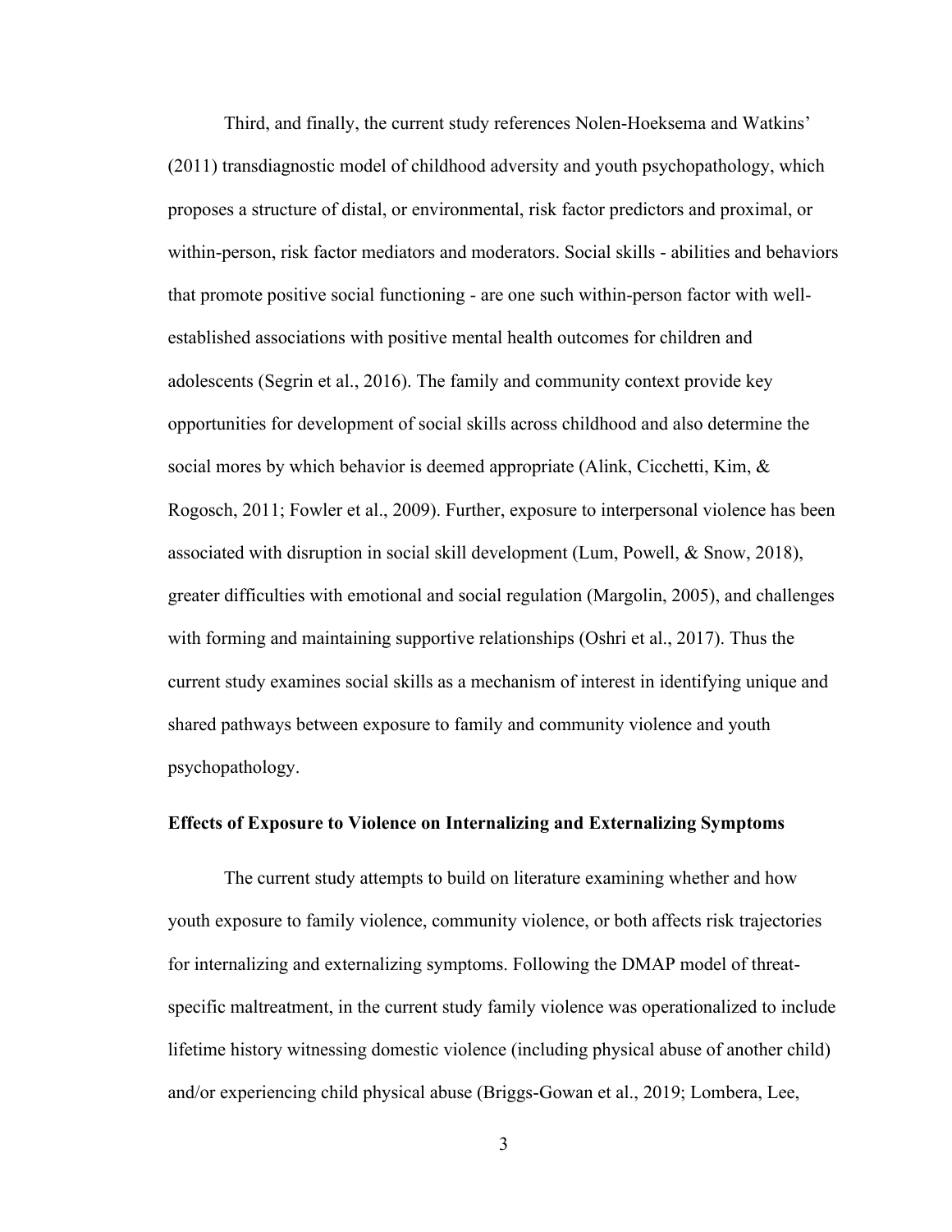Third, and finally, the current study references Nolen-Hoeksema and Watkins' (2011) transdiagnostic model of childhood adversity and youth psychopathology, which proposes a structure of distal, or environmental, risk factor predictors and proximal, or within-person, risk factor mediators and moderators. Social skills - abilities and behaviors that promote positive social functioning - are one such within-person factor with well-established associations with positive mental health outcomes for children and adolescents (Segrin et al., 2016). The family and community context provide key opportunities for development of social skills across childhood and also determine the social mores by which behavior is deemed appropriate (Alink, Cicchetti, Kim, & Rogosch, 2011; Fowler et al., 2009). Further, exposure to interpersonal violence has been associated with disruption in social skill development (Lum, Powell, & Snow, 2018), greater difficulties with emotional and social regulation (Margolin, 2005), and challenges with forming and maintaining supportive relationships (Oshri et al., 2017). Thus the current study examines social skills as a mechanism of interest in identifying unique and shared pathways between exposure to family and community violence and youth psychopathology.

**Effects of Exposure to Violence on Internalizing and Externalizing Symptoms**

The current study attempts to build on literature examining whether and how youth exposure to family violence, community violence, or both affects risk trajectories for internalizing and externalizing symptoms. Following the DMAP model of threat-specific maltreatment, in the current study family violence was operationalized to include lifetime history witnessing domestic violence (including physical abuse of another child) and/or experiencing child physical abuse (Briggs-Gowan et al., 2019; Lombera, Lee,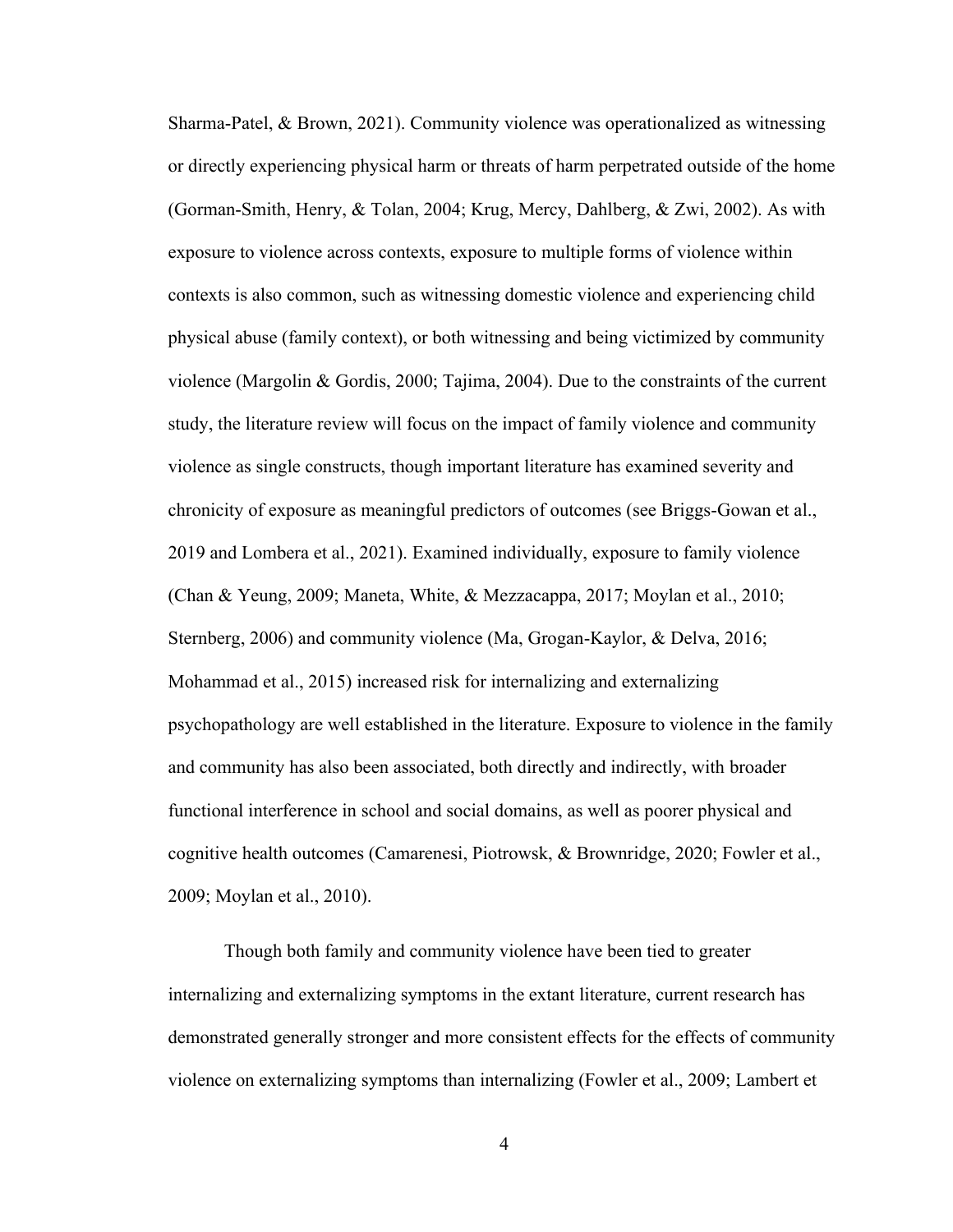Sharma-Patel, & Brown, 2021). Community violence was operationalized as witnessing or directly experiencing physical harm or threats of harm perpetrated outside of the home (Gorman-Smith, Henry, & Tolan, 2004; Krug, Mercy, Dahlberg, & Zwi, 2002). As with exposure to violence across contexts, exposure to multiple forms of violence within contexts is also common, such as witnessing domestic violence and experiencing child physical abuse (family context), or both witnessing and being victimized by community violence (Margolin & Gordis, 2000; Tajima, 2004). Due to the constraints of the current study, the literature review will focus on the impact of family violence and community violence as single constructs, though important literature has examined severity and chronicity of exposure as meaningful predictors of outcomes (see Briggs-Gowan et al., 2019 and Lombera et al., 2021). Examined individually, exposure to family violence (Chan & Yeung, 2009; Maneta, White, & Mezzacappa, 2017; Moylan et al., 2010; Sternberg, 2006) and community violence (Ma, Grogan-Kaylor, & Delva, 2016; Mohammad et al., 2015) increased risk for internalizing and externalizing psychopathology are well established in the literature. Exposure to violence in the family and community has also been associated, both directly and indirectly, with broader functional interference in school and social domains, as well as poorer physical and cognitive health outcomes (Camarenesi, Piotrowsk, & Brownridge, 2020; Fowler et al., 2009; Moylan et al., 2010).

Though both family and community violence have been tied to greater internalizing and externalizing symptoms in the extant literature, current research has demonstrated generally stronger and more consistent effects for the effects of community violence on externalizing symptoms than internalizing (Fowler et al., 2009; Lambert et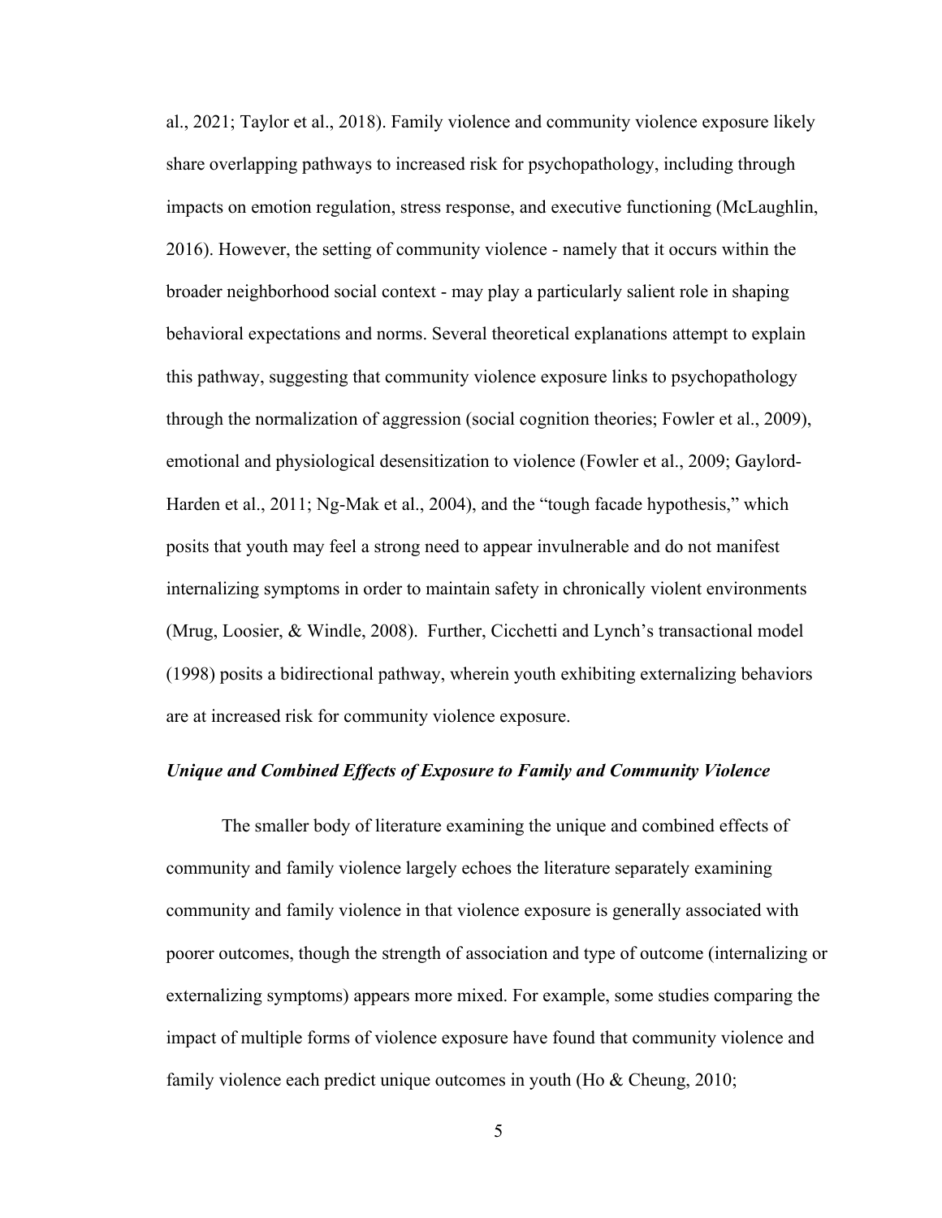al., 2021; Taylor et al., 2018). Family violence and community violence exposure likely share overlapping pathways to increased risk for psychopathology, including through impacts on emotion regulation, stress response, and executive functioning (McLaughlin, 2016). However, the setting of community violence - namely that it occurs within the broader neighborhood social context - may play a particularly salient role in shaping behavioral expectations and norms. Several theoretical explanations attempt to explain this pathway, suggesting that community violence exposure links to psychopathology through the normalization of aggression (social cognition theories; Fowler et al., 2009), emotional and physiological desensitization to violence (Fowler et al., 2009; Gaylord-Harden et al., 2011; Ng-Mak et al., 2004), and the "tough facade hypothesis," which posits that youth may feel a strong need to appear invulnerable and do not manifest internalizing symptoms in order to maintain safety in chronically violent environments (Mrug, Loosier, & Windle, 2008). Further, Cicchetti and Lynch's transactional model (1998) posits a bidirectional pathway, wherein youth exhibiting externalizing behaviors are at increased risk for community violence exposure.

### *Unique and Combined Effects of Exposure to Family and Community Violence*

The smaller body of literature examining the unique and combined effects of community and family violence largely echoes the literature separately examining community and family violence in that violence exposure is generally associated with poorer outcomes, though the strength of association and type of outcome (internalizing or externalizing symptoms) appears more mixed. For example, some studies comparing the impact of multiple forms of violence exposure have found that community violence and family violence each predict unique outcomes in youth (Ho & Cheung, 2010;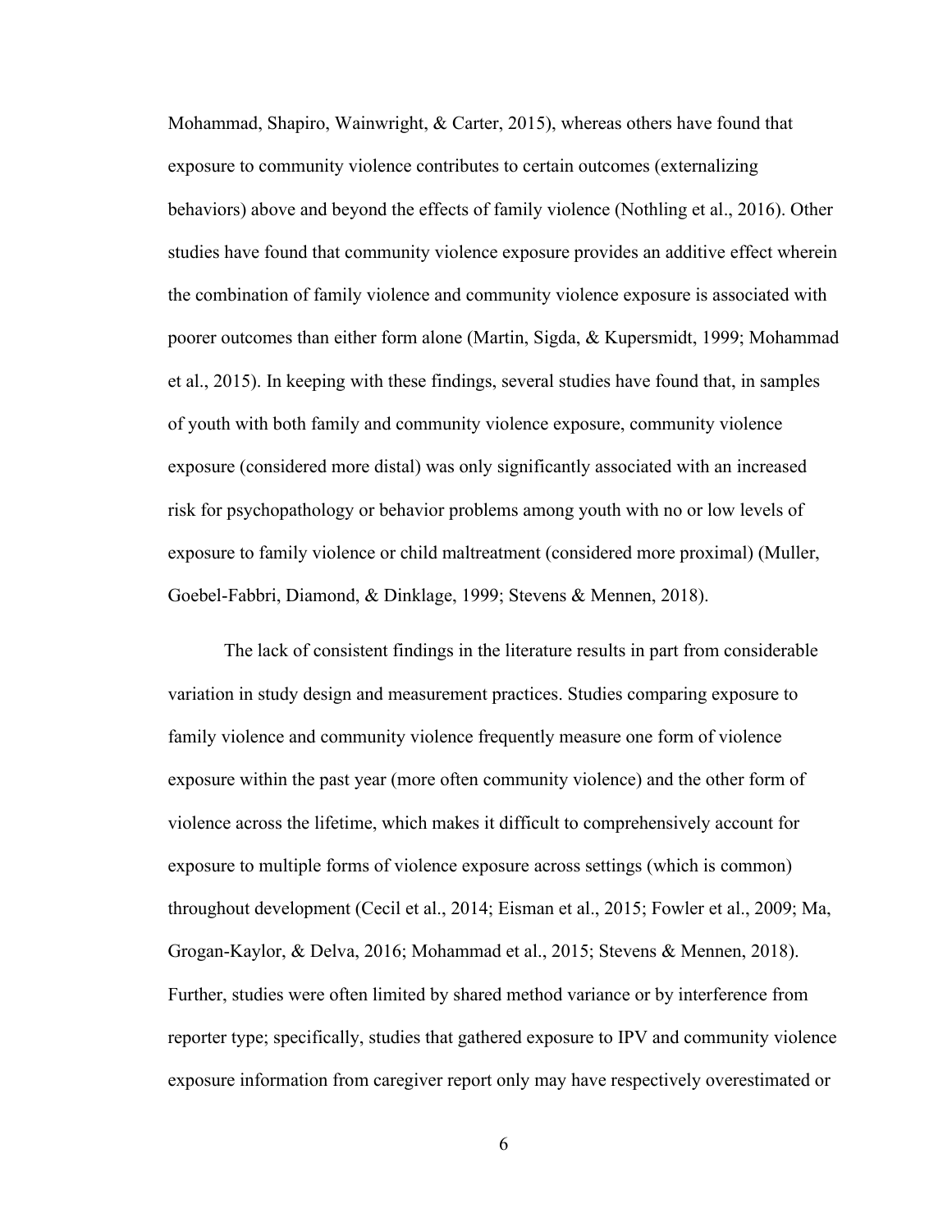Mohammad, Shapiro, Wainwright, & Carter, 2015), whereas others have found that exposure to community violence contributes to certain outcomes (externalizing behaviors) above and beyond the effects of family violence (Nothling et al., 2016). Other studies have found that community violence exposure provides an additive effect wherein the combination of family violence and community violence exposure is associated with poorer outcomes than either form alone (Martin, Sigda, & Kupersmidt, 1999; Mohammad et al., 2015). In keeping with these findings, several studies have found that, in samples of youth with both family and community violence exposure, community violence exposure (considered more distal) was only significantly associated with an increased risk for psychopathology or behavior problems among youth with no or low levels of exposure to family violence or child maltreatment (considered more proximal) (Muller, Goebel-Fabbri, Diamond, & Dinklage, 1999; Stevens & Mennen, 2018).

The lack of consistent findings in the literature results in part from considerable variation in study design and measurement practices. Studies comparing exposure to family violence and community violence frequently measure one form of violence exposure within the past year (more often community violence) and the other form of violence across the lifetime, which makes it difficult to comprehensively account for exposure to multiple forms of violence exposure across settings (which is common) throughout development (Cecil et al., 2014; Eisman et al., 2015; Fowler et al., 2009; Ma, Grogan-Kaylor, & Delva, 2016; Mohammad et al., 2015; Stevens & Mennen, 2018). Further, studies were often limited by shared method variance or by interference from reporter type; specifically, studies that gathered exposure to IPV and community violence exposure information from caregiver report only may have respectively overestimated or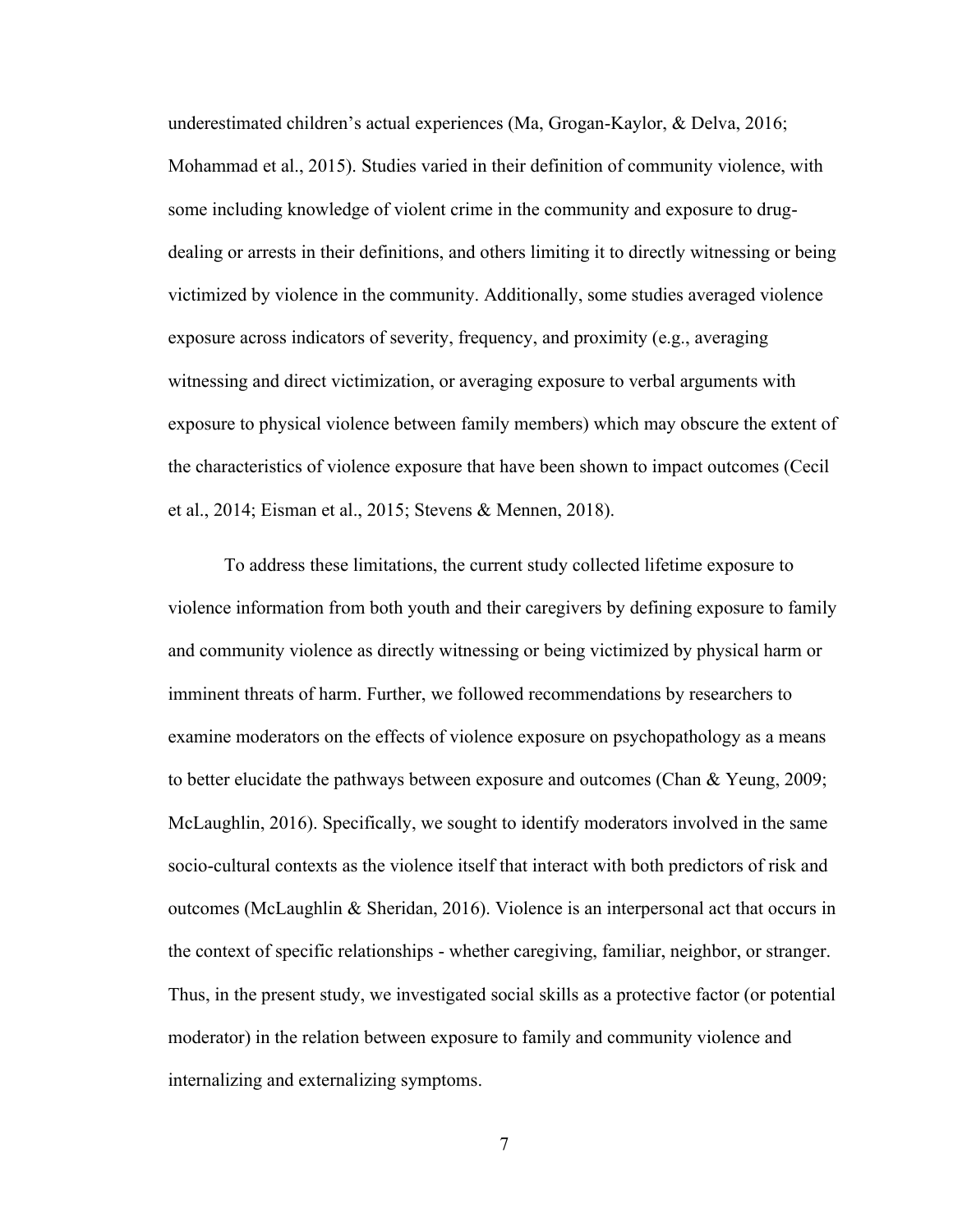underestimated children's actual experiences (Ma, Grogan-Kaylor, & Delva, 2016; Mohammad et al., 2015). Studies varied in their definition of community violence, with some including knowledge of violent crime in the community and exposure to drug-dealing or arrests in their definitions, and others limiting it to directly witnessing or being victimized by violence in the community. Additionally, some studies averaged violence exposure across indicators of severity, frequency, and proximity (e.g., averaging witnessing and direct victimization, or averaging exposure to verbal arguments with exposure to physical violence between family members) which may obscure the extent of the characteristics of violence exposure that have been shown to impact outcomes (Cecil et al., 2014; Eisman et al., 2015; Stevens & Mennen, 2018).

To address these limitations, the current study collected lifetime exposure to violence information from both youth and their caregivers by defining exposure to family and community violence as directly witnessing or being victimized by physical harm or imminent threats of harm. Further, we followed recommendations by researchers to examine moderators on the effects of violence exposure on psychopathology as a means to better elucidate the pathways between exposure and outcomes (Chan & Yeung, 2009; McLaughlin, 2016). Specifically, we sought to identify moderators involved in the same socio-cultural contexts as the violence itself that interact with both predictors of risk and outcomes (McLaughlin & Sheridan, 2016). Violence is an interpersonal act that occurs in the context of specific relationships - whether caregiving, familiar, neighbor, or stranger. Thus, in the present study, we investigated social skills as a protective factor (or potential moderator) in the relation between exposure to family and community violence and internalizing and externalizing symptoms.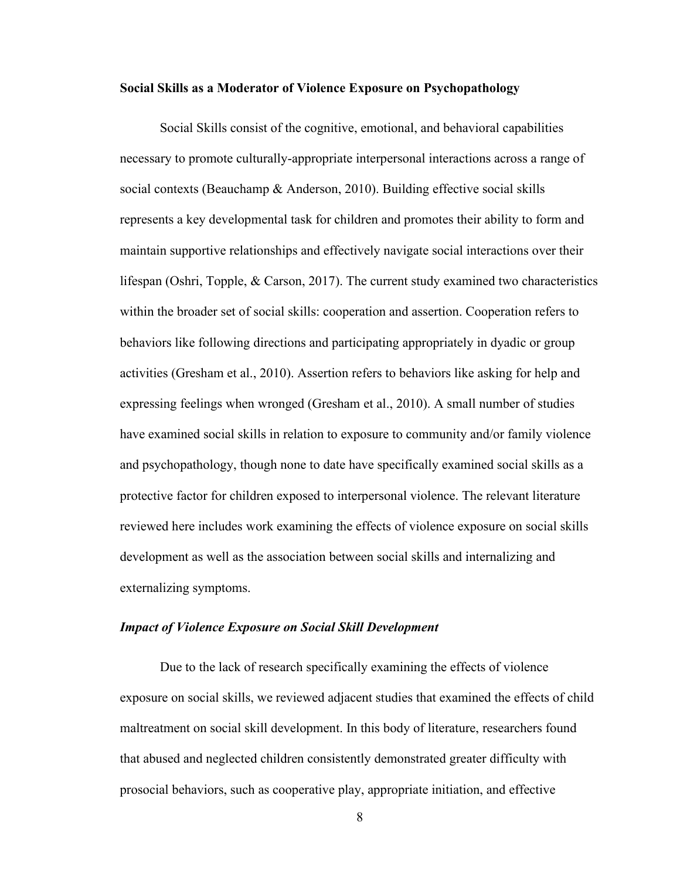## Social Skills as a Moderator of Violence Exposure on Psychopathology

Social Skills consist of the cognitive, emotional, and behavioral capabilities necessary to promote culturally-appropriate interpersonal interactions across a range of social contexts (Beauchamp & Anderson, 2010). Building effective social skills represents a key developmental task for children and promotes their ability to form and maintain supportive relationships and effectively navigate social interactions over their lifespan (Oshri, Topple, & Carson, 2017). The current study examined two characteristics within the broader set of social skills: cooperation and assertion. Cooperation refers to behaviors like following directions and participating appropriately in dyadic or group activities (Gresham et al., 2010). Assertion refers to behaviors like asking for help and expressing feelings when wronged (Gresham et al., 2010). A small number of studies have examined social skills in relation to exposure to community and/or family violence and psychopathology, though none to date have specifically examined social skills as a protective factor for children exposed to interpersonal violence. The relevant literature reviewed here includes work examining the effects of violence exposure on social skills development as well as the association between social skills and internalizing and externalizing symptoms.

### *Impact of Violence Exposure on Social Skill Development*

Due to the lack of research specifically examining the effects of violence exposure on social skills, we reviewed adjacent studies that examined the effects of child maltreatment on social skill development. In this body of literature, researchers found that abused and neglected children consistently demonstrated greater difficulty with prosocial behaviors, such as cooperative play, appropriate initiation, and effective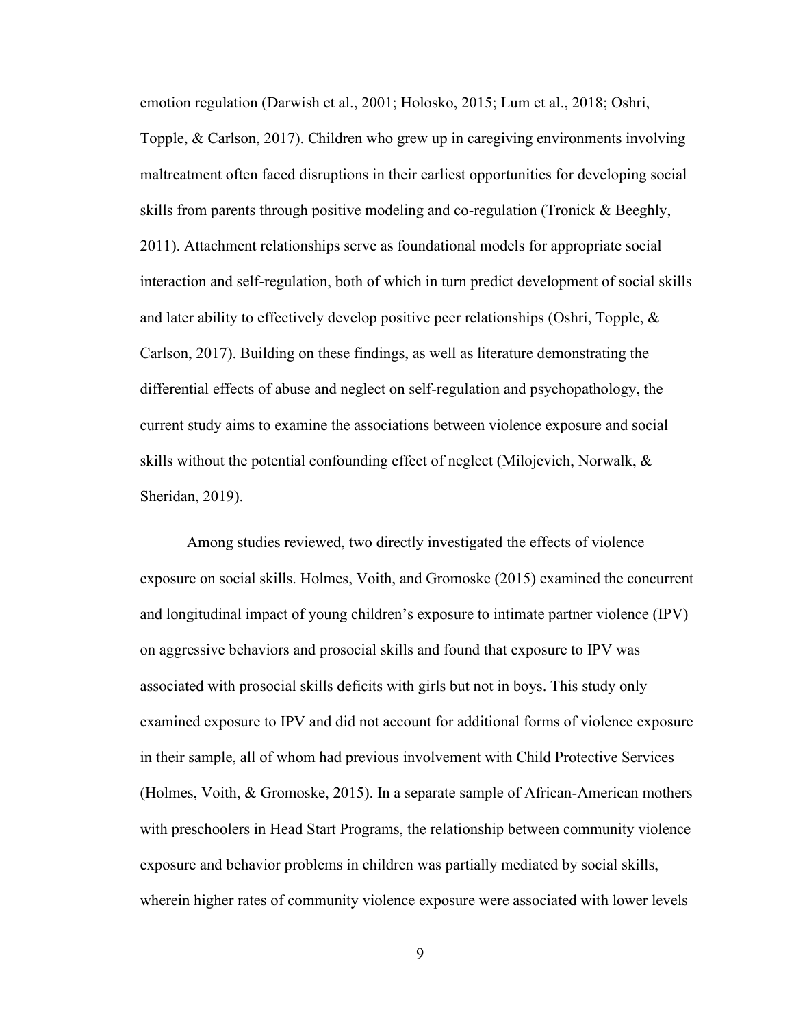emotion regulation (Darwish et al., 2001; Holosko, 2015; Lum et al., 2018; Oshri, Topple, & Carlson, 2017). Children who grew up in caregiving environments involving maltreatment often faced disruptions in their earliest opportunities for developing social skills from parents through positive modeling and co-regulation (Tronick & Beeghly, 2011). Attachment relationships serve as foundational models for appropriate social interaction and self-regulation, both of which in turn predict development of social skills and later ability to effectively develop positive peer relationships (Oshri, Topple, & Carlson, 2017). Building on these findings, as well as literature demonstrating the differential effects of abuse and neglect on self-regulation and psychopathology, the current study aims to examine the associations between violence exposure and social skills without the potential confounding effect of neglect (Milojevich, Norwalk, & Sheridan, 2019).

Among studies reviewed, two directly investigated the effects of violence exposure on social skills. Holmes, Voith, and Gromoske (2015) examined the concurrent and longitudinal impact of young children's exposure to intimate partner violence (IPV) on aggressive behaviors and prosocial skills and found that exposure to IPV was associated with prosocial skills deficits with girls but not in boys. This study only examined exposure to IPV and did not account for additional forms of violence exposure in their sample, all of whom had previous involvement with Child Protective Services (Holmes, Voith, & Gromoske, 2015). In a separate sample of African-American mothers with preschoolers in Head Start Programs, the relationship between community violence exposure and behavior problems in children was partially mediated by social skills, wherein higher rates of community violence exposure were associated with lower levels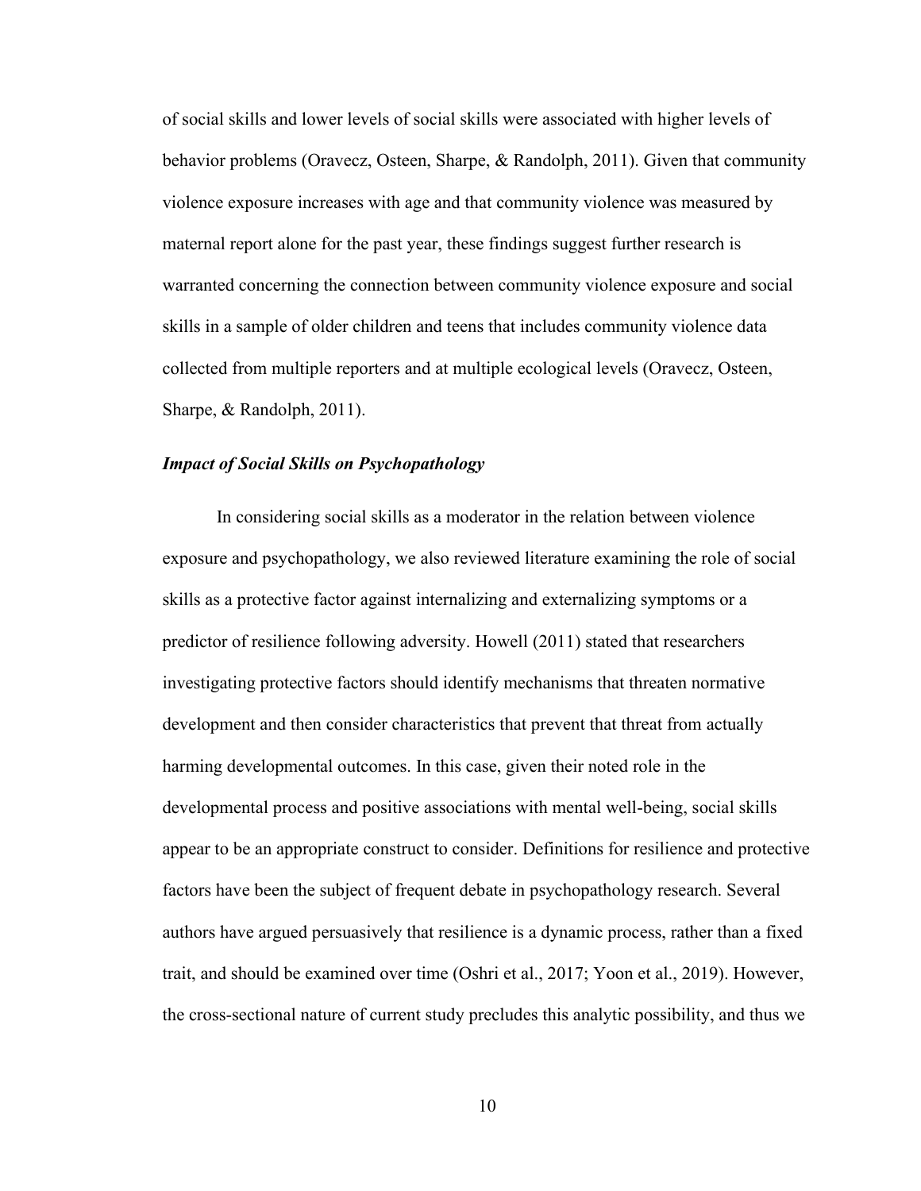of social skills and lower levels of social skills were associated with higher levels of behavior problems (Oravecz, Osteen, Sharpe, & Randolph, 2011). Given that community violence exposure increases with age and that community violence was measured by maternal report alone for the past year, these findings suggest further research is warranted concerning the connection between community violence exposure and social skills in a sample of older children and teens that includes community violence data collected from multiple reporters and at multiple ecological levels (Oravecz, Osteen, Sharpe, & Randolph, 2011).

### *Impact of Social Skills on Psychopathology*

In considering social skills as a moderator in the relation between violence exposure and psychopathology, we also reviewed literature examining the role of social skills as a protective factor against internalizing and externalizing symptoms or a predictor of resilience following adversity. Howell (2011) stated that researchers investigating protective factors should identify mechanisms that threaten normative development and then consider characteristics that prevent that threat from actually harming developmental outcomes. In this case, given their noted role in the developmental process and positive associations with mental well-being, social skills appear to be an appropriate construct to consider. Definitions for resilience and protective factors have been the subject of frequent debate in psychopathology research. Several authors have argued persuasively that resilience is a dynamic process, rather than a fixed trait, and should be examined over time (Oshri et al., 2017; Yoon et al., 2019). However, the cross-sectional nature of current study precludes this analytic possibility, and thus we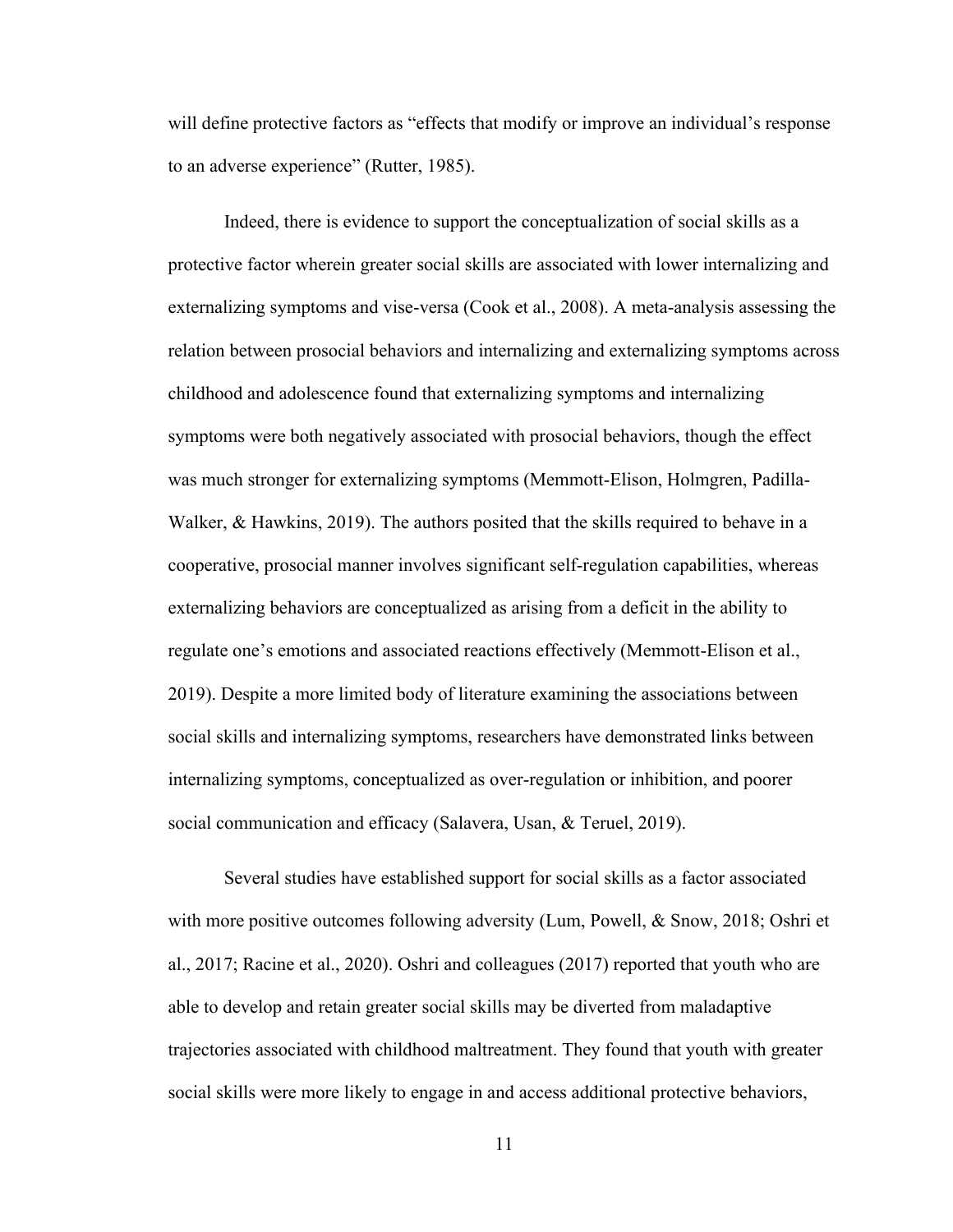will define protective factors as "effects that modify or improve an individual's response to an adverse experience" (Rutter, 1985).

Indeed, there is evidence to support the conceptualization of social skills as a protective factor wherein greater social skills are associated with lower internalizing and externalizing symptoms and vise-versa (Cook et al., 2008). A meta-analysis assessing the relation between prosocial behaviors and internalizing and externalizing symptoms across childhood and adolescence found that externalizing symptoms and internalizing symptoms were both negatively associated with prosocial behaviors, though the effect was much stronger for externalizing symptoms (Memmott-Elison, Holmgren, Padilla-Walker, & Hawkins, 2019). The authors posited that the skills required to behave in a cooperative, prosocial manner involves significant self-regulation capabilities, whereas externalizing behaviors are conceptualized as arising from a deficit in the ability to regulate one's emotions and associated reactions effectively (Memmott-Elison et al., 2019). Despite a more limited body of literature examining the associations between social skills and internalizing symptoms, researchers have demonstrated links between internalizing symptoms, conceptualized as over-regulation or inhibition, and poorer social communication and efficacy (Salavera, Usan, & Teruel, 2019).

Several studies have established support for social skills as a factor associated with more positive outcomes following adversity (Lum, Powell, & Snow, 2018; Oshri et al., 2017; Racine et al., 2020). Oshri and colleagues (2017) reported that youth who are able to develop and retain greater social skills may be diverted from maladaptive trajectories associated with childhood maltreatment. They found that youth with greater social skills were more likely to engage in and access additional protective behaviors,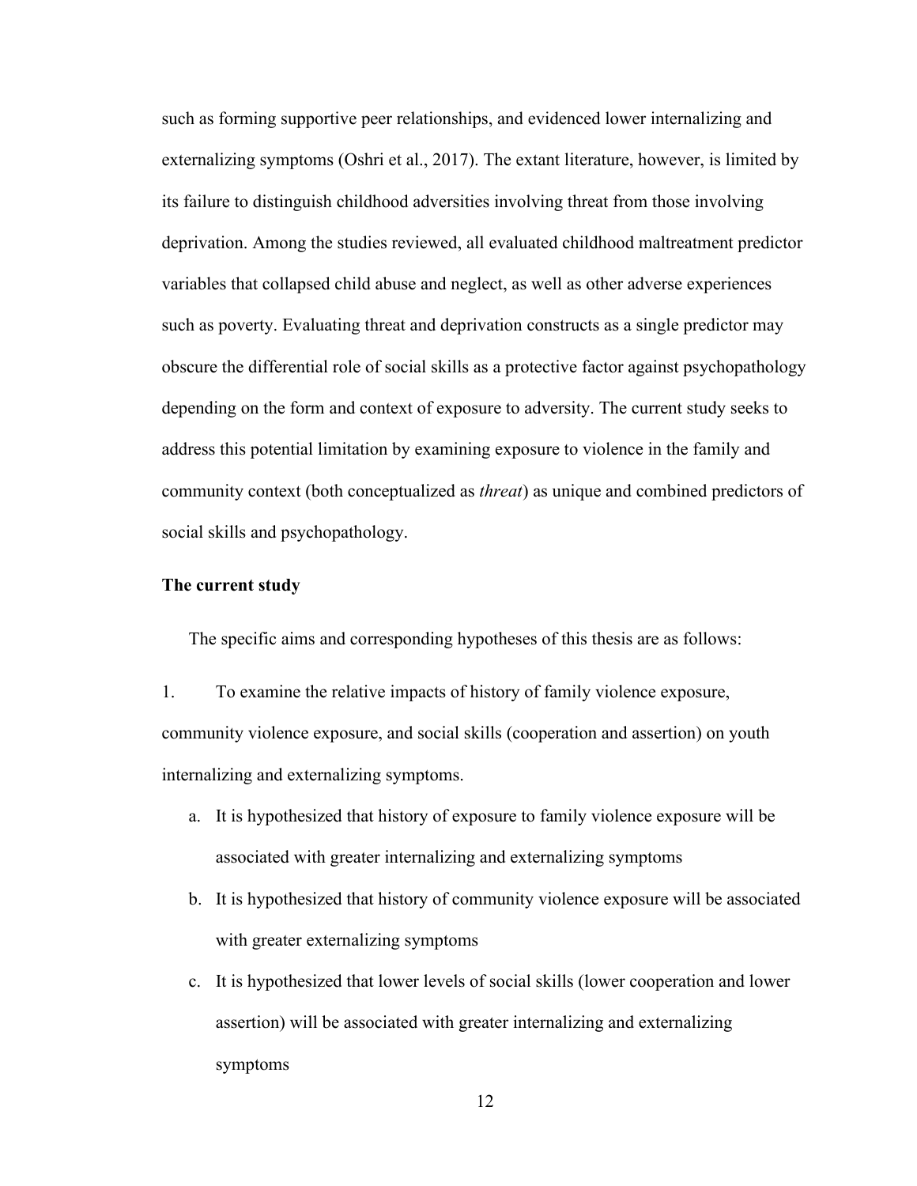such as forming supportive peer relationships, and evidenced lower internalizing and externalizing symptoms (Oshri et al., 2017). The extant literature, however, is limited by its failure to distinguish childhood adversities involving threat from those involving deprivation. Among the studies reviewed, all evaluated childhood maltreatment predictor variables that collapsed child abuse and neglect, as well as other adverse experiences such as poverty. Evaluating threat and deprivation constructs as a single predictor may obscure the differential role of social skills as a protective factor against psychopathology depending on the form and context of exposure to adversity. The current study seeks to address this potential limitation by examining exposure to violence in the family and community context (both conceptualized as *threat*) as unique and combined predictors of social skills and psychopathology.

**The current study**

The specific aims and corresponding hypotheses of this thesis are as follows:

1. To examine the relative impacts of history of family violence exposure, community violence exposure, and social skills (cooperation and assertion) on youth internalizing and externalizing symptoms.
    a. It is hypothesized that history of exposure to family violence exposure will be associated with greater internalizing and externalizing symptoms
    b. It is hypothesized that history of community violence exposure will be associated with greater externalizing symptoms
    c. It is hypothesized that lower levels of social skills (lower cooperation and lower assertion) will be associated with greater internalizing and externalizing symptoms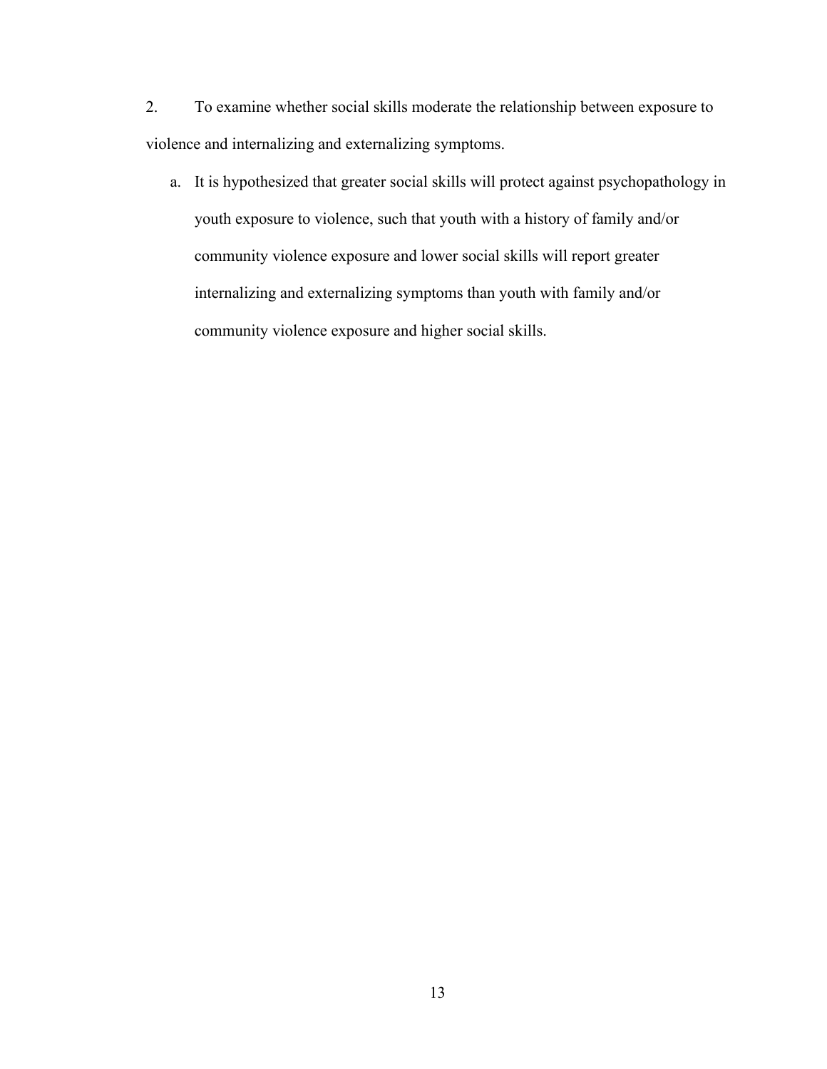2. To examine whether social skills moderate the relationship between exposure to violence and internalizing and externalizing symptoms.

   a. It is hypothesized that greater social skills will protect against psychopathology in youth exposure to violence, such that youth with a history of family and/or community violence exposure and lower social skills will report greater internalizing and externalizing symptoms than youth with family and/or community violence exposure and higher social skills.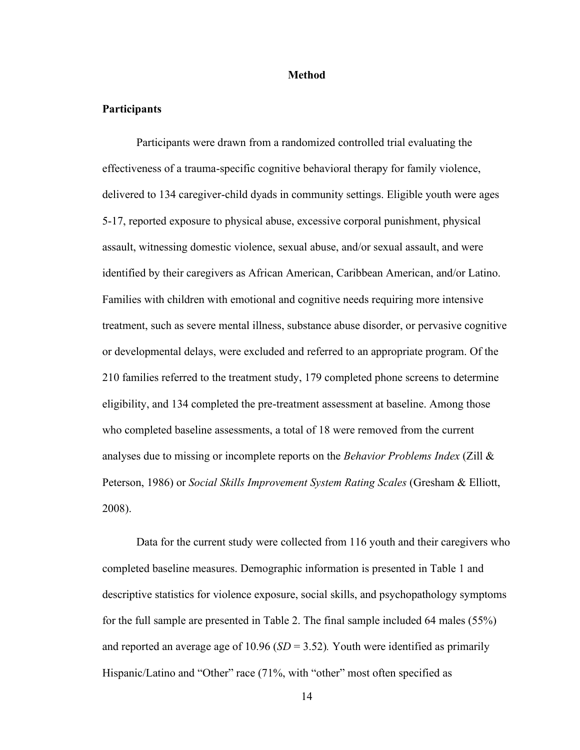# Method

## Participants

Participants were drawn from a randomized controlled trial evaluating the effectiveness of a trauma-specific cognitive behavioral therapy for family violence, delivered to 134 caregiver-child dyads in community settings. Eligible youth were ages 5-17, reported exposure to physical abuse, excessive corporal punishment, physical assault, witnessing domestic violence, sexual abuse, and/or sexual assault, and were identified by their caregivers as African American, Caribbean American, and/or Latino. Families with children with emotional and cognitive needs requiring more intensive treatment, such as severe mental illness, substance abuse disorder, or pervasive cognitive or developmental delays, were excluded and referred to an appropriate program. Of the 210 families referred to the treatment study, 179 completed phone screens to determine eligibility, and 134 completed the pre-treatment assessment at baseline. Among those who completed baseline assessments, a total of 18 were removed from the current analyses due to missing or incomplete reports on the *Behavior Problems Index* (Zill & Peterson, 1986) or *Social Skills Improvement System Rating Scales* (Gresham & Elliott, 2008).

Data for the current study were collected from 116 youth and their caregivers who completed baseline measures. Demographic information is presented in Table 1 and descriptive statistics for violence exposure, social skills, and psychopathology symptoms for the full sample are presented in Table 2. The final sample included 64 males (55%) and reported an average age of 10.96 (*SD* = 3.52). Youth were identified as primarily Hispanic/Latino and "Other" race (71%, with "other" most often specified as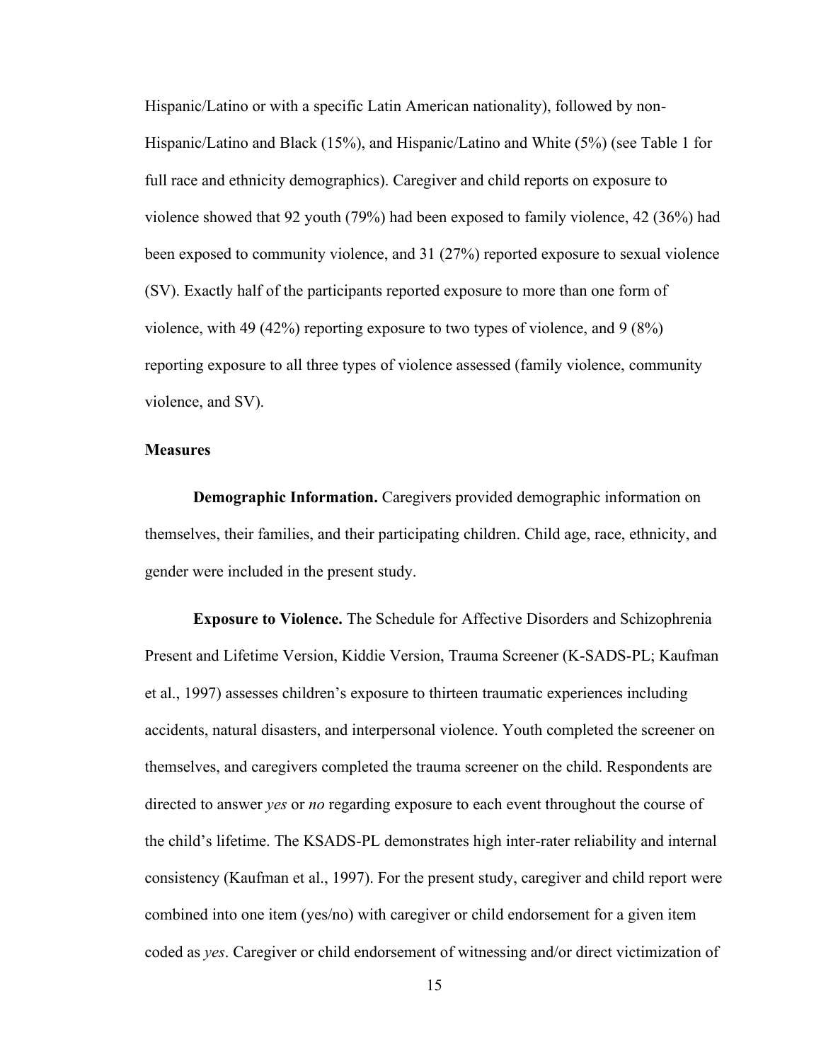Hispanic/Latino or with a specific Latin American nationality), followed by non-Hispanic/Latino and Black (15%), and Hispanic/Latino and White (5%) (see Table 1 for full race and ethnicity demographics). Caregiver and child reports on exposure to violence showed that 92 youth (79%) had been exposed to family violence, 42 (36%) had been exposed to community violence, and 31 (27%) reported exposure to sexual violence (SV). Exactly half of the participants reported exposure to more than one form of violence, with 49 (42%) reporting exposure to two types of violence, and 9 (8%) reporting exposure to all three types of violence assessed (family violence, community violence, and SV).

## Measures

**Demographic Information.** Caregivers provided demographic information on themselves, their families, and their participating children. Child age, race, ethnicity, and gender were included in the present study.

**Exposure to Violence.** The Schedule for Affective Disorders and Schizophrenia Present and Lifetime Version, Kiddie Version, Trauma Screener (K-SADS-PL; Kaufman et al., 1997) assesses children's exposure to thirteen traumatic experiences including accidents, natural disasters, and interpersonal violence. Youth completed the screener on themselves, and caregivers completed the trauma screener on the child. Respondents are directed to answer *yes* or *no* regarding exposure to each event throughout the course of the child's lifetime. The KSADS-PL demonstrates high inter-rater reliability and internal consistency (Kaufman et al., 1997). For the present study, caregiver and child report were combined into one item (yes/no) with caregiver or child endorsement for a given item coded as *yes*. Caregiver or child endorsement of witnessing and/or direct victimization of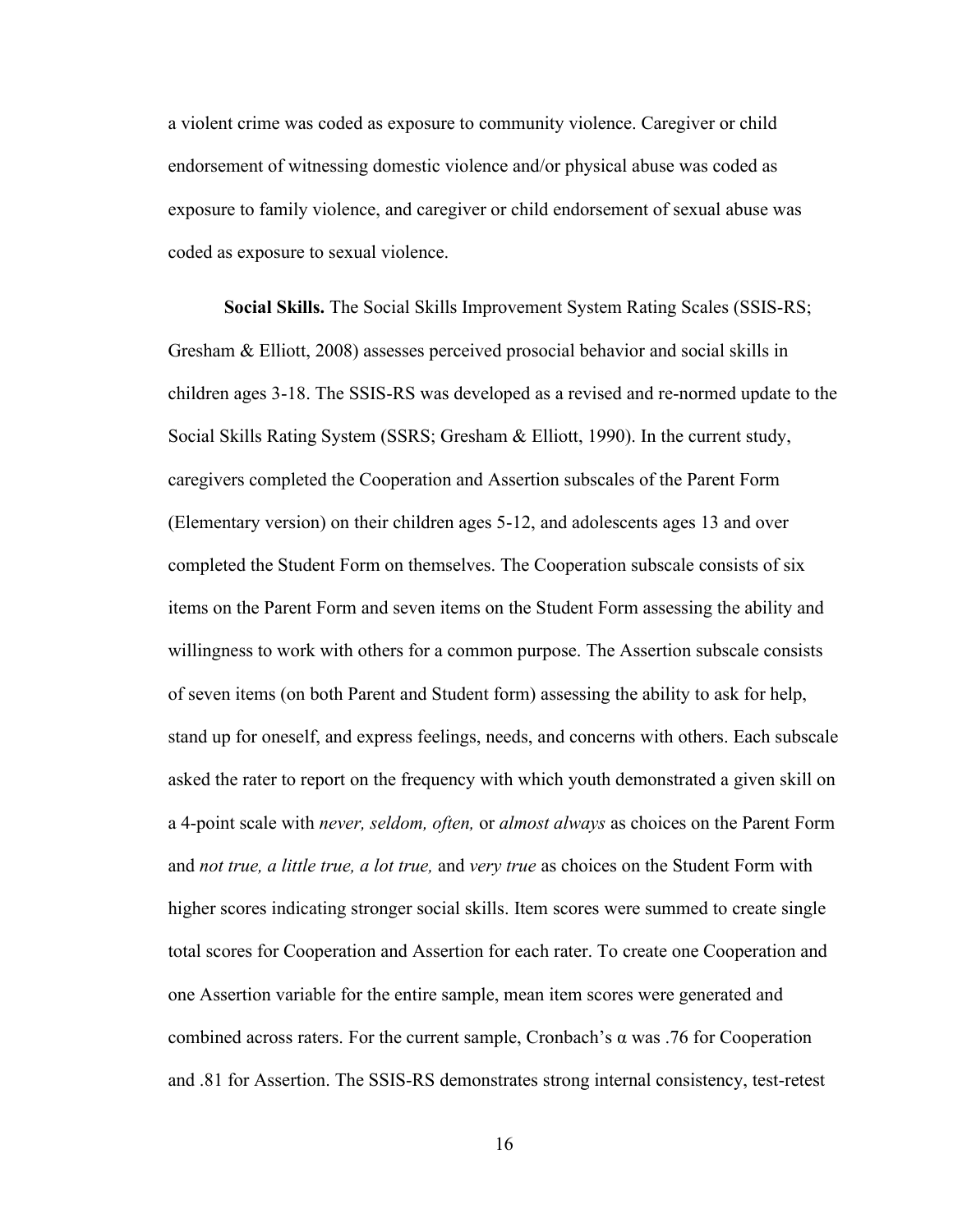a violent crime was coded as exposure to community violence. Caregiver or child endorsement of witnessing domestic violence and/or physical abuse was coded as exposure to family violence, and caregiver or child endorsement of sexual abuse was coded as exposure to sexual violence.

**Social Skills.** The Social Skills Improvement System Rating Scales (SSIS-RS; Gresham & Elliott, 2008) assesses perceived prosocial behavior and social skills in children ages 3-18. The SSIS-RS was developed as a revised and re-normed update to the Social Skills Rating System (SSRS; Gresham & Elliott, 1990). In the current study, caregivers completed the Cooperation and Assertion subscales of the Parent Form (Elementary version) on their children ages 5-12, and adolescents ages 13 and over completed the Student Form on themselves. The Cooperation subscale consists of six items on the Parent Form and seven items on the Student Form assessing the ability and willingness to work with others for a common purpose. The Assertion subscale consists of seven items (on both Parent and Student form) assessing the ability to ask for help, stand up for oneself, and express feelings, needs, and concerns with others. Each subscale asked the rater to report on the frequency with which youth demonstrated a given skill on a 4-point scale with *never, seldom, often,* or *almost always* as choices on the Parent Form and *not true, a little true, a lot true,* and *very true* as choices on the Student Form with higher scores indicating stronger social skills. Item scores were summed to create single total scores for Cooperation and Assertion for each rater. To create one Cooperation and one Assertion variable for the entire sample, mean item scores were generated and combined across raters. For the current sample, Cronbach's $\alpha$ was .76 for Cooperation and .81 for Assertion. The SSIS-RS demonstrates strong internal consistency, test-retest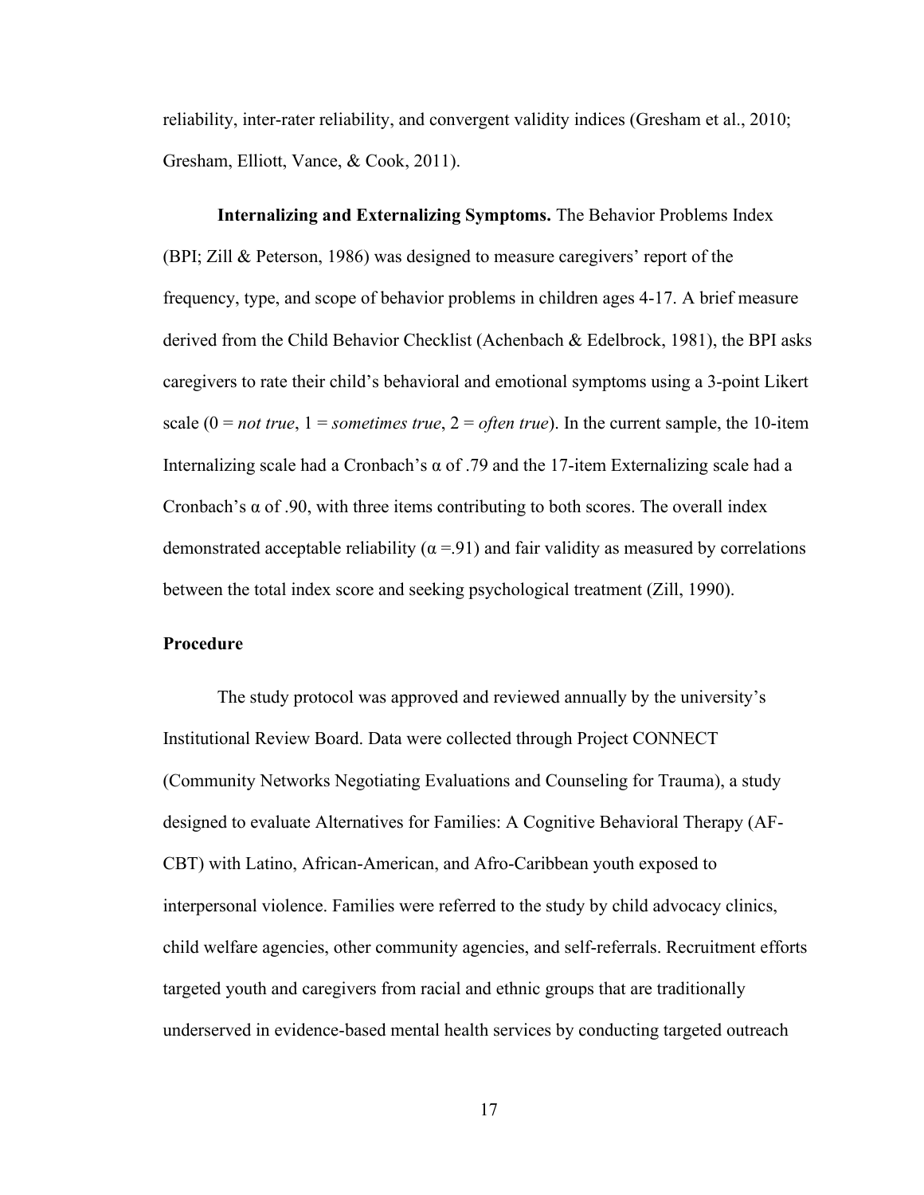reliability, inter-rater reliability, and convergent validity indices (Gresham et al., 2010; Gresham, Elliott, Vance, & Cook, 2011).

**Internalizing and Externalizing Symptoms.** The Behavior Problems Index (BPI; Zill & Peterson, 1986) was designed to measure caregivers' report of the frequency, type, and scope of behavior problems in children ages 4-17. A brief measure derived from the Child Behavior Checklist (Achenbach & Edelbrock, 1981), the BPI asks caregivers to rate their child's behavioral and emotional symptoms using a 3-point Likert scale (0 = *not true*, 1 = *sometimes true*, 2 = *often true*). In the current sample, the 10-item Internalizing scale had a Cronbach's α of .79 and the 17-item Externalizing scale had a Cronbach's α of .90, with three items contributing to both scores. The overall index demonstrated acceptable reliability (α =.91) and fair validity as measured by correlations between the total index score and seeking psychological treatment (Zill, 1990).

## Procedure

The study protocol was approved and reviewed annually by the university's Institutional Review Board. Data were collected through Project CONNECT (Community Networks Negotiating Evaluations and Counseling for Trauma), a study designed to evaluate Alternatives for Families: A Cognitive Behavioral Therapy (AF-CBT) with Latino, African-American, and Afro-Caribbean youth exposed to interpersonal violence. Families were referred to the study by child advocacy clinics, child welfare agencies, other community agencies, and self-referrals. Recruitment efforts targeted youth and caregivers from racial and ethnic groups that are traditionally underserved in evidence-based mental health services by conducting targeted outreach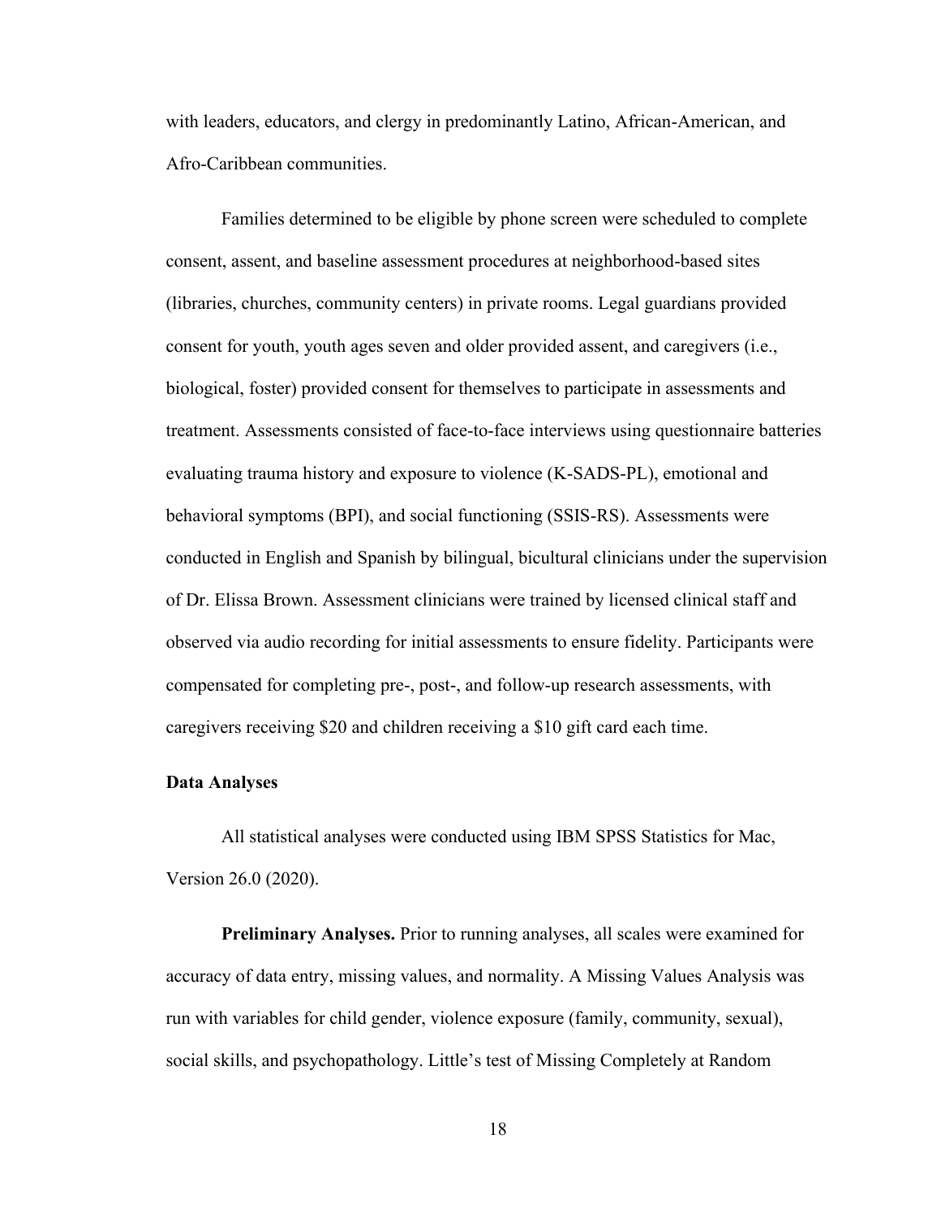with leaders, educators, and clergy in predominantly Latino, African-American, and Afro-Caribbean communities.

Families determined to be eligible by phone screen were scheduled to complete consent, assent, and baseline assessment procedures at neighborhood-based sites (libraries, churches, community centers) in private rooms. Legal guardians provided consent for youth, youth ages seven and older provided assent, and caregivers (i.e., biological, foster) provided consent for themselves to participate in assessments and treatment. Assessments consisted of face-to-face interviews using questionnaire batteries evaluating trauma history and exposure to violence (K-SADS-PL), emotional and behavioral symptoms (BPI), and social functioning (SSIS-RS). Assessments were conducted in English and Spanish by bilingual, bicultural clinicians under the supervision of Dr. Elissa Brown. Assessment clinicians were trained by licensed clinical staff and observed via audio recording for initial assessments to ensure fidelity. Participants were compensated for completing pre-, post-, and follow-up research assessments, with caregivers receiving $20 and children receiving a $10 gift card each time.

### Data Analyses

All statistical analyses were conducted using IBM SPSS Statistics for Mac, Version 26.0 (2020).

**Preliminary Analyses.** Prior to running analyses, all scales were examined for accuracy of data entry, missing values, and normality. A Missing Values Analysis was run with variables for child gender, violence exposure (family, community, sexual), social skills, and psychopathology. Little's test of Missing Completely at Random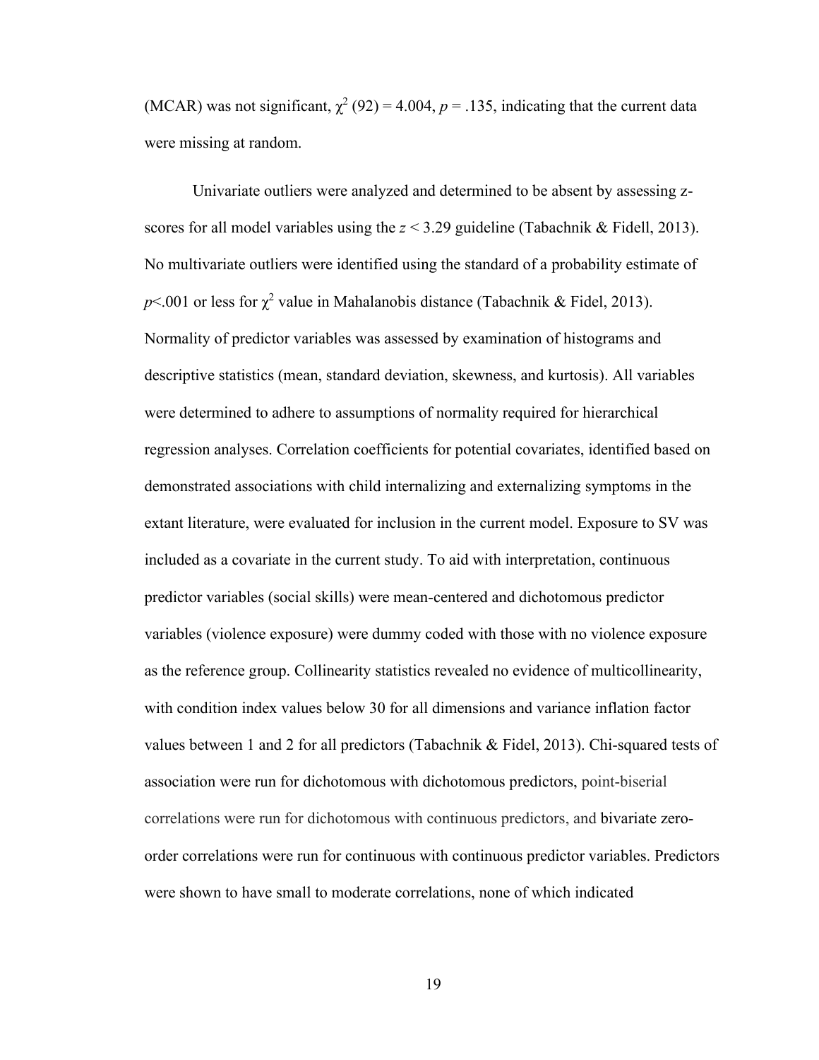(MCAR) was not significant, $\chi^2$ (92) = 4.004, $p$ = .135, indicating that the current data were missing at random.

Univariate outliers were analyzed and determined to be absent by assessing z-scores for all model variables using the $z < 3.29$ guideline (Tabachnik & Fidell, 2013). No multivariate outliers were identified using the standard of a probability estimate of $p$<.001 or less for $\chi^2$ value in Mahalanobis distance (Tabachnik & Fidel, 2013). Normality of predictor variables was assessed by examination of histograms and descriptive statistics (mean, standard deviation, skewness, and kurtosis). All variables were determined to adhere to assumptions of normality required for hierarchical regression analyses. Correlation coefficients for potential covariates, identified based on demonstrated associations with child internalizing and externalizing symptoms in the extant literature, were evaluated for inclusion in the current model. Exposure to SV was included as a covariate in the current study. To aid with interpretation, continuous predictor variables (social skills) were mean-centered and dichotomous predictor variables (violence exposure) were dummy coded with those with no violence exposure as the reference group. Collinearity statistics revealed no evidence of multicollinearity, with condition index values below 30 for all dimensions and variance inflation factor values between 1 and 2 for all predictors (Tabachnik & Fidel, 2013). Chi-squared tests of association were run for dichotomous with dichotomous predictors, point-biserial correlations were run for dichotomous with continuous predictors, and bivariate zero-order correlations were run for continuous with continuous predictor variables. Predictors were shown to have small to moderate correlations, none of which indicated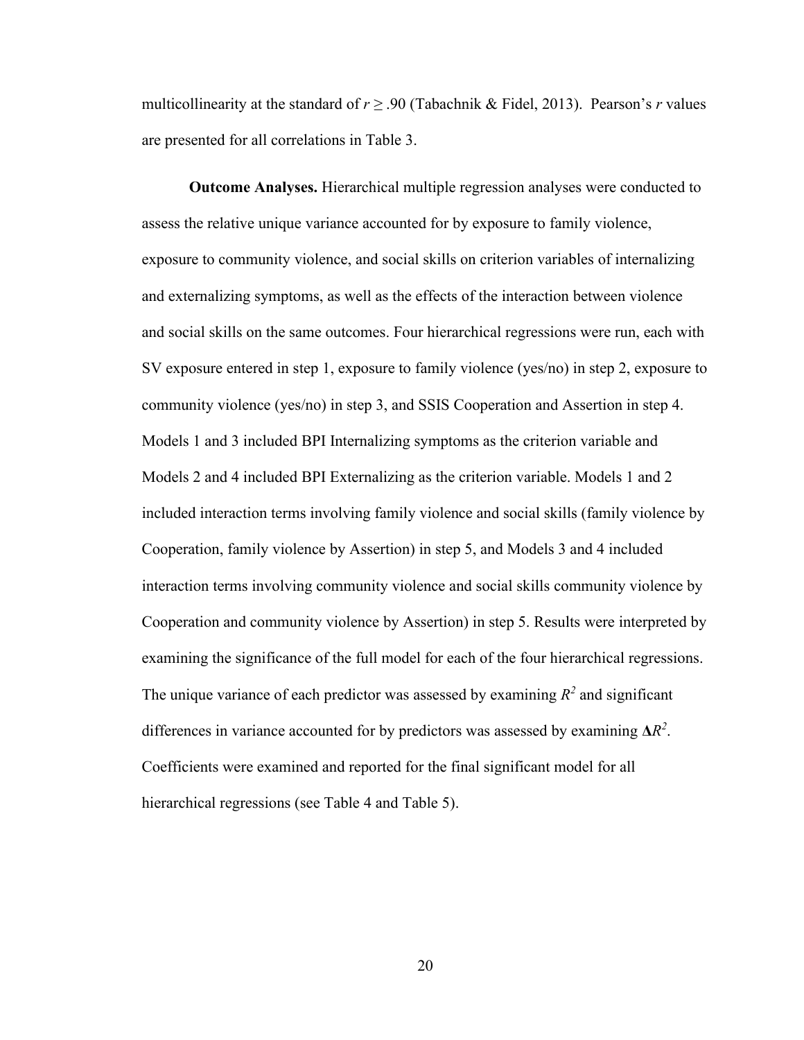multicollinearity at the standard of $r \geq .90$ (Tabachnik & Fidel, 2013). Pearson's $r$ values are presented for all correlations in Table 3.

**Outcome Analyses.** Hierarchical multiple regression analyses were conducted to assess the relative unique variance accounted for by exposure to family violence, exposure to community violence, and social skills on criterion variables of internalizing and externalizing symptoms, as well as the effects of the interaction between violence and social skills on the same outcomes. Four hierarchical regressions were run, each with SV exposure entered in step 1, exposure to family violence (yes/no) in step 2, exposure to community violence (yes/no) in step 3, and SSIS Cooperation and Assertion in step 4. Models 1 and 3 included BPI Internalizing symptoms as the criterion variable and Models 2 and 4 included BPI Externalizing as the criterion variable. Models 1 and 2 included interaction terms involving family violence and social skills (family violence by Cooperation, family violence by Assertion) in step 5, and Models 3 and 4 included interaction terms involving community violence and social skills community violence by Cooperation and community violence by Assertion) in step 5. Results were interpreted by examining the significance of the full model for each of the four hierarchical regressions. The unique variance of each predictor was assessed by examining $R^2$ and significant differences in variance accounted for by predictors was assessed by examining $\Delta R^2$. Coefficients were examined and reported for the final significant model for all hierarchical regressions (see Table 4 and Table 5).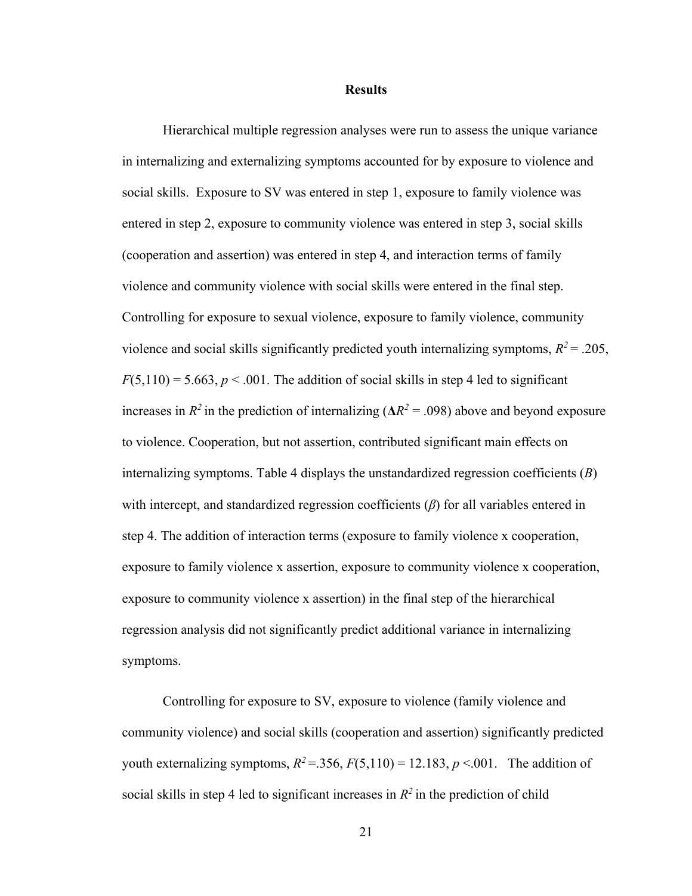# Results

Hierarchical multiple regression analyses were run to assess the unique variance in internalizing and externalizing symptoms accounted for by exposure to violence and social skills. Exposure to SV was entered in step 1, exposure to family violence was entered in step 2, exposure to community violence was entered in step 3, social skills (cooperation and assertion) was entered in step 4, and interaction terms of family violence and community violence with social skills were entered in the final step. Controlling for exposure to sexual violence, exposure to family violence, community violence and social skills significantly predicted youth internalizing symptoms, $R^2 = .205$, $F(5,110) = 5.663$, $p < .001$. The addition of social skills in step 4 led to significant increases in $R^2$ in the prediction of internalizing ($\Delta R^2 = .098$) above and beyond exposure to violence. Cooperation, but not assertion, contributed significant main effects on internalizing symptoms. Table 4 displays the unstandardized regression coefficients ($B$) with intercept, and standardized regression coefficients ($\beta$) for all variables entered in step 4. The addition of interaction terms (exposure to family violence x cooperation, exposure to family violence x assertion, exposure to community violence x cooperation, exposure to community violence x assertion) in the final step of the hierarchical regression analysis did not significantly predict additional variance in internalizing symptoms.

Controlling for exposure to SV, exposure to violence (family violence and community violence) and social skills (cooperation and assertion) significantly predicted youth externalizing symptoms, $R^2 = .356$, $F(5,110) = 12.183$, $p < .001$. The addition of social skills in step 4 led to significant increases in $R^2$ in the prediction of child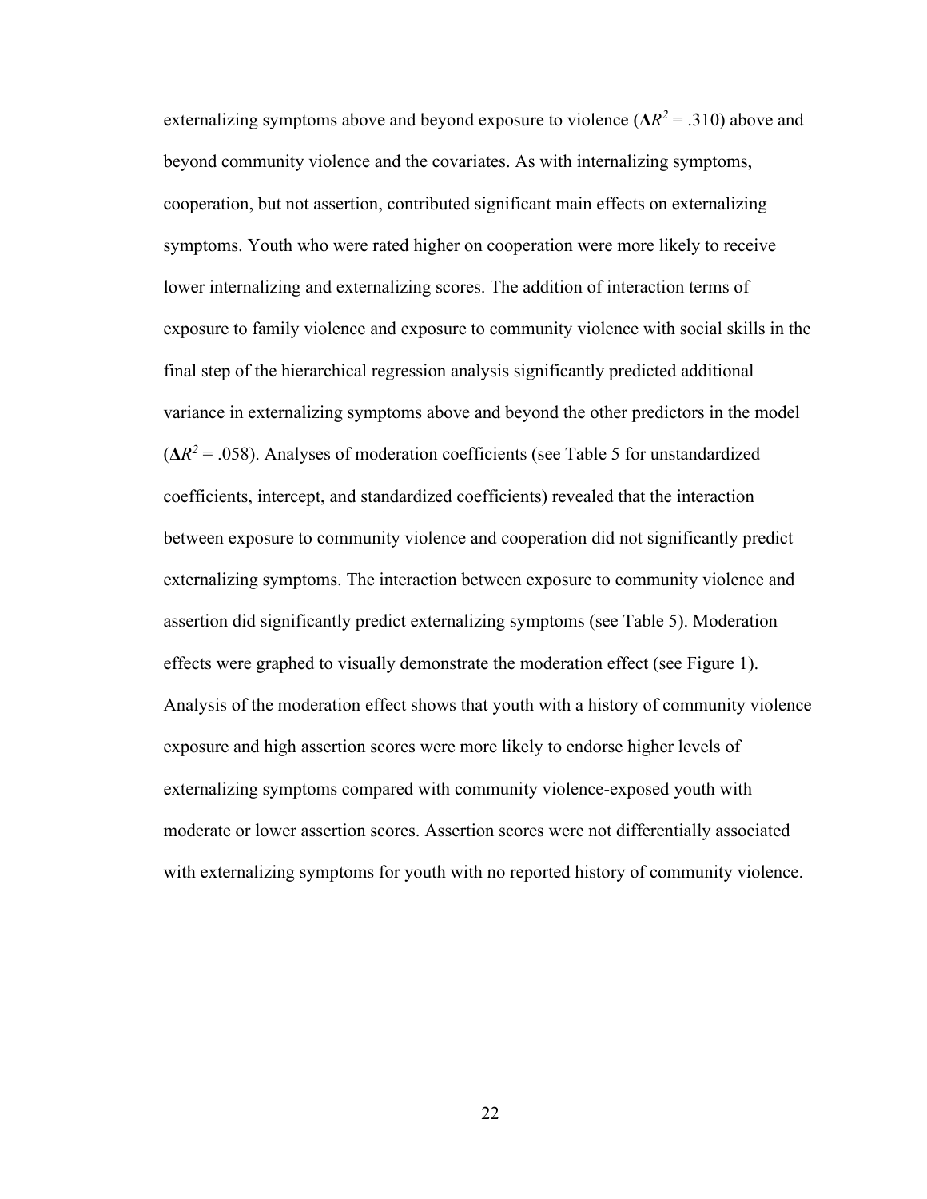externalizing symptoms above and beyond exposure to violence ($\Delta R^2 = .310$) above and beyond community violence and the covariates. As with internalizing symptoms, cooperation, but not assertion, contributed significant main effects on externalizing symptoms. Youth who were rated higher on cooperation were more likely to receive lower internalizing and externalizing scores. The addition of interaction terms of exposure to family violence and exposure to community violence with social skills in the final step of the hierarchical regression analysis significantly predicted additional variance in externalizing symptoms above and beyond the other predictors in the model ($\Delta R^2 = .058$). Analyses of moderation coefficients (see Table 5 for unstandardized coefficients, intercept, and standardized coefficients) revealed that the interaction between exposure to community violence and cooperation did not significantly predict externalizing symptoms. The interaction between exposure to community violence and assertion did significantly predict externalizing symptoms (see Table 5). Moderation effects were graphed to visually demonstrate the moderation effect (see Figure 1). Analysis of the moderation effect shows that youth with a history of community violence exposure and high assertion scores were more likely to endorse higher levels of externalizing symptoms compared with community violence-exposed youth with moderate or lower assertion scores. Assertion scores were not differentially associated with externalizing symptoms for youth with no reported history of community violence.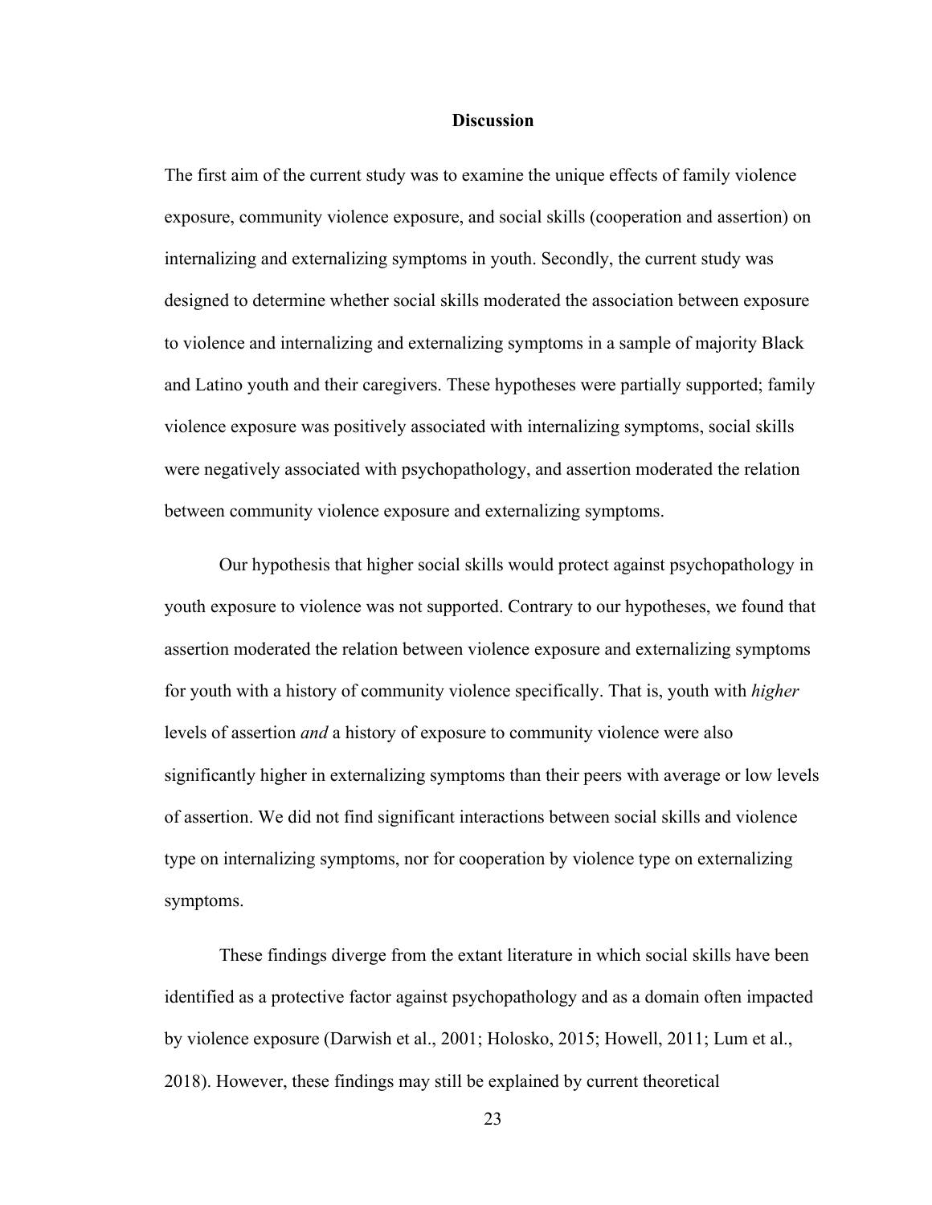# Discussion

The first aim of the current study was to examine the unique effects of family violence exposure, community violence exposure, and social skills (cooperation and assertion) on internalizing and externalizing symptoms in youth. Secondly, the current study was designed to determine whether social skills moderated the association between exposure to violence and internalizing and externalizing symptoms in a sample of majority Black and Latino youth and their caregivers. These hypotheses were partially supported; family violence exposure was positively associated with internalizing symptoms, social skills were negatively associated with psychopathology, and assertion moderated the relation between community violence exposure and externalizing symptoms.

Our hypothesis that higher social skills would protect against psychopathology in youth exposure to violence was not supported. Contrary to our hypotheses, we found that assertion moderated the relation between violence exposure and externalizing symptoms for youth with a history of community violence specifically. That is, youth with *higher* levels of assertion *and* a history of exposure to community violence were also significantly higher in externalizing symptoms than their peers with average or low levels of assertion. We did not find significant interactions between social skills and violence type on internalizing symptoms, nor for cooperation by violence type on externalizing symptoms.

These findings diverge from the extant literature in which social skills have been identified as a protective factor against psychopathology and as a domain often impacted by violence exposure (Darwish et al., 2001; Holosko, 2015; Howell, 2011; Lum et al., 2018). However, these findings may still be explained by current theoretical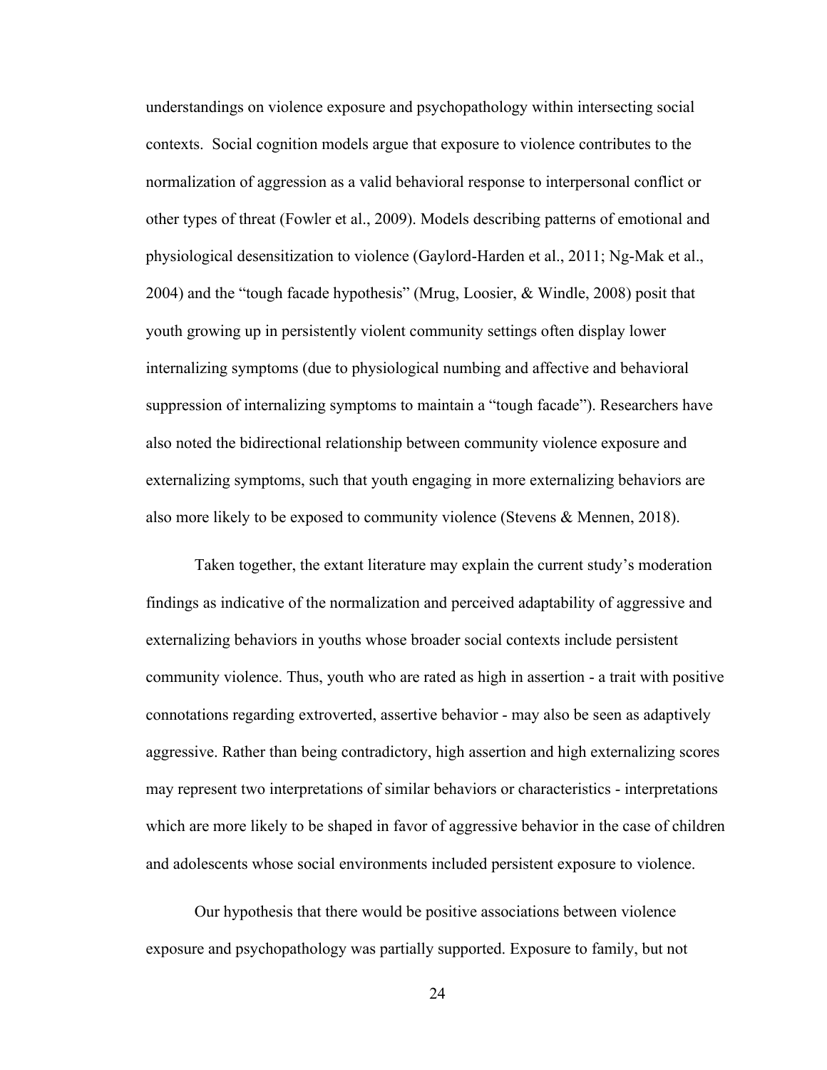understandings on violence exposure and psychopathology within intersecting social contexts. Social cognition models argue that exposure to violence contributes to the normalization of aggression as a valid behavioral response to interpersonal conflict or other types of threat (Fowler et al., 2009). Models describing patterns of emotional and physiological desensitization to violence (Gaylord-Harden et al., 2011; Ng-Mak et al., 2004) and the "tough facade hypothesis" (Mrug, Loosier, & Windle, 2008) posit that youth growing up in persistently violent community settings often display lower internalizing symptoms (due to physiological numbing and affective and behavioral suppression of internalizing symptoms to maintain a "tough facade"). Researchers have also noted the bidirectional relationship between community violence exposure and externalizing symptoms, such that youth engaging in more externalizing behaviors are also more likely to be exposed to community violence (Stevens & Mennen, 2018).

Taken together, the extant literature may explain the current study's moderation findings as indicative of the normalization and perceived adaptability of aggressive and externalizing behaviors in youths whose broader social contexts include persistent community violence. Thus, youth who are rated as high in assertion - a trait with positive connotations regarding extroverted, assertive behavior - may also be seen as adaptively aggressive. Rather than being contradictory, high assertion and high externalizing scores may represent two interpretations of similar behaviors or characteristics - interpretations which are more likely to be shaped in favor of aggressive behavior in the case of children and adolescents whose social environments included persistent exposure to violence.

Our hypothesis that there would be positive associations between violence exposure and psychopathology was partially supported. Exposure to family, but not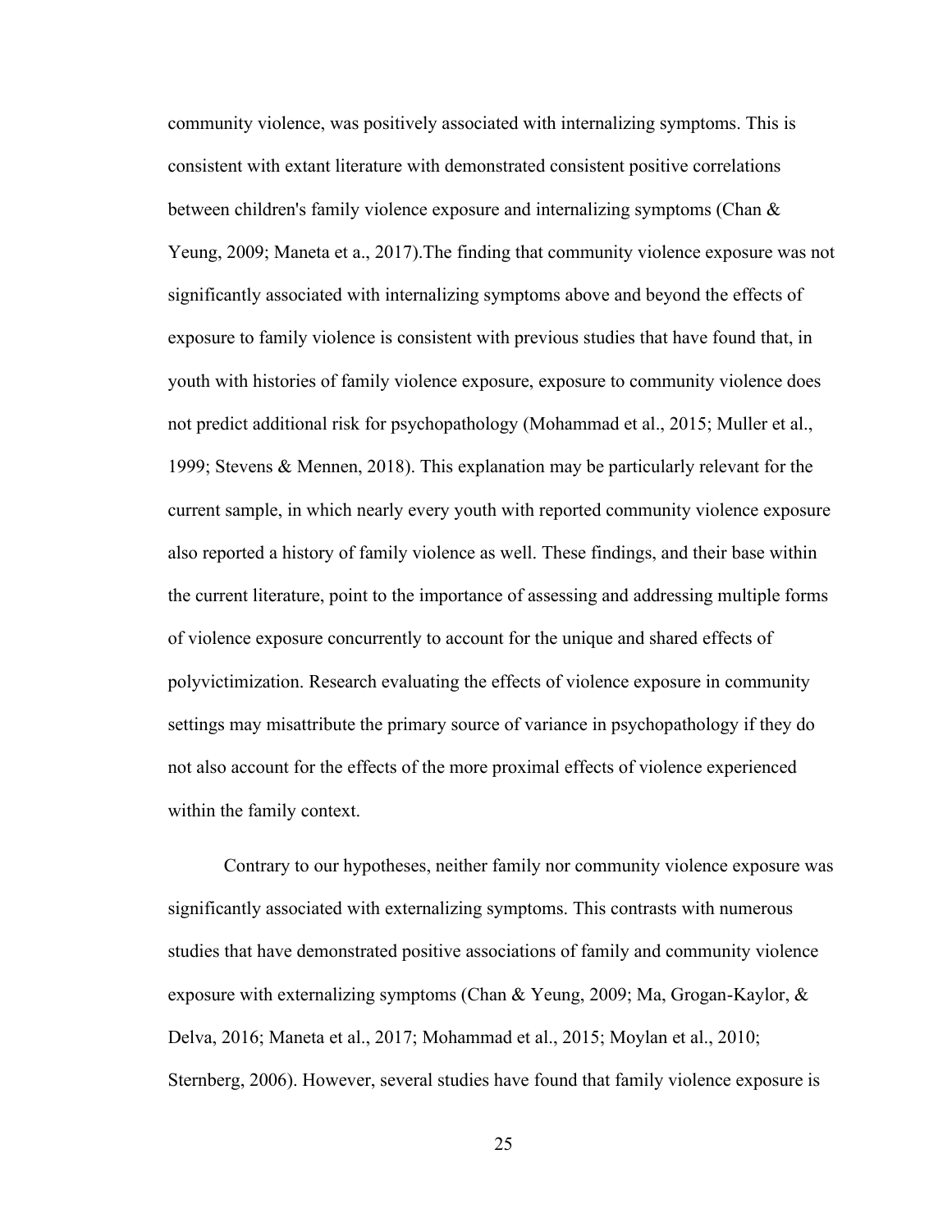community violence, was positively associated with internalizing symptoms. This is consistent with extant literature with demonstrated consistent positive correlations between children's family violence exposure and internalizing symptoms (Chan & Yeung, 2009; Maneta et a., 2017).The finding that community violence exposure was not significantly associated with internalizing symptoms above and beyond the effects of exposure to family violence is consistent with previous studies that have found that, in youth with histories of family violence exposure, exposure to community violence does not predict additional risk for psychopathology (Mohammad et al., 2015; Muller et al., 1999; Stevens & Mennen, 2018). This explanation may be particularly relevant for the current sample, in which nearly every youth with reported community violence exposure also reported a history of family violence as well. These findings, and their base within the current literature, point to the importance of assessing and addressing multiple forms of violence exposure concurrently to account for the unique and shared effects of polyvictimization. Research evaluating the effects of violence exposure in community settings may misattribute the primary source of variance in psychopathology if they do not also account for the effects of the more proximal effects of violence experienced within the family context.

Contrary to our hypotheses, neither family nor community violence exposure was significantly associated with externalizing symptoms. This contrasts with numerous studies that have demonstrated positive associations of family and community violence exposure with externalizing symptoms (Chan & Yeung, 2009; Ma, Grogan-Kaylor, & Delva, 2016; Maneta et al., 2017; Mohammad et al., 2015; Moylan et al., 2010; Sternberg, 2006). However, several studies have found that family violence exposure is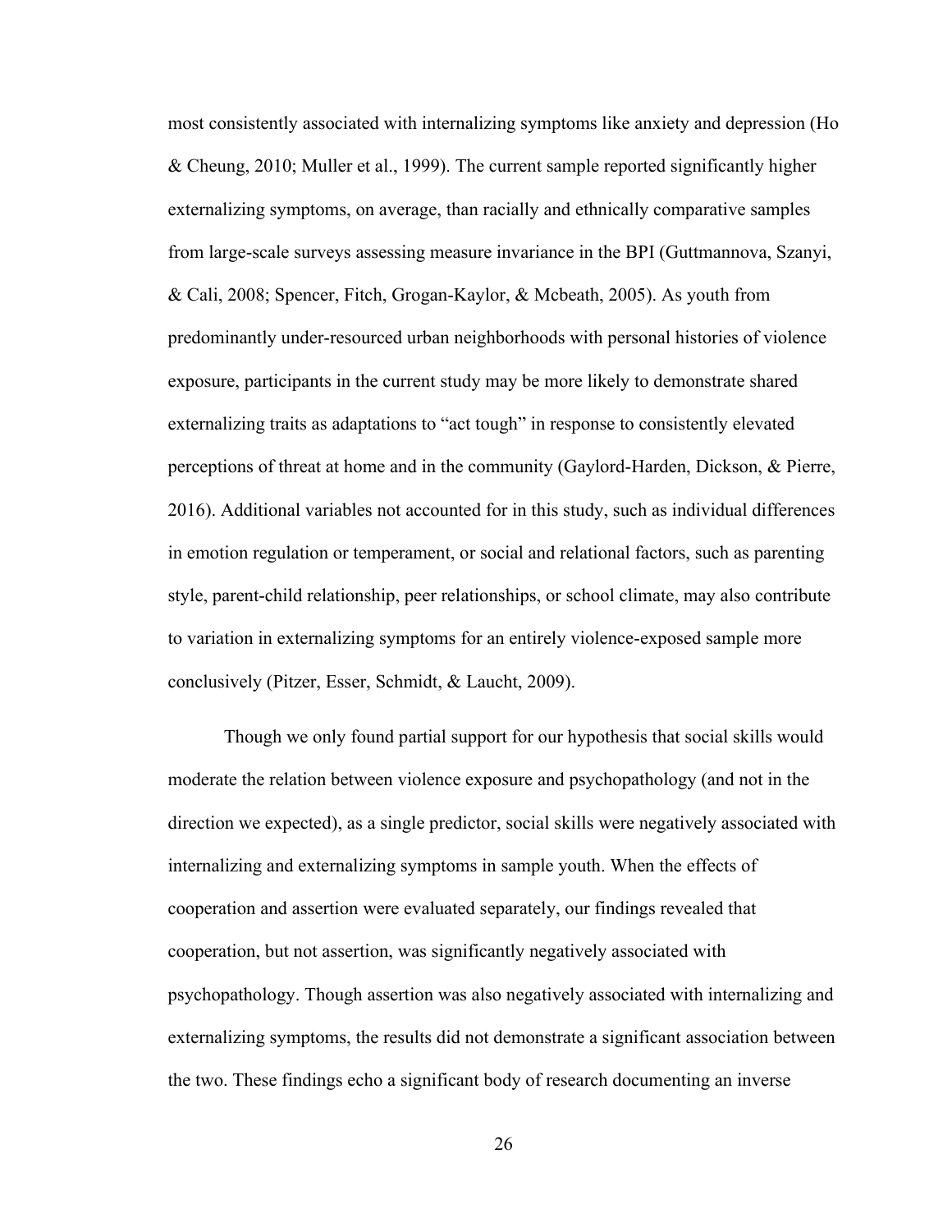most consistently associated with internalizing symptoms like anxiety and depression (Ho & Cheung, 2010; Muller et al., 1999). The current sample reported significantly higher externalizing symptoms, on average, than racially and ethnically comparative samples from large-scale surveys assessing measure invariance in the BPI (Guttmannova, Szanyi, & Cali, 2008; Spencer, Fitch, Grogan-Kaylor, & Mcbeath, 2005). As youth from predominantly under-resourced urban neighborhoods with personal histories of violence exposure, participants in the current study may be more likely to demonstrate shared externalizing traits as adaptations to "act tough" in response to consistently elevated perceptions of threat at home and in the community (Gaylord-Harden, Dickson, & Pierre, 2016). Additional variables not accounted for in this study, such as individual differences in emotion regulation or temperament, or social and relational factors, such as parenting style, parent-child relationship, peer relationships, or school climate, may also contribute to variation in externalizing symptoms for an entirely violence-exposed sample more conclusively (Pitzer, Esser, Schmidt, & Laucht, 2009).

Though we only found partial support for our hypothesis that social skills would moderate the relation between violence exposure and psychopathology (and not in the direction we expected), as a single predictor, social skills were negatively associated with internalizing and externalizing symptoms in sample youth. When the effects of cooperation and assertion were evaluated separately, our findings revealed that cooperation, but not assertion, was significantly negatively associated with psychopathology. Though assertion was also negatively associated with internalizing and externalizing symptoms, the results did not demonstrate a significant association between the two. These findings echo a significant body of research documenting an inverse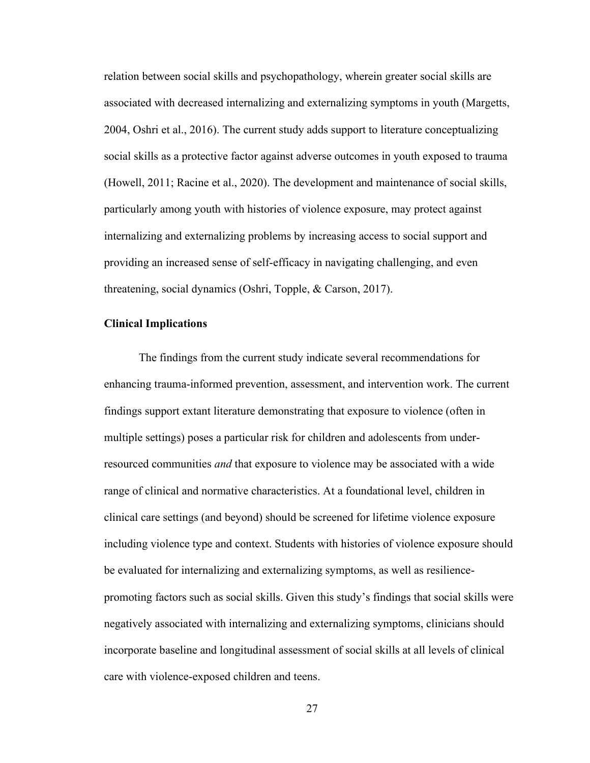relation between social skills and psychopathology, wherein greater social skills are associated with decreased internalizing and externalizing symptoms in youth (Margetts, 2004, Oshri et al., 2016). The current study adds support to literature conceptualizing social skills as a protective factor against adverse outcomes in youth exposed to trauma (Howell, 2011; Racine et al., 2020). The development and maintenance of social skills, particularly among youth with histories of violence exposure, may protect against internalizing and externalizing problems by increasing access to social support and providing an increased sense of self-efficacy in navigating challenging, and even threatening, social dynamics (Oshri, Topple, & Carson, 2017).

### Clinical Implications

The findings from the current study indicate several recommendations for enhancing trauma-informed prevention, assessment, and intervention work. The current findings support extant literature demonstrating that exposure to violence (often in multiple settings) poses a particular risk for children and adolescents from under-resourced communities *and* that exposure to violence may be associated with a wide range of clinical and normative characteristics. At a foundational level, children in clinical care settings (and beyond) should be screened for lifetime violence exposure including violence type and context. Students with histories of violence exposure should be evaluated for internalizing and externalizing symptoms, as well as resilience-promoting factors such as social skills. Given this study's findings that social skills were negatively associated with internalizing and externalizing symptoms, clinicians should incorporate baseline and longitudinal assessment of social skills at all levels of clinical care with violence-exposed children and teens.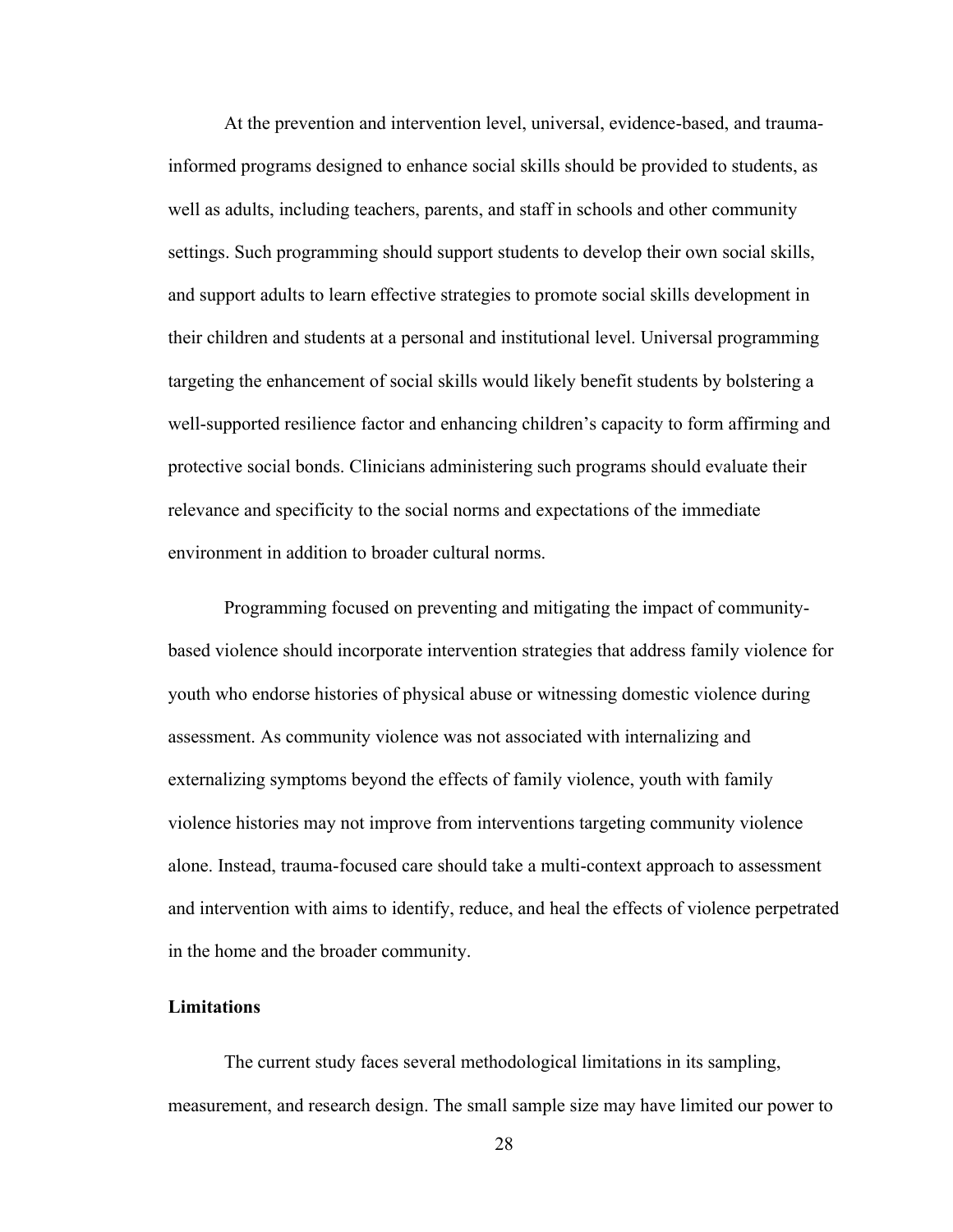At the prevention and intervention level, universal, evidence-based, and trauma-informed programs designed to enhance social skills should be provided to students, as well as adults, including teachers, parents, and staff in schools and other community settings. Such programming should support students to develop their own social skills, and support adults to learn effective strategies to promote social skills development in their children and students at a personal and institutional level. Universal programming targeting the enhancement of social skills would likely benefit students by bolstering a well-supported resilience factor and enhancing children's capacity to form affirming and protective social bonds. Clinicians administering such programs should evaluate their relevance and specificity to the social norms and expectations of the immediate environment in addition to broader cultural norms.

Programming focused on preventing and mitigating the impact of community-based violence should incorporate intervention strategies that address family violence for youth who endorse histories of physical abuse or witnessing domestic violence during assessment. As community violence was not associated with internalizing and externalizing symptoms beyond the effects of family violence, youth with family violence histories may not improve from interventions targeting community violence alone. Instead, trauma-focused care should take a multi-context approach to assessment and intervention with aims to identify, reduce, and heal the effects of violence perpetrated in the home and the broader community.

**Limitations**

The current study faces several methodological limitations in its sampling, measurement, and research design. The small sample size may have limited our power to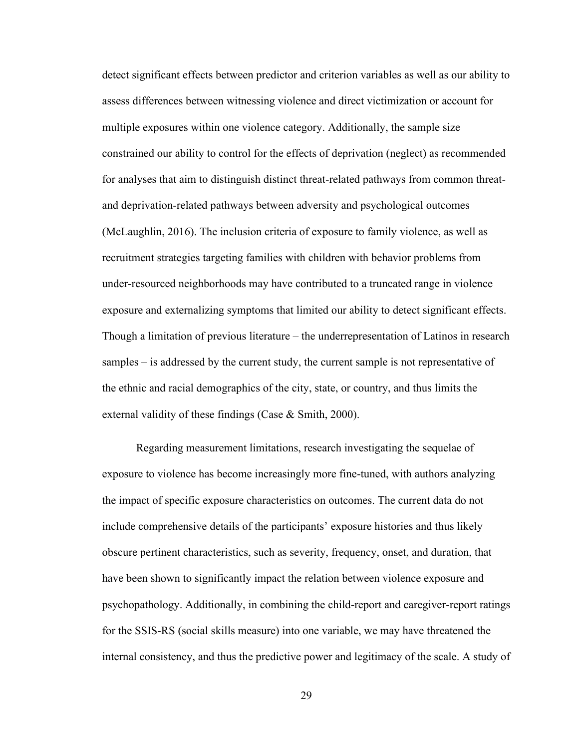detect significant effects between predictor and criterion variables as well as our ability to assess differences between witnessing violence and direct victimization or account for multiple exposures within one violence category. Additionally, the sample size constrained our ability to control for the effects of deprivation (neglect) as recommended for analyses that aim to distinguish distinct threat-related pathways from common threat- and deprivation-related pathways between adversity and psychological outcomes (McLaughlin, 2016). The inclusion criteria of exposure to family violence, as well as recruitment strategies targeting families with children with behavior problems from under-resourced neighborhoods may have contributed to a truncated range in violence exposure and externalizing symptoms that limited our ability to detect significant effects. Though a limitation of previous literature – the underrepresentation of Latinos in research samples – is addressed by the current study, the current sample is not representative of the ethnic and racial demographics of the city, state, or country, and thus limits the external validity of these findings (Case & Smith, 2000).

Regarding measurement limitations, research investigating the sequelae of exposure to violence has become increasingly more fine-tuned, with authors analyzing the impact of specific exposure characteristics on outcomes. The current data do not include comprehensive details of the participants' exposure histories and thus likely obscure pertinent characteristics, such as severity, frequency, onset, and duration, that have been shown to significantly impact the relation between violence exposure and psychopathology. Additionally, in combining the child-report and caregiver-report ratings for the SSIS-RS (social skills measure) into one variable, we may have threatened the internal consistency, and thus the predictive power and legitimacy of the scale. A study of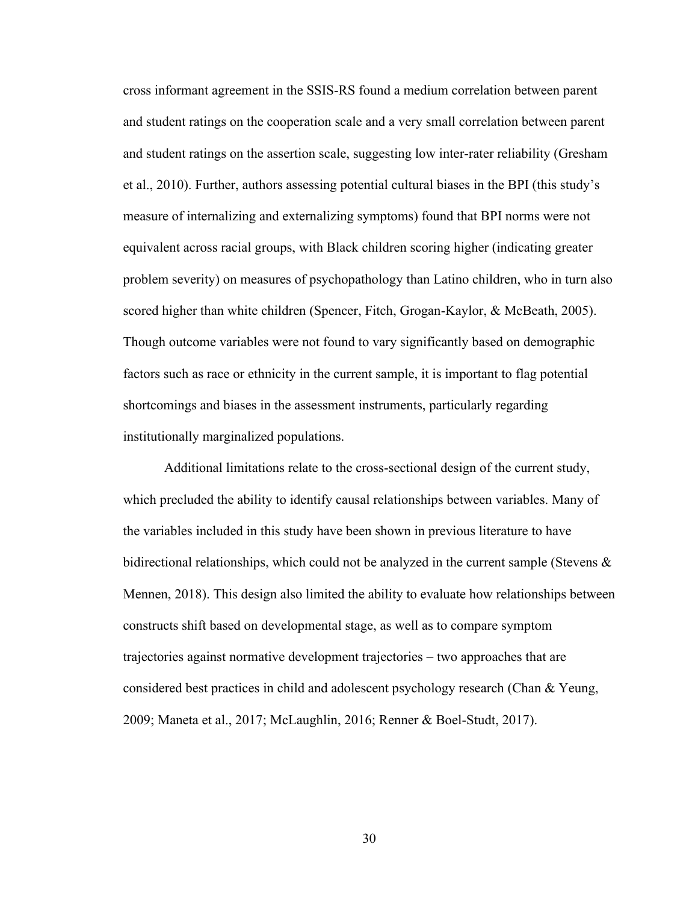cross informant agreement in the SSIS-RS found a medium correlation between parent and student ratings on the cooperation scale and a very small correlation between parent and student ratings on the assertion scale, suggesting low inter-rater reliability (Gresham et al., 2010). Further, authors assessing potential cultural biases in the BPI (this study's measure of internalizing and externalizing symptoms) found that BPI norms were not equivalent across racial groups, with Black children scoring higher (indicating greater problem severity) on measures of psychopathology than Latino children, who in turn also scored higher than white children (Spencer, Fitch, Grogan-Kaylor, & McBeath, 2005). Though outcome variables were not found to vary significantly based on demographic factors such as race or ethnicity in the current sample, it is important to flag potential shortcomings and biases in the assessment instruments, particularly regarding institutionally marginalized populations.

Additional limitations relate to the cross-sectional design of the current study, which precluded the ability to identify causal relationships between variables. Many of the variables included in this study have been shown in previous literature to have bidirectional relationships, which could not be analyzed in the current sample (Stevens & Mennen, 2018). This design also limited the ability to evaluate how relationships between constructs shift based on developmental stage, as well as to compare symptom trajectories against normative development trajectories – two approaches that are considered best practices in child and adolescent psychology research (Chan & Yeung, 2009; Maneta et al., 2017; McLaughlin, 2016; Renner & Boel-Studt, 2017).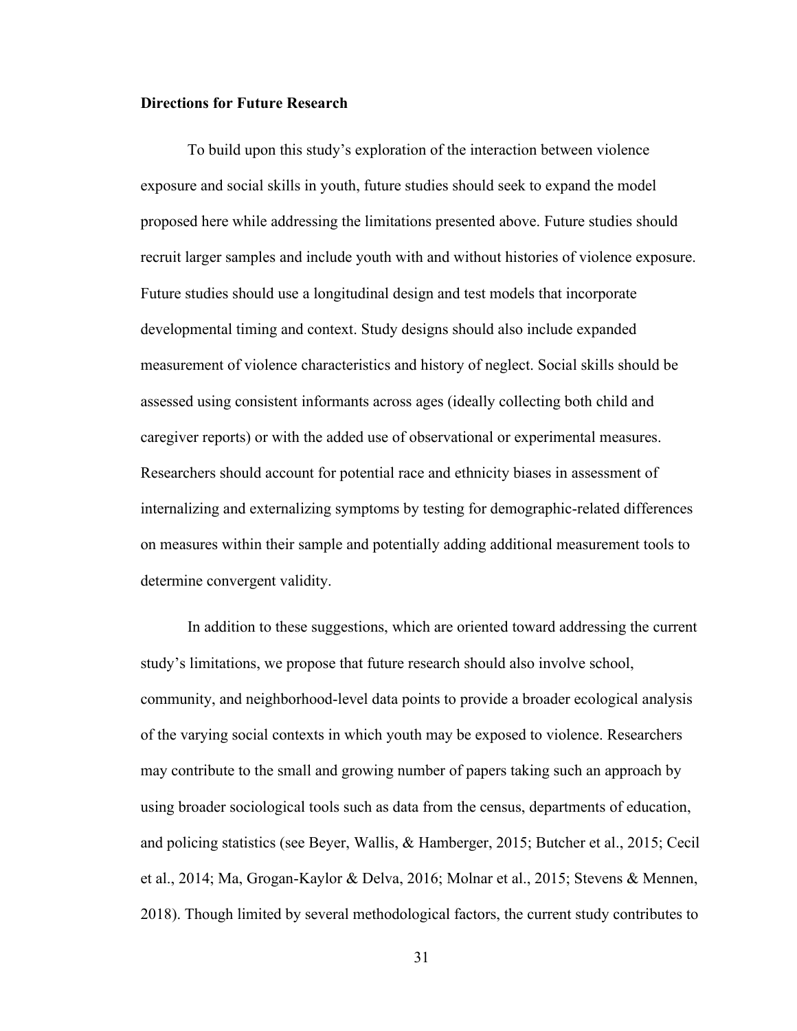**Directions for Future Research**

To build upon this study's exploration of the interaction between violence exposure and social skills in youth, future studies should seek to expand the model proposed here while addressing the limitations presented above. Future studies should recruit larger samples and include youth with and without histories of violence exposure. Future studies should use a longitudinal design and test models that incorporate developmental timing and context. Study designs should also include expanded measurement of violence characteristics and history of neglect. Social skills should be assessed using consistent informants across ages (ideally collecting both child and caregiver reports) or with the added use of observational or experimental measures. Researchers should account for potential race and ethnicity biases in assessment of internalizing and externalizing symptoms by testing for demographic-related differences on measures within their sample and potentially adding additional measurement tools to determine convergent validity.

In addition to these suggestions, which are oriented toward addressing the current study's limitations, we propose that future research should also involve school, community, and neighborhood-level data points to provide a broader ecological analysis of the varying social contexts in which youth may be exposed to violence. Researchers may contribute to the small and growing number of papers taking such an approach by using broader sociological tools such as data from the census, departments of education, and policing statistics (see Beyer, Wallis, & Hamberger, 2015; Butcher et al., 2015; Cecil et al., 2014; Ma, Grogan-Kaylor & Delva, 2016; Molnar et al., 2015; Stevens & Mennen, 2018). Though limited by several methodological factors, the current study contributes to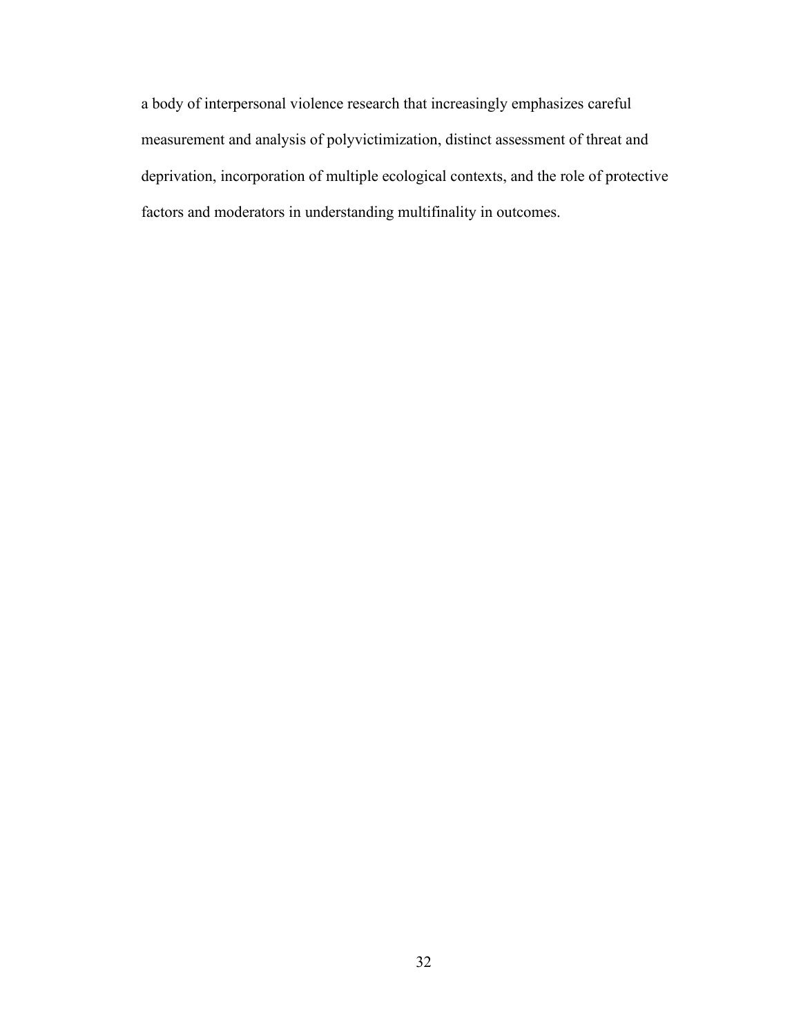a body of interpersonal violence research that increasingly emphasizes careful measurement and analysis of polyvictimization, distinct assessment of threat and deprivation, incorporation of multiple ecological contexts, and the role of protective factors and moderators in understanding multifinality in outcomes.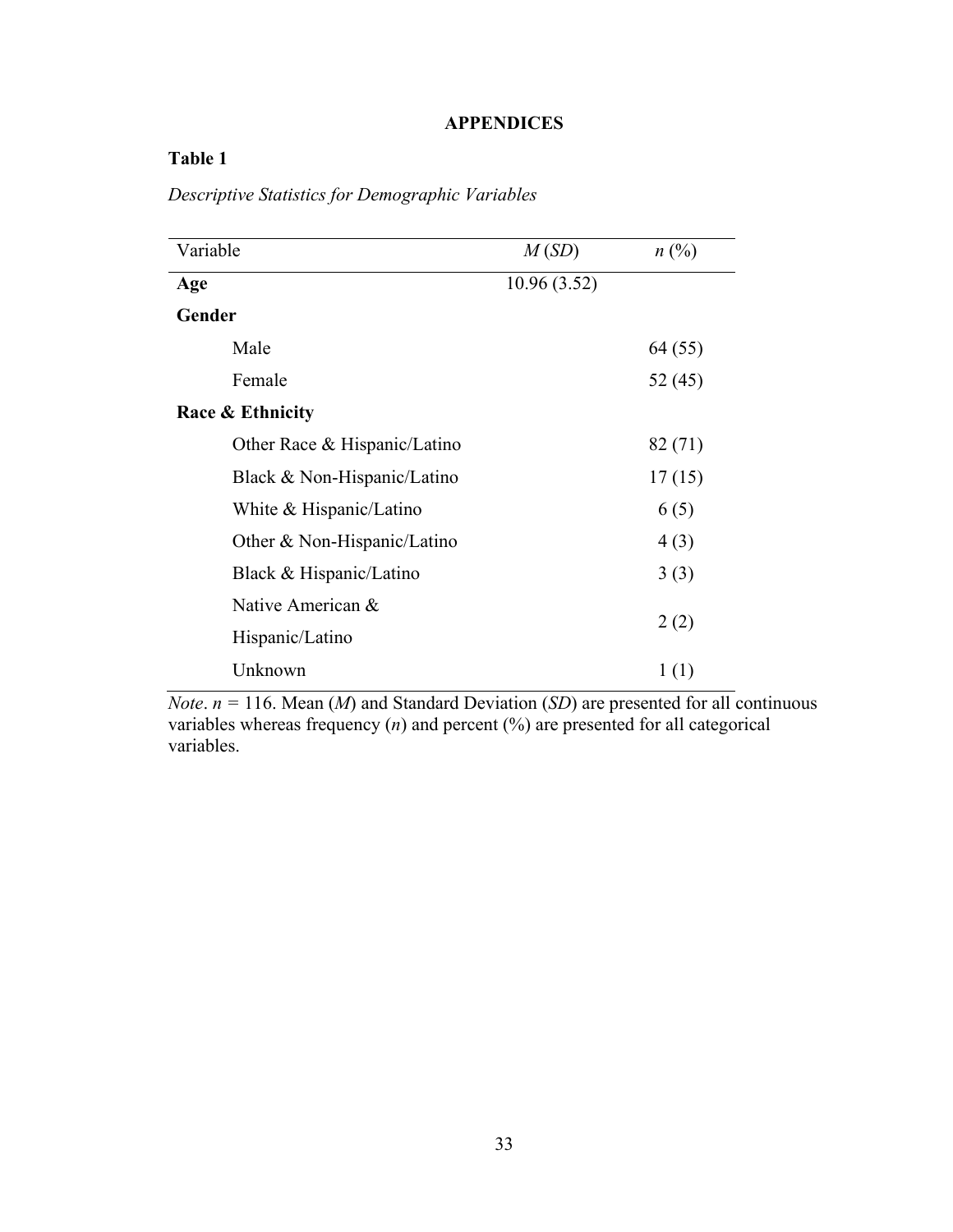# APPENDICES

**Table 1**

*Descriptive Statistics for Demographic Variables*

| Variable | *M* (*SD*) | *n* (%) |
|---|---|---|
| **Age** | 10.96 (3.52) | |
| **Gender** | | |
| Male | | 64 (55) |
| Female | | 52 (45) |
| **Race & Ethnicity** | | |
| Other Race & Hispanic/Latino | | 82 (71) |
| Black & Non-Hispanic/Latino | | 17 (15) |
| White & Hispanic/Latino | | 6 (5) |
| Other & Non-Hispanic/Latino | | 4 (3) |
| Black & Hispanic/Latino | | 3 (3) |
| Native American & Hispanic/Latino | | 2 (2) |
| Unknown | | 1 (1) |

*Note*. $n$ = 116. Mean (*M*) and Standard Deviation (*SD*) are presented for all continuous variables whereas frequency ($n$) and percent (%) are presented for all categorical variables.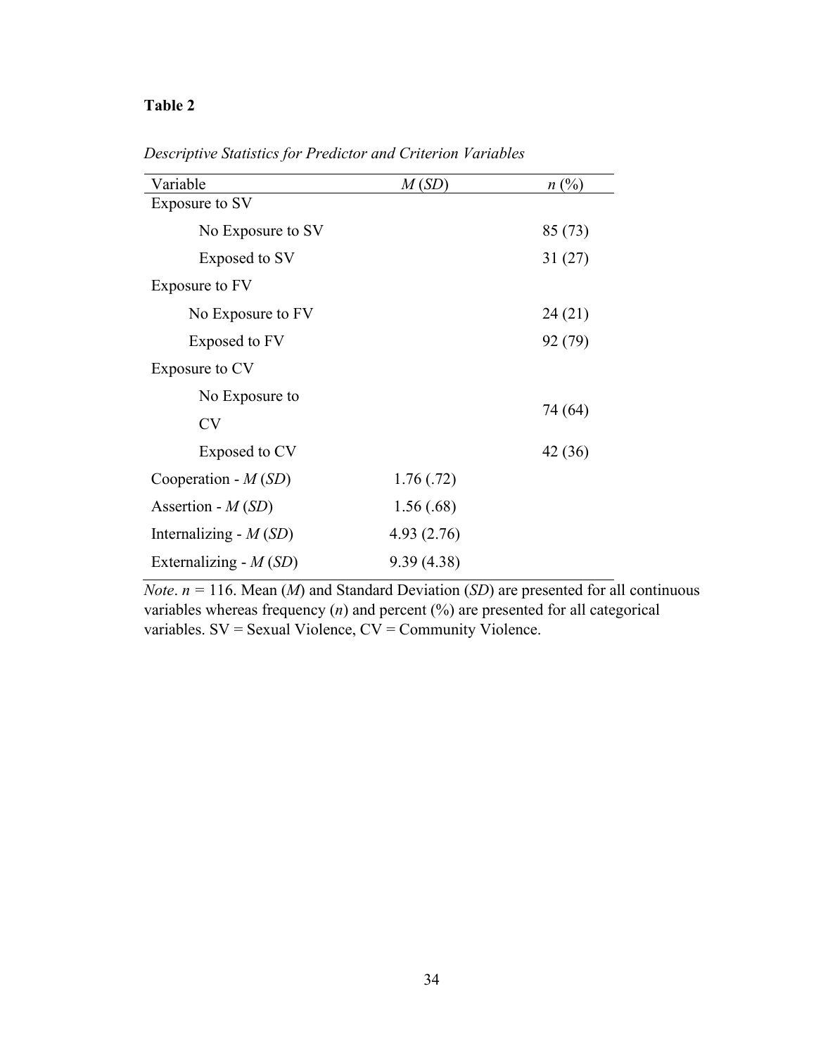**Table 2**

*Descriptive Statistics for Predictor and Criterion Variables*

| Variable | *M* (*SD*) | *n* (%) |
|---|---|---|
| Exposure to SV | | |
| No Exposure to SV | | 85 (73) |
| Exposed to SV | | 31 (27) |
| Exposure to FV | | |
| No Exposure to FV | | 24 (21) |
| Exposed to FV | | 92 (79) |
| Exposure to CV | | |
| No Exposure to CV | | 74 (64) |
| Exposed to CV | | 42 (36) |
| Cooperation - *M* (*SD*) | 1.76 (.72) | |
| Assertion - *M* (*SD*) | 1.56 (.68) | |
| Internalizing - *M* (*SD*) | 4.93 (2.76) | |
| Externalizing - *M* (*SD*) | 9.39 (4.38) | |

*Note*. $n$ = 116. Mean (*M*) and Standard Deviation (*SD*) are presented for all continuous variables whereas frequency (*n*) and percent (%) are presented for all categorical variables. SV = Sexual Violence, CV = Community Violence.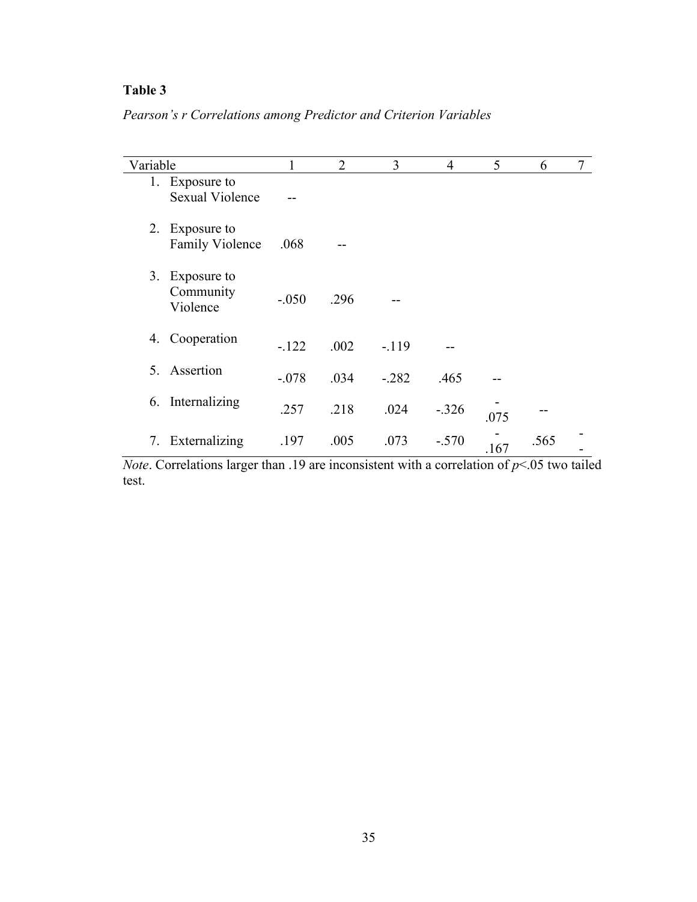**Table 3**

*Pearson's r Correlations among Predictor and Criterion Variables*

| Variable | 1 | 2 | 3 | 4 | 5 | 6 | 7 |
|---|---|---|---|---|---|---|---|
| 1. Exposure to Sexual Violence | -- | | | | | | |
| 2. Exposure to Family Violence | .068 | -- | | | | | |
| 3. Exposure to Community Violence | -.050 | .296 | -- | | | | |
| 4. Cooperation | -.122 | .002 | -.119 | -- | | | |
| 5. Assertion | -.078 | .034 | -.282 | .465 | -- | | |
| 6. Internalizing | .257 | .218 | .024 | -.326 | -.075 | -- | |
| 7. Externalizing | .197 | .005 | .073 | -.570 | -.167 | .565 | -- |

*Note*. Correlations larger than .19 are inconsistent with a correlation of $p<.05$ two tailed test.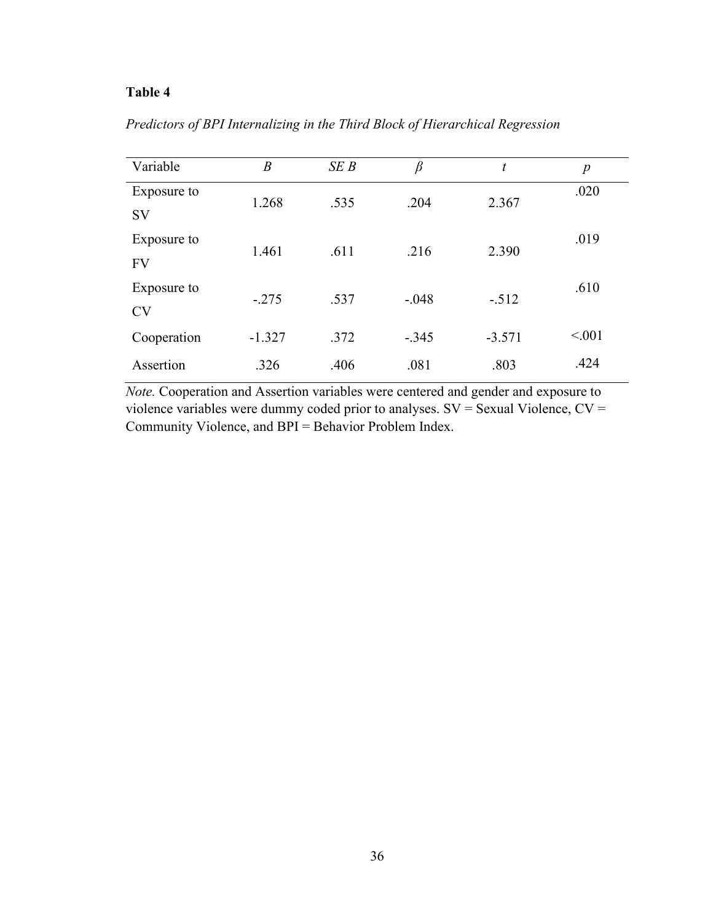**Table 4**

*Predictors of BPI Internalizing in the Third Block of Hierarchical Regression*

| Variable | *B* | *SE B* | *β* | *t* | *p* |
|---|---|---|---|---|---|
| Exposure to SV | 1.268 | .535 | .204 | 2.367 | .020 |
| Exposure to FV | 1.461 | .611 | .216 | 2.390 | .019 |
| Exposure to CV | -.275 | .537 | -.048 | -.512 | .610 |
| Cooperation | -1.327 | .372 | -.345 | -3.571 | <.001 |
| Assertion | .326 | .406 | .081 | .803 | .424 |

*Note.* Cooperation and Assertion variables were centered and gender and exposure to violence variables were dummy coded prior to analyses. SV = Sexual Violence, CV = Community Violence, and BPI = Behavior Problem Index.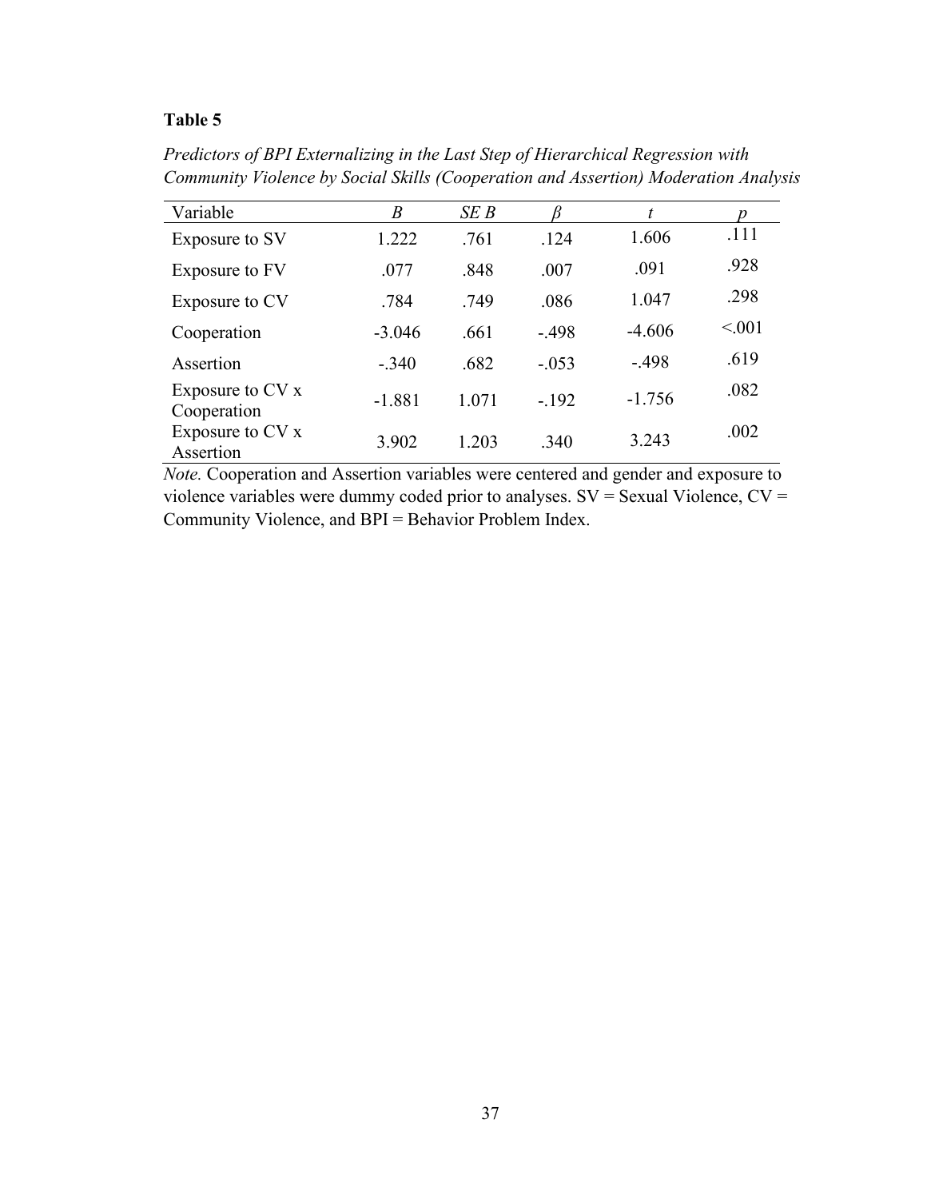**Table 5**

*Predictors of BPI Externalizing in the Last Step of Hierarchical Regression with Community Violence by Social Skills (Cooperation and Assertion) Moderation Analysis*

| Variable | *B* | *SE B* | *β* | *t* | *p* |
|---|---|---|---|---|---|
| Exposure to SV | 1.222 | .761 | .124 | 1.606 | .111 |
| Exposure to FV | .077 | .848 | .007 | .091 | .928 |
| Exposure to CV | .784 | .749 | .086 | 1.047 | .298 |
| Cooperation | -3.046 | .661 | -.498 | -4.606 | <.001 |
| Assertion | -.340 | .682 | -.053 | -.498 | .619 |
| Exposure to CV x Cooperation | -1.881 | 1.071 | -.192 | -1.756 | .082 |
| Exposure to CV x Assertion | 3.902 | 1.203 | .340 | 3.243 | .002 |

*Note.* Cooperation and Assertion variables were centered and gender and exposure to violence variables were dummy coded prior to analyses. SV = Sexual Violence, CV = Community Violence, and BPI = Behavior Problem Index.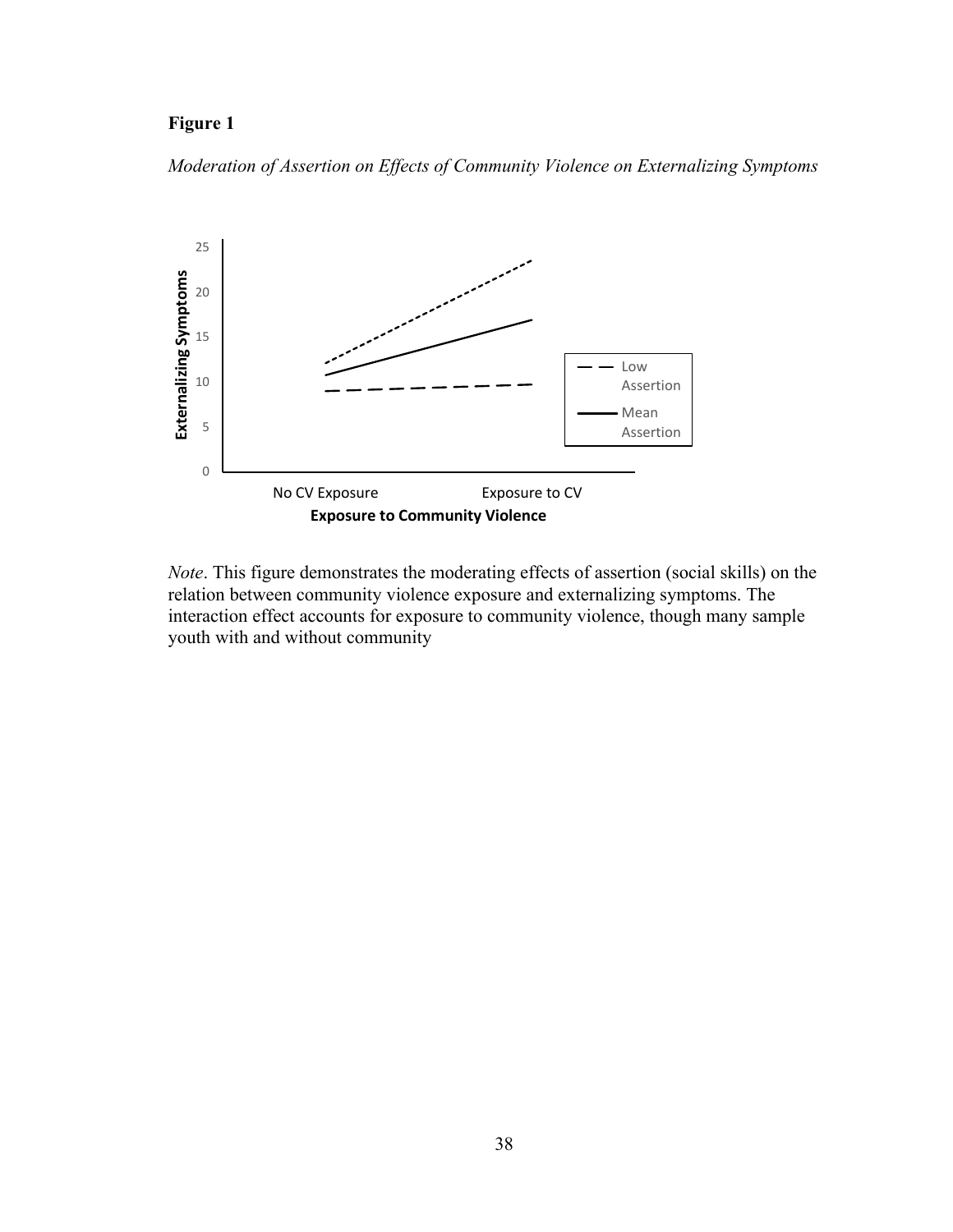**Figure 1**

*Moderation of Assertion on Effects of Community Violence on Externalizing Symptoms*

*Note*. This figure demonstrates the moderating effects of assertion (social skills) on the relation between community violence exposure and externalizing symptoms. The interaction effect accounts for exposure to community violence, though many sample youth with and without community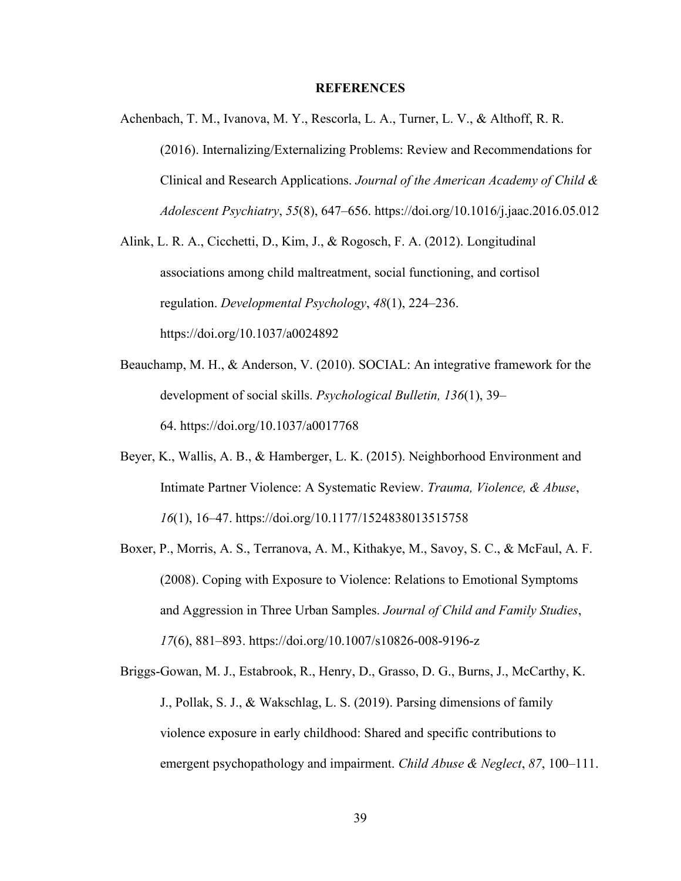**REFERENCES**

Achenbach, T. M., Ivanova, M. Y., Rescorla, L. A., Turner, L. V., & Althoff, R. R. (2016). Internalizing/Externalizing Problems: Review and Recommendations for Clinical and Research Applications. *Journal of the American Academy of Child & Adolescent Psychiatry*, *55*(8), 647–656. https://doi.org/10.1016/j.jaac.2016.05.012

Alink, L. R. A., Cicchetti, D., Kim, J., & Rogosch, F. A. (2012). Longitudinal associations among child maltreatment, social functioning, and cortisol regulation. *Developmental Psychology*, *48*(1), 224–236. https://doi.org/10.1037/a0024892

Beauchamp, M. H., & Anderson, V. (2010). SOCIAL: An integrative framework for the development of social skills. *Psychological Bulletin, 136*(1), 39–64. https://doi.org/10.1037/a0017768

Beyer, K., Wallis, A. B., & Hamberger, L. K. (2015). Neighborhood Environment and Intimate Partner Violence: A Systematic Review. *Trauma, Violence, & Abuse*, *16*(1), 16–47. https://doi.org/10.1177/1524838013515758

Boxer, P., Morris, A. S., Terranova, A. M., Kithakye, M., Savoy, S. C., & McFaul, A. F. (2008). Coping with Exposure to Violence: Relations to Emotional Symptoms and Aggression in Three Urban Samples. *Journal of Child and Family Studies*, *17*(6), 881–893. https://doi.org/10.1007/s10826-008-9196-z

Briggs-Gowan, M. J., Estabrook, R., Henry, D., Grasso, D. G., Burns, J., McCarthy, K. J., Pollak, S. J., & Wakschlag, L. S. (2019). Parsing dimensions of family violence exposure in early childhood: Shared and specific contributions to emergent psychopathology and impairment. *Child Abuse & Neglect*, *87*, 100–111.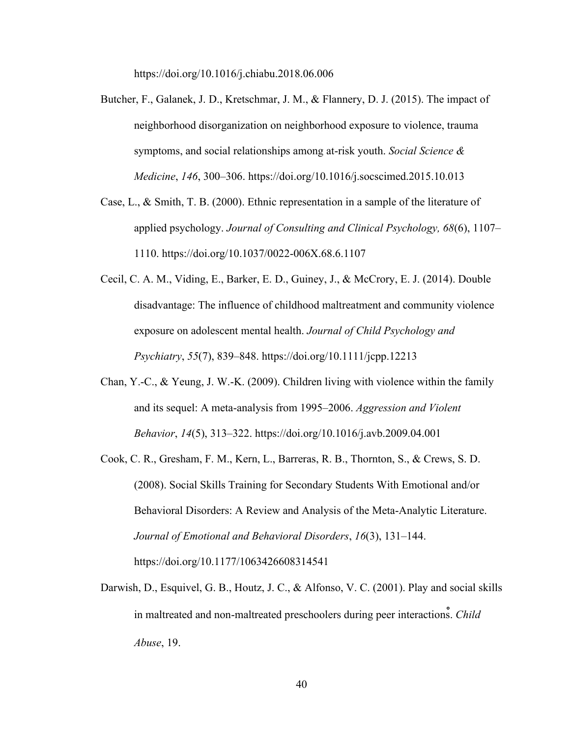https://doi.org/10.1016/j.chiabu.2018.06.006

Butcher, F., Galanek, J. D., Kretschmar, J. M., & Flannery, D. J. (2015). The impact of neighborhood disorganization on neighborhood exposure to violence, trauma symptoms, and social relationships among at-risk youth. *Social Science & Medicine*, *146*, 300–306. https://doi.org/10.1016/j.socscimed.2015.10.013

Case, L., & Smith, T. B. (2000). Ethnic representation in a sample of the literature of applied psychology. *Journal of Consulting and Clinical Psychology, 68*(6), 1107–1110. https://doi.org/10.1037/0022-006X.68.6.1107

Cecil, C. A. M., Viding, E., Barker, E. D., Guiney, J., & McCrory, E. J. (2014). Double disadvantage: The influence of childhood maltreatment and community violence exposure on adolescent mental health. *Journal of Child Psychology and Psychiatry*, *55*(7), 839–848. https://doi.org/10.1111/jcpp.12213

Chan, Y.-C., & Yeung, J. W.-K. (2009). Children living with violence within the family and its sequel: A meta-analysis from 1995–2006. *Aggression and Violent Behavior*, *14*(5), 313–322. https://doi.org/10.1016/j.avb.2009.04.001

Cook, C. R., Gresham, F. M., Kern, L., Barreras, R. B., Thornton, S., & Crews, S. D. (2008). Social Skills Training for Secondary Students With Emotional and/or Behavioral Disorders: A Review and Analysis of the Meta-Analytic Literature. *Journal of Emotional and Behavioral Disorders*, *16*(3), 131–144. https://doi.org/10.1177/1063426608314541

Darwish, D., Esquivel, G. B., Houtz, J. C., & Alfonso, V. C. (2001). Play and social skills in maltreated and non-maltreated preschoolers during peer interactions̊. *Child Abuse*, 19.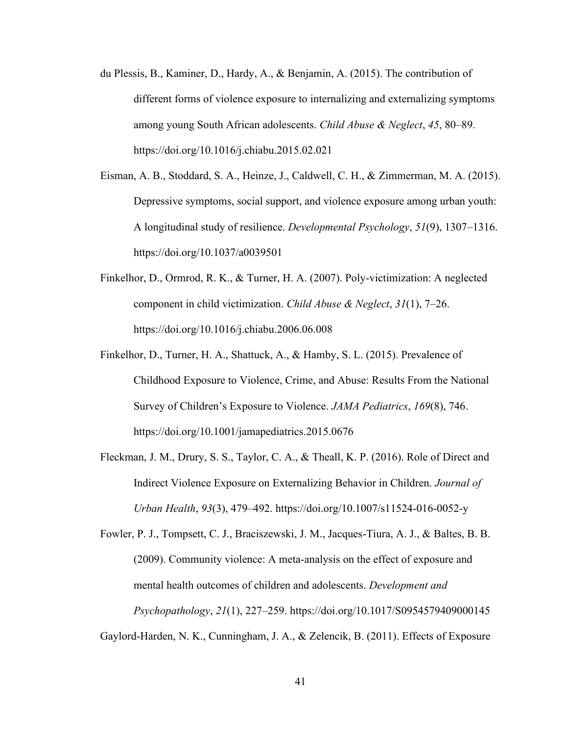du Plessis, B., Kaminer, D., Hardy, A., & Benjamin, A. (2015). The contribution of different forms of violence exposure to internalizing and externalizing symptoms among young South African adolescents. *Child Abuse & Neglect*, *45*, 80–89. https://doi.org/10.1016/j.chiabu.2015.02.021

Eisman, A. B., Stoddard, S. A., Heinze, J., Caldwell, C. H., & Zimmerman, M. A. (2015). Depressive symptoms, social support, and violence exposure among urban youth: A longitudinal study of resilience. *Developmental Psychology*, *51*(9), 1307–1316. https://doi.org/10.1037/a0039501

Finkelhor, D., Ormrod, R. K., & Turner, H. A. (2007). Poly-victimization: A neglected component in child victimization. *Child Abuse & Neglect*, *31*(1), 7–26. https://doi.org/10.1016/j.chiabu.2006.06.008

Finkelhor, D., Turner, H. A., Shattuck, A., & Hamby, S. L. (2015). Prevalence of Childhood Exposure to Violence, Crime, and Abuse: Results From the National Survey of Children's Exposure to Violence. *JAMA Pediatrics*, *169*(8), 746. https://doi.org/10.1001/jamapediatrics.2015.0676

Fleckman, J. M., Drury, S. S., Taylor, C. A., & Theall, K. P. (2016). Role of Direct and Indirect Violence Exposure on Externalizing Behavior in Children. *Journal of Urban Health*, *93*(3), 479–492. https://doi.org/10.1007/s11524-016-0052-y

Fowler, P. J., Tompsett, C. J., Braciszewski, J. M., Jacques-Tiura, A. J., & Baltes, B. B. (2009). Community violence: A meta-analysis on the effect of exposure and mental health outcomes of children and adolescents. *Development and Psychopathology*, *21*(1), 227–259. https://doi.org/10.1017/S0954579409000145

Gaylord-Harden, N. K., Cunningham, J. A., & Zelencik, B. (2011). Effects of Exposure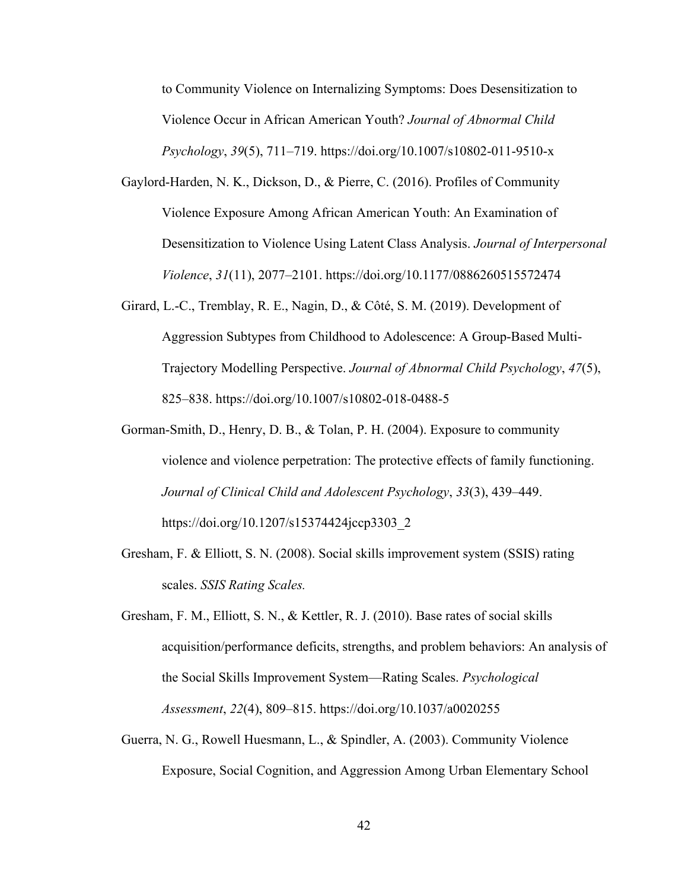to Community Violence on Internalizing Symptoms: Does Desensitization to Violence Occur in African American Youth? *Journal of Abnormal Child Psychology*, *39*(5), 711–719. https://doi.org/10.1007/s10802-011-9510-x

Gaylord-Harden, N. K., Dickson, D., & Pierre, C. (2016). Profiles of Community Violence Exposure Among African American Youth: An Examination of Desensitization to Violence Using Latent Class Analysis. *Journal of Interpersonal Violence*, *31*(11), 2077–2101. https://doi.org/10.1177/0886260515572474

Girard, L.-C., Tremblay, R. E., Nagin, D., & Côté, S. M. (2019). Development of Aggression Subtypes from Childhood to Adolescence: A Group-Based Multi-Trajectory Modelling Perspective. *Journal of Abnormal Child Psychology*, *47*(5), 825–838. https://doi.org/10.1007/s10802-018-0488-5

Gorman-Smith, D., Henry, D. B., & Tolan, P. H. (2004). Exposure to community violence and violence perpetration: The protective effects of family functioning. *Journal of Clinical Child and Adolescent Psychology*, *33*(3), 439–449. https://doi.org/10.1207/s15374424jccp3303_2

Gresham, F. & Elliott, S. N. (2008). Social skills improvement system (SSIS) rating scales. *SSIS Rating Scales.*

Gresham, F. M., Elliott, S. N., & Kettler, R. J. (2010). Base rates of social skills acquisition/performance deficits, strengths, and problem behaviors: An analysis of the Social Skills Improvement System—Rating Scales. *Psychological Assessment*, *22*(4), 809–815. https://doi.org/10.1037/a0020255

Guerra, N. G., Rowell Huesmann, L., & Spindler, A. (2003). Community Violence Exposure, Social Cognition, and Aggression Among Urban Elementary School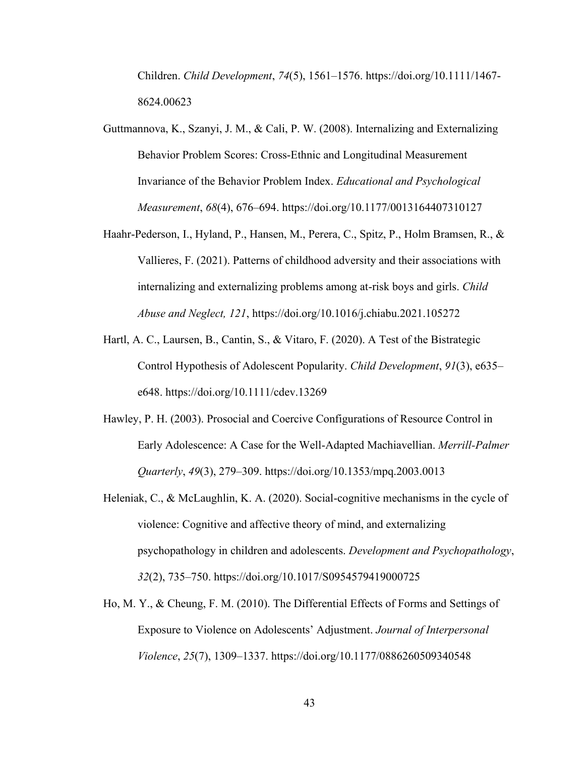Children. *Child Development*, *74*(5), 1561–1576. https://doi.org/10.1111/1467-8624.00623

Guttmannova, K., Szanyi, J. M., & Cali, P. W. (2008). Internalizing and Externalizing Behavior Problem Scores: Cross-Ethnic and Longitudinal Measurement Invariance of the Behavior Problem Index. *Educational and Psychological Measurement*, *68*(4), 676–694. https://doi.org/10.1177/0013164407310127

Haahr-Pederson, I., Hyland, P., Hansen, M., Perera, C., Spitz, P., Holm Bramsen, R., & Vallieres, F. (2021). Patterns of childhood adversity and their associations with internalizing and externalizing problems among at-risk boys and girls. *Child Abuse and Neglect, 121*, https://doi.org/10.1016/j.chiabu.2021.105272

Hartl, A. C., Laursen, B., Cantin, S., & Vitaro, F. (2020). A Test of the Bistrategic Control Hypothesis of Adolescent Popularity. *Child Development*, *91*(3), e635–e648. https://doi.org/10.1111/cdev.13269

Hawley, P. H. (2003). Prosocial and Coercive Configurations of Resource Control in Early Adolescence: A Case for the Well-Adapted Machiavellian. *Merrill-Palmer Quarterly*, *49*(3), 279–309. https://doi.org/10.1353/mpq.2003.0013

Heleniak, C., & McLaughlin, K. A. (2020). Social-cognitive mechanisms in the cycle of violence: Cognitive and affective theory of mind, and externalizing psychopathology in children and adolescents. *Development and Psychopathology*, *32*(2), 735–750. https://doi.org/10.1017/S0954579419000725

Ho, M. Y., & Cheung, F. M. (2010). The Differential Effects of Forms and Settings of Exposure to Violence on Adolescents' Adjustment. *Journal of Interpersonal Violence*, *25*(7), 1309–1337. https://doi.org/10.1177/0886260509340548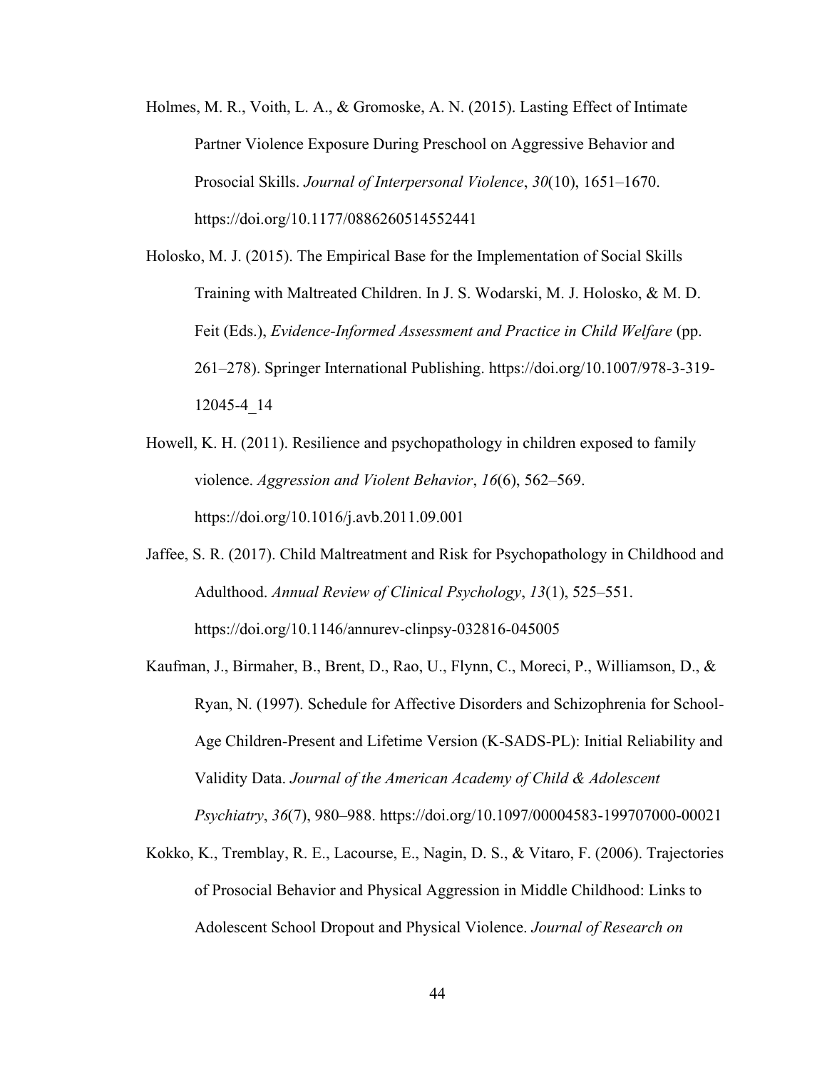Holmes, M. R., Voith, L. A., & Gromoske, A. N. (2015). Lasting Effect of Intimate Partner Violence Exposure During Preschool on Aggressive Behavior and Prosocial Skills. *Journal of Interpersonal Violence*, *30*(10), 1651–1670. https://doi.org/10.1177/0886260514552441

Holosko, M. J. (2015). The Empirical Base for the Implementation of Social Skills Training with Maltreated Children. In J. S. Wodarski, M. J. Holosko, & M. D. Feit (Eds.), *Evidence-Informed Assessment and Practice in Child Welfare* (pp. 261–278). Springer International Publishing. https://doi.org/10.1007/978-3-319-12045-4_14

Howell, K. H. (2011). Resilience and psychopathology in children exposed to family violence. *Aggression and Violent Behavior*, *16*(6), 562–569. https://doi.org/10.1016/j.avb.2011.09.001

Jaffee, S. R. (2017). Child Maltreatment and Risk for Psychopathology in Childhood and Adulthood. *Annual Review of Clinical Psychology*, *13*(1), 525–551. https://doi.org/10.1146/annurev-clinpsy-032816-045005

Kaufman, J., Birmaher, B., Brent, D., Rao, U., Flynn, C., Moreci, P., Williamson, D., & Ryan, N. (1997). Schedule for Affective Disorders and Schizophrenia for School-Age Children-Present and Lifetime Version (K-SADS-PL): Initial Reliability and Validity Data. *Journal of the American Academy of Child & Adolescent Psychiatry*, *36*(7), 980–988. https://doi.org/10.1097/00004583-199707000-00021

Kokko, K., Tremblay, R. E., Lacourse, E., Nagin, D. S., & Vitaro, F. (2006). Trajectories of Prosocial Behavior and Physical Aggression in Middle Childhood: Links to Adolescent School Dropout and Physical Violence. *Journal of Research on*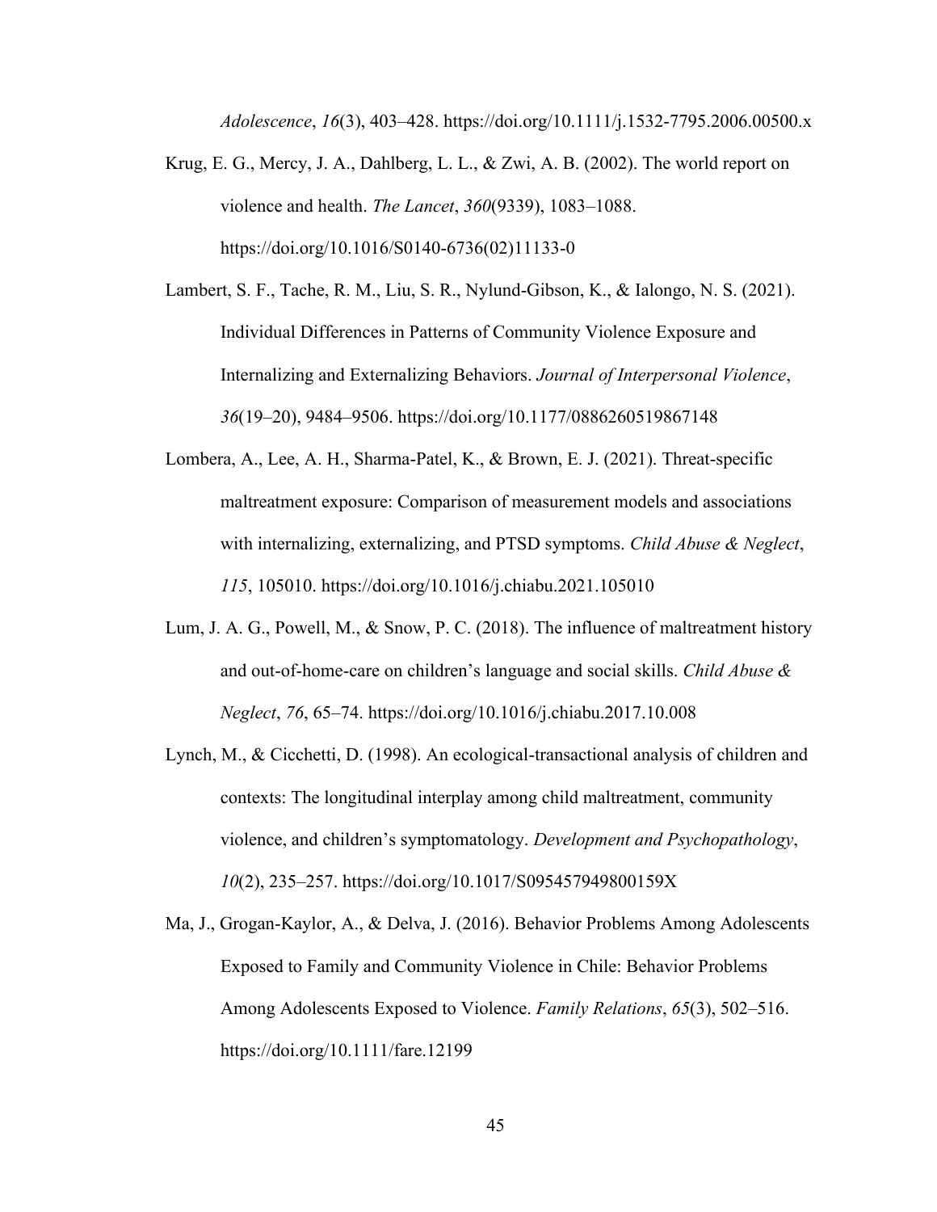*Adolescence*, *16*(3), 403–428. https://doi.org/10.1111/j.1532-7795.2006.00500.x

Krug, E. G., Mercy, J. A., Dahlberg, L. L., & Zwi, A. B. (2002). The world report on violence and health. *The Lancet*, *360*(9339), 1083–1088. https://doi.org/10.1016/S0140-6736(02)11133-0

Lambert, S. F., Tache, R. M., Liu, S. R., Nylund-Gibson, K., & Ialongo, N. S. (2021). Individual Differences in Patterns of Community Violence Exposure and Internalizing and Externalizing Behaviors. *Journal of Interpersonal Violence*, *36*(19–20), 9484–9506. https://doi.org/10.1177/0886260519867148

Lombera, A., Lee, A. H., Sharma-Patel, K., & Brown, E. J. (2021). Threat-specific maltreatment exposure: Comparison of measurement models and associations with internalizing, externalizing, and PTSD symptoms. *Child Abuse & Neglect*, *115*, 105010. https://doi.org/10.1016/j.chiabu.2021.105010

Lum, J. A. G., Powell, M., & Snow, P. C. (2018). The influence of maltreatment history and out-of-home-care on children's language and social skills. *Child Abuse & Neglect*, *76*, 65–74. https://doi.org/10.1016/j.chiabu.2017.10.008

Lynch, M., & Cicchetti, D. (1998). An ecological-transactional analysis of children and contexts: The longitudinal interplay among child maltreatment, community violence, and children's symptomatology. *Development and Psychopathology*, *10*(2), 235–257. https://doi.org/10.1017/S095457949800159X

Ma, J., Grogan-Kaylor, A., & Delva, J. (2016). Behavior Problems Among Adolescents Exposed to Family and Community Violence in Chile: Behavior Problems Among Adolescents Exposed to Violence. *Family Relations*, *65*(3), 502–516. https://doi.org/10.1111/fare.12199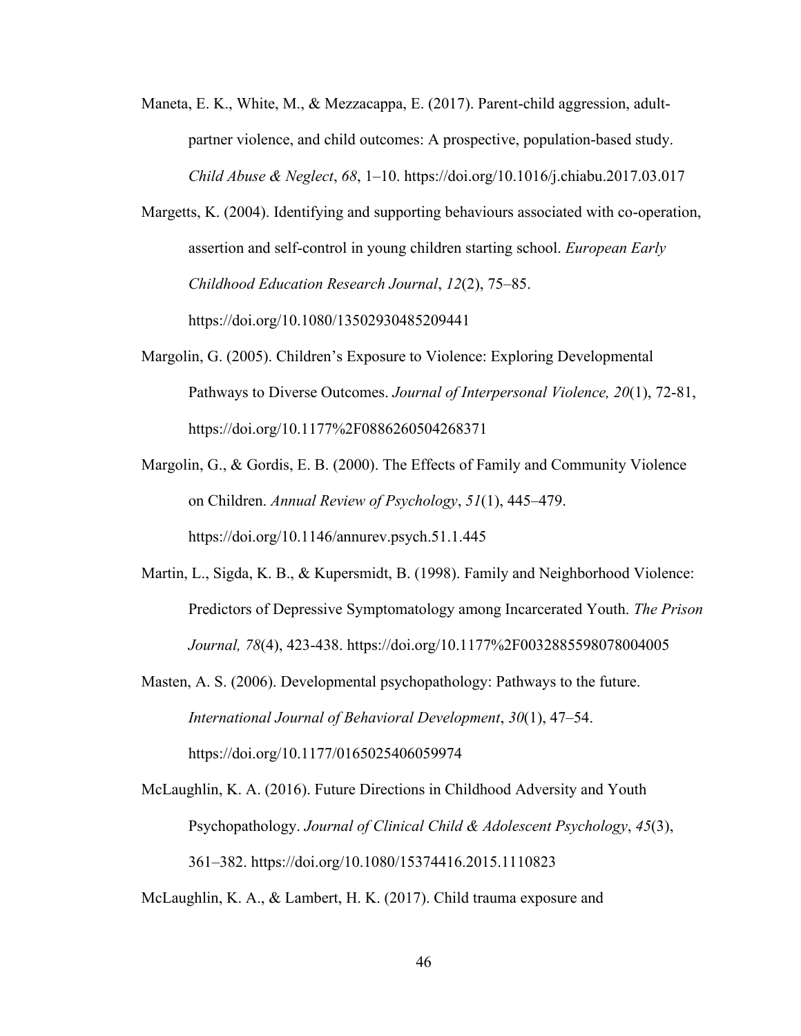Maneta, E. K., White, M., & Mezzacappa, E. (2017). Parent-child aggression, adult-partner violence, and child outcomes: A prospective, population-based study. *Child Abuse & Neglect*, *68*, 1–10. https://doi.org/10.1016/j.chiabu.2017.03.017

Margetts, K. (2004). Identifying and supporting behaviours associated with co-operation, assertion and self-control in young children starting school. *European Early Childhood Education Research Journal*, *12*(2), 75–85. https://doi.org/10.1080/13502930485209441

Margolin, G. (2005). Children's Exposure to Violence: Exploring Developmental Pathways to Diverse Outcomes. *Journal of Interpersonal Violence, 20*(1), 72-81, https://doi.org/10.1177%2F0886260504268371

Margolin, G., & Gordis, E. B. (2000). The Effects of Family and Community Violence on Children. *Annual Review of Psychology*, *51*(1), 445–479. https://doi.org/10.1146/annurev.psych.51.1.445

Martin, L., Sigda, K. B., & Kupersmidt, B. (1998). Family and Neighborhood Violence: Predictors of Depressive Symptomatology among Incarcerated Youth. *The Prison Journal, 78*(4), 423-438. https://doi.org/10.1177%2F0032885598078004005

Masten, A. S. (2006). Developmental psychopathology: Pathways to the future. *International Journal of Behavioral Development*, *30*(1), 47–54. https://doi.org/10.1177/0165025406059974

McLaughlin, K. A. (2016). Future Directions in Childhood Adversity and Youth Psychopathology. *Journal of Clinical Child & Adolescent Psychology*, *45*(3), 361–382. https://doi.org/10.1080/15374416.2015.1110823

McLaughlin, K. A., & Lambert, H. K. (2017). Child trauma exposure and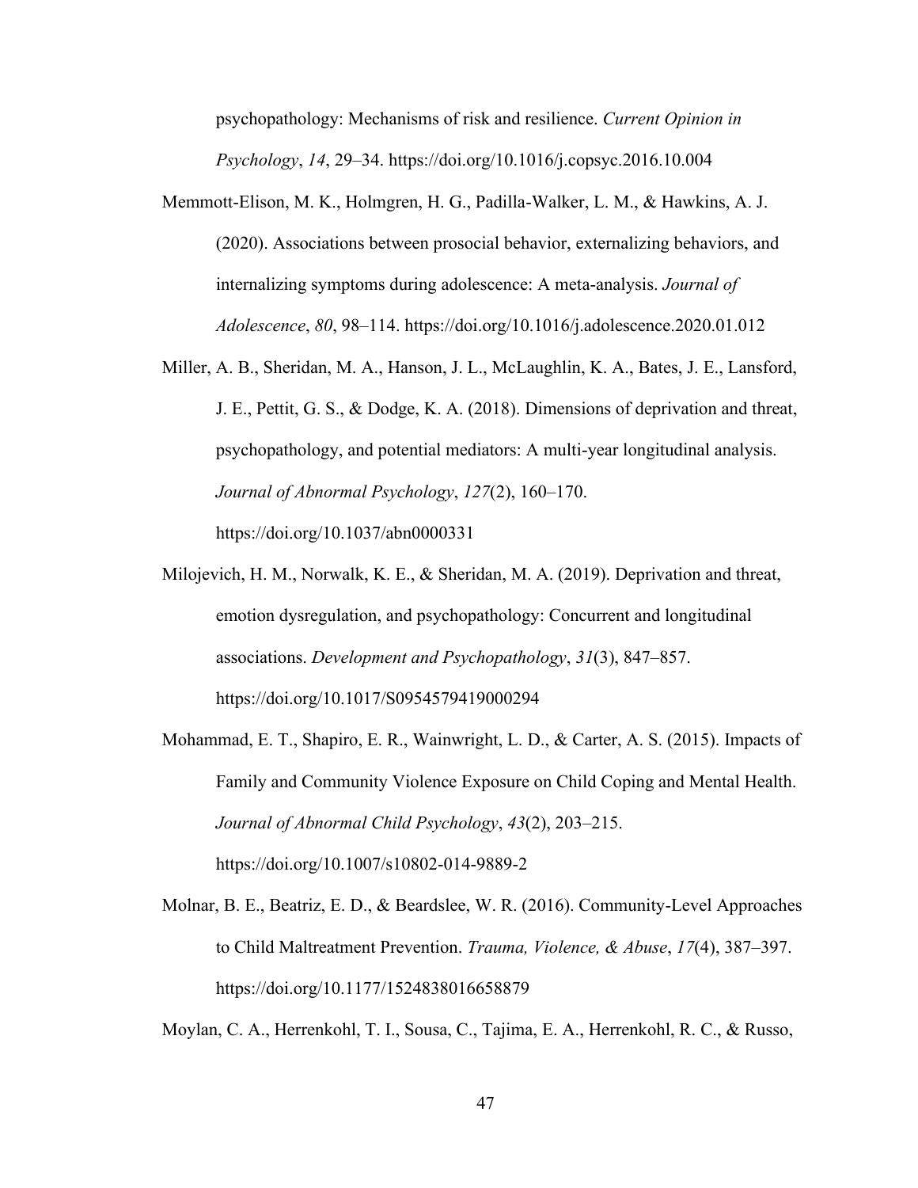psychopathology: Mechanisms of risk and resilience. *Current Opinion in Psychology*, *14*, 29–34. https://doi.org/10.1016/j.copsyc.2016.10.004

Memmott-Elison, M. K., Holmgren, H. G., Padilla-Walker, L. M., & Hawkins, A. J. (2020). Associations between prosocial behavior, externalizing behaviors, and internalizing symptoms during adolescence: A meta-analysis. *Journal of Adolescence*, *80*, 98–114. https://doi.org/10.1016/j.adolescence.2020.01.012

Miller, A. B., Sheridan, M. A., Hanson, J. L., McLaughlin, K. A., Bates, J. E., Lansford, J. E., Pettit, G. S., & Dodge, K. A. (2018). Dimensions of deprivation and threat, psychopathology, and potential mediators: A multi-year longitudinal analysis. *Journal of Abnormal Psychology*, *127*(2), 160–170. https://doi.org/10.1037/abn0000331

Milojevich, H. M., Norwalk, K. E., & Sheridan, M. A. (2019). Deprivation and threat, emotion dysregulation, and psychopathology: Concurrent and longitudinal associations. *Development and Psychopathology*, *31*(3), 847–857. https://doi.org/10.1017/S0954579419000294

Mohammad, E. T., Shapiro, E. R., Wainwright, L. D., & Carter, A. S. (2015). Impacts of Family and Community Violence Exposure on Child Coping and Mental Health. *Journal of Abnormal Child Psychology*, *43*(2), 203–215. https://doi.org/10.1007/s10802-014-9889-2

Molnar, B. E., Beatriz, E. D., & Beardslee, W. R. (2016). Community-Level Approaches to Child Maltreatment Prevention. *Trauma, Violence, & Abuse*, *17*(4), 387–397. https://doi.org/10.1177/1524838016658879

Moylan, C. A., Herrenkohl, T. I., Sousa, C., Tajima, E. A., Herrenkohl, R. C., & Russo,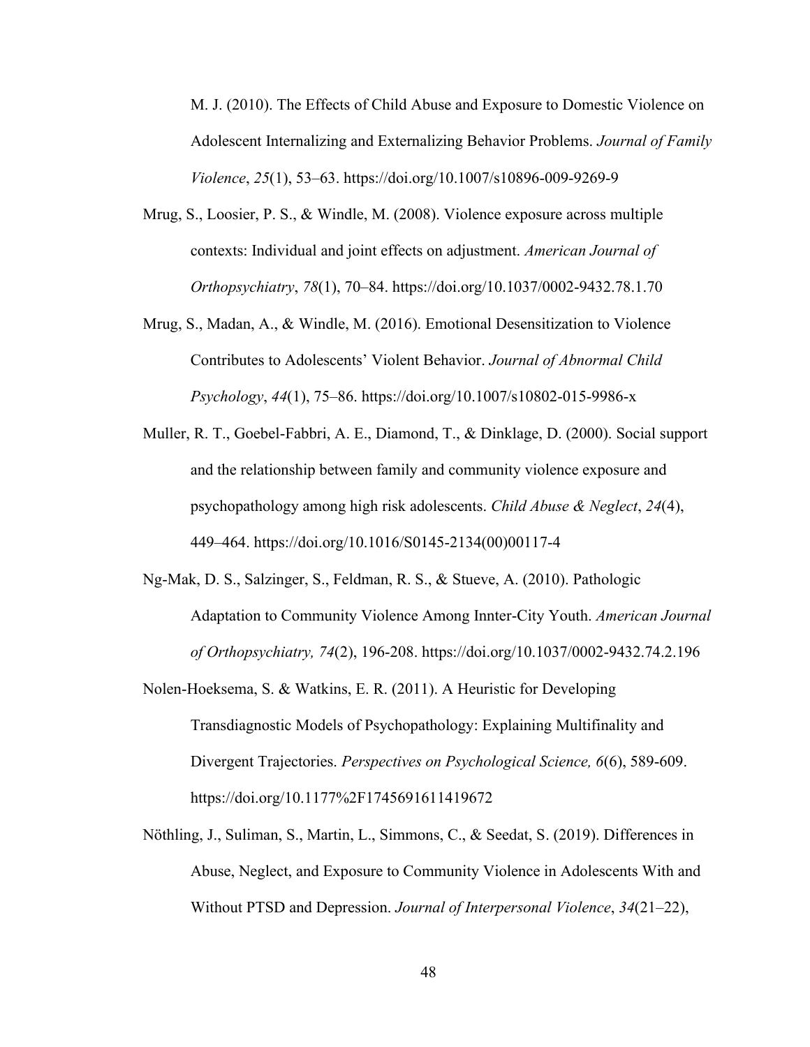M. J. (2010). The Effects of Child Abuse and Exposure to Domestic Violence on Adolescent Internalizing and Externalizing Behavior Problems. *Journal of Family Violence*, *25*(1), 53–63. https://doi.org/10.1007/s10896-009-9269-9

Mrug, S., Loosier, P. S., & Windle, M. (2008). Violence exposure across multiple contexts: Individual and joint effects on adjustment. *American Journal of Orthopsychiatry*, *78*(1), 70–84. https://doi.org/10.1037/0002-9432.78.1.70

Mrug, S., Madan, A., & Windle, M. (2016). Emotional Desensitization to Violence Contributes to Adolescents' Violent Behavior. *Journal of Abnormal Child Psychology*, *44*(1), 75–86. https://doi.org/10.1007/s10802-015-9986-x

Muller, R. T., Goebel-Fabbri, A. E., Diamond, T., & Dinklage, D. (2000). Social support and the relationship between family and community violence exposure and psychopathology among high risk adolescents. *Child Abuse & Neglect*, *24*(4), 449–464. https://doi.org/10.1016/S0145-2134(00)00117-4

Ng-Mak, D. S., Salzinger, S., Feldman, R. S., & Stueve, A. (2010). Pathologic Adaptation to Community Violence Among Innter-City Youth. *American Journal of Orthopsychiatry, 74*(2), 196-208. https://doi.org/10.1037/0002-9432.74.2.196

Nolen-Hoeksema, S. & Watkins, E. R. (2011). A Heuristic for Developing Transdiagnostic Models of Psychopathology: Explaining Multifinality and Divergent Trajectories. *Perspectives on Psychological Science, 6*(6), 589-609. https://doi.org/10.1177%2F1745691611419672

Nöthling, J., Suliman, S., Martin, L., Simmons, C., & Seedat, S. (2019). Differences in Abuse, Neglect, and Exposure to Community Violence in Adolescents With and Without PTSD and Depression. *Journal of Interpersonal Violence*, *34*(21–22),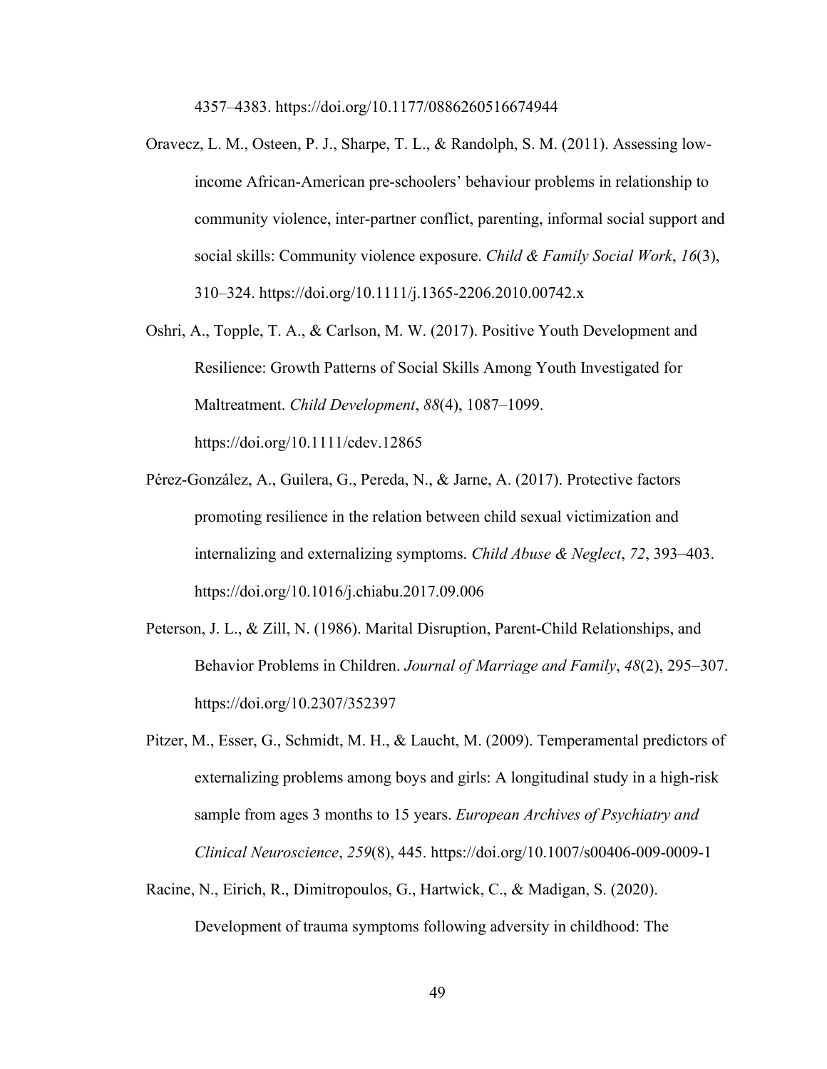4357–4383. https://doi.org/10.1177/0886260516674944

Oravecz, L. M., Osteen, P. J., Sharpe, T. L., & Randolph, S. M. (2011). Assessing low-income African-American pre-schoolers' behaviour problems in relationship to community violence, inter-partner conflict, parenting, informal social support and social skills: Community violence exposure. *Child & Family Social Work*, *16*(3), 310–324. https://doi.org/10.1111/j.1365-2206.2010.00742.x

Oshri, A., Topple, T. A., & Carlson, M. W. (2017). Positive Youth Development and Resilience: Growth Patterns of Social Skills Among Youth Investigated for Maltreatment. *Child Development*, *88*(4), 1087–1099. https://doi.org/10.1111/cdev.12865

Pérez-González, A., Guilera, G., Pereda, N., & Jarne, A. (2017). Protective factors promoting resilience in the relation between child sexual victimization and internalizing and externalizing symptoms. *Child Abuse & Neglect*, *72*, 393–403. https://doi.org/10.1016/j.chiabu.2017.09.006

Peterson, J. L., & Zill, N. (1986). Marital Disruption, Parent-Child Relationships, and Behavior Problems in Children. *Journal of Marriage and Family*, *48*(2), 295–307. https://doi.org/10.2307/352397

Pitzer, M., Esser, G., Schmidt, M. H., & Laucht, M. (2009). Temperamental predictors of externalizing problems among boys and girls: A longitudinal study in a high-risk sample from ages 3 months to 15 years. *European Archives of Psychiatry and Clinical Neuroscience*, *259*(8), 445. https://doi.org/10.1007/s00406-009-0009-1

Racine, N., Eirich, R., Dimitropoulos, G., Hartwick, C., & Madigan, S. (2020). Development of trauma symptoms following adversity in childhood: The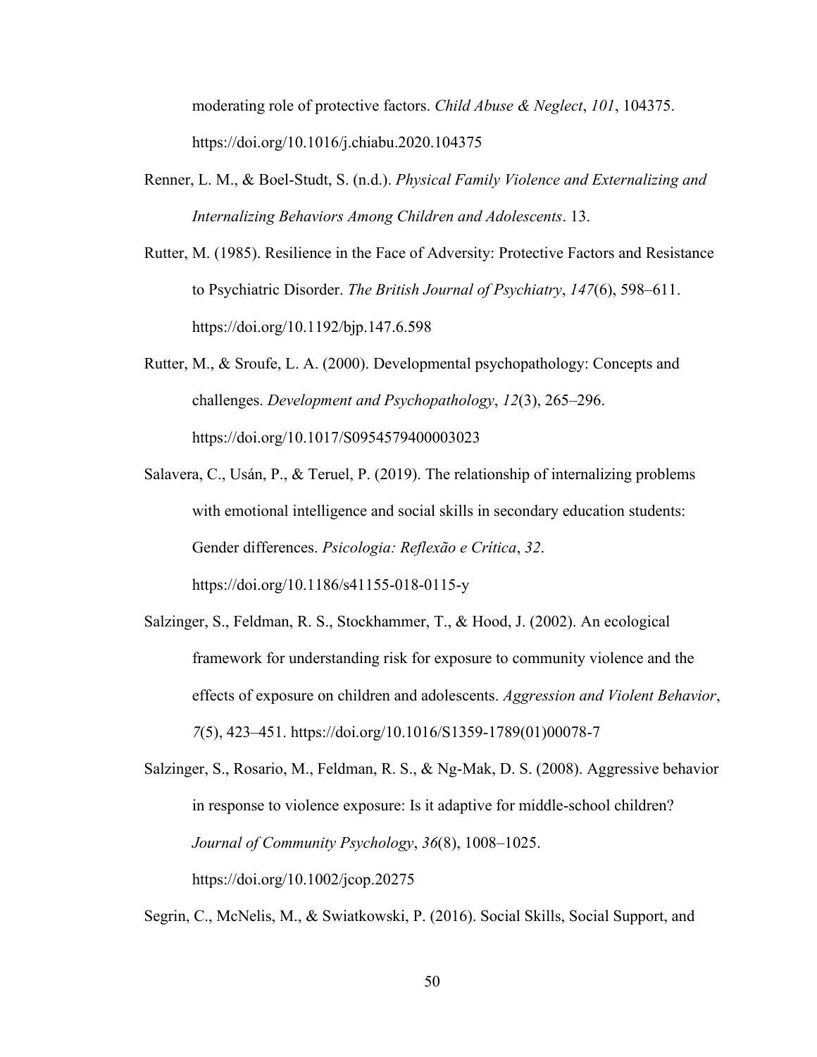moderating role of protective factors. *Child Abuse & Neglect*, *101*, 104375. https://doi.org/10.1016/j.chiabu.2020.104375

Renner, L. M., & Boel-Studt, S. (n.d.). *Physical Family Violence and Externalizing and Internalizing Behaviors Among Children and Adolescents*. 13.

Rutter, M. (1985). Resilience in the Face of Adversity: Protective Factors and Resistance to Psychiatric Disorder. *The British Journal of Psychiatry*, *147*(6), 598–611. https://doi.org/10.1192/bjp.147.6.598

Rutter, M., & Sroufe, L. A. (2000). Developmental psychopathology: Concepts and challenges. *Development and Psychopathology*, *12*(3), 265–296. https://doi.org/10.1017/S0954579400003023

Salavera, C., Usán, P., & Teruel, P. (2019). The relationship of internalizing problems with emotional intelligence and social skills in secondary education students: Gender differences. *Psicologia: Reflexão e Crítica*, *32*. https://doi.org/10.1186/s41155-018-0115-y

Salzinger, S., Feldman, R. S., Stockhammer, T., & Hood, J. (2002). An ecological framework for understanding risk for exposure to community violence and the effects of exposure on children and adolescents. *Aggression and Violent Behavior*, *7*(5), 423–451. https://doi.org/10.1016/S1359-1789(01)00078-7

Salzinger, S., Rosario, M., Feldman, R. S., & Ng-Mak, D. S. (2008). Aggressive behavior in response to violence exposure: Is it adaptive for middle-school children? *Journal of Community Psychology*, *36*(8), 1008–1025. https://doi.org/10.1002/jcop.20275

Segrin, C., McNelis, M., & Swiatkowski, P. (2016). Social Skills, Social Support, and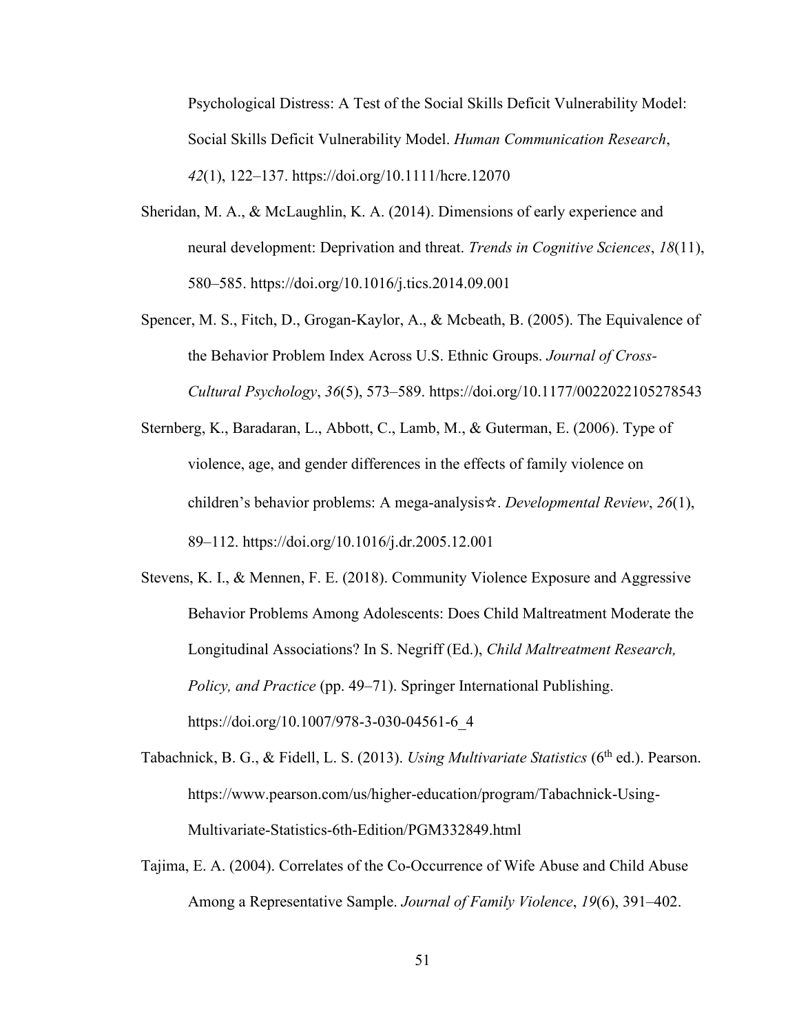Psychological Distress: A Test of the Social Skills Deficit Vulnerability Model: Social Skills Deficit Vulnerability Model. *Human Communication Research*, *42*(1), 122–137. https://doi.org/10.1111/hcre.12070

Sheridan, M. A., & McLaughlin, K. A. (2014). Dimensions of early experience and neural development: Deprivation and threat. *Trends in Cognitive Sciences*, *18*(11), 580–585. https://doi.org/10.1016/j.tics.2014.09.001

Spencer, M. S., Fitch, D., Grogan-Kaylor, A., & Mcbeath, B. (2005). The Equivalence of the Behavior Problem Index Across U.S. Ethnic Groups. *Journal of Cross-Cultural Psychology*, *36*(5), 573–589. https://doi.org/10.1177/0022022105278543

Sternberg, K., Baradaran, L., Abbott, C., Lamb, M., & Guterman, E. (2006). Type of violence, age, and gender differences in the effects of family violence on children's behavior problems: A mega-analysis☆. *Developmental Review*, *26*(1), 89–112. https://doi.org/10.1016/j.dr.2005.12.001

Stevens, K. I., & Mennen, F. E. (2018). Community Violence Exposure and Aggressive Behavior Problems Among Adolescents: Does Child Maltreatment Moderate the Longitudinal Associations? In S. Negriff (Ed.), *Child Maltreatment Research, Policy, and Practice* (pp. 49–71). Springer International Publishing. https://doi.org/10.1007/978-3-030-04561-6_4

Tabachnick, B. G., & Fidell, L. S. (2013). *Using Multivariate Statistics* (6th ed.). Pearson. https://www.pearson.com/us/higher-education/program/Tabachnick-Using-Multivariate-Statistics-6th-Edition/PGM332849.html

Tajima, E. A. (2004). Correlates of the Co-Occurrence of Wife Abuse and Child Abuse Among a Representative Sample. *Journal of Family Violence*, *19*(6), 391–402.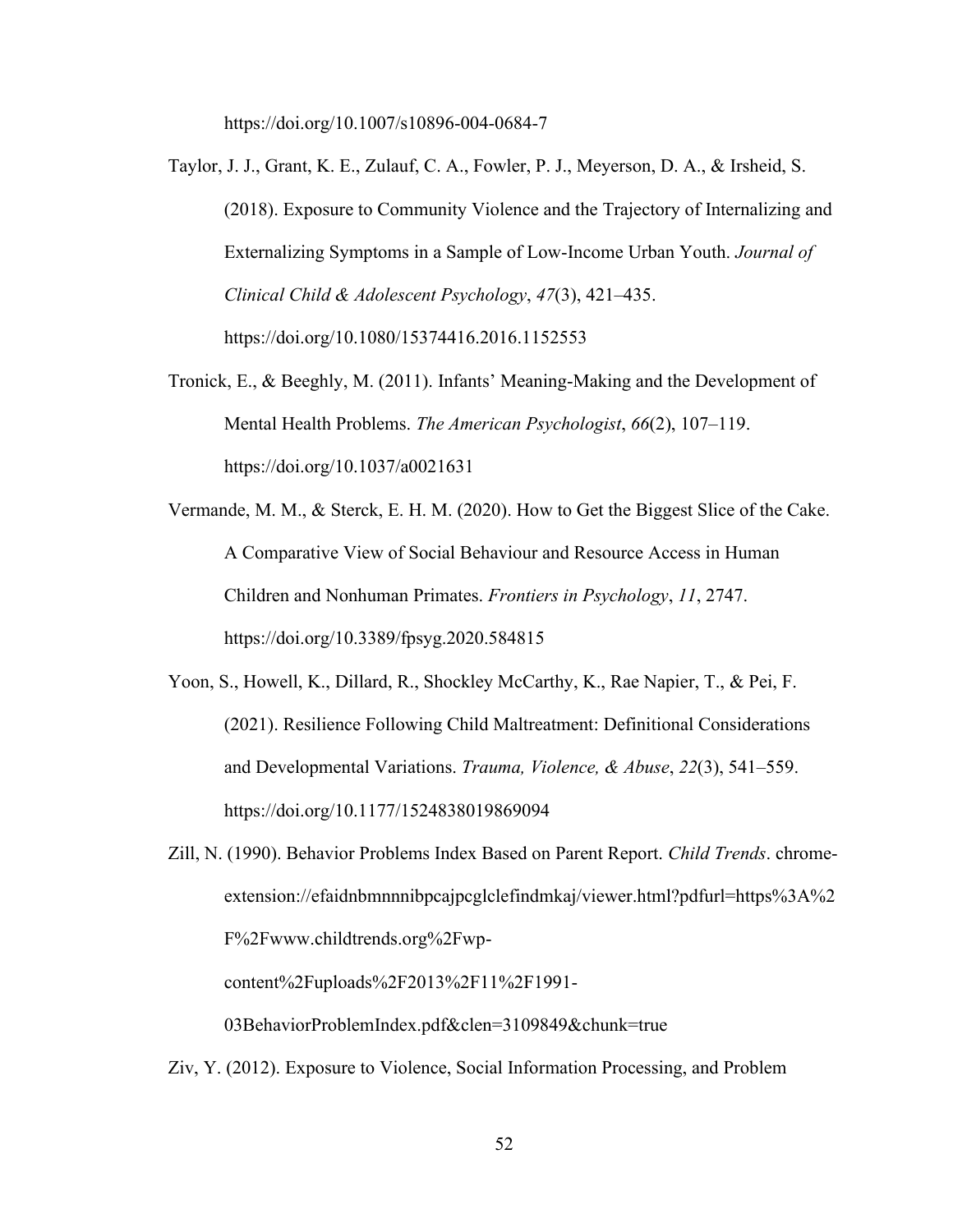https://doi.org/10.1007/s10896-004-0684-7

Taylor, J. J., Grant, K. E., Zulauf, C. A., Fowler, P. J., Meyerson, D. A., & Irsheid, S. (2018). Exposure to Community Violence and the Trajectory of Internalizing and Externalizing Symptoms in a Sample of Low-Income Urban Youth. *Journal of Clinical Child & Adolescent Psychology*, *47*(3), 421–435. https://doi.org/10.1080/15374416.2016.1152553

Tronick, E., & Beeghly, M. (2011). Infants' Meaning-Making and the Development of Mental Health Problems. *The American Psychologist*, *66*(2), 107–119. https://doi.org/10.1037/a0021631

Vermande, M. M., & Sterck, E. H. M. (2020). How to Get the Biggest Slice of the Cake. A Comparative View of Social Behaviour and Resource Access in Human Children and Nonhuman Primates. *Frontiers in Psychology*, *11*, 2747. https://doi.org/10.3389/fpsyg.2020.584815

Yoon, S., Howell, K., Dillard, R., Shockley McCarthy, K., Rae Napier, T., & Pei, F. (2021). Resilience Following Child Maltreatment: Definitional Considerations and Developmental Variations. *Trauma, Violence, & Abuse*, *22*(3), 541–559. https://doi.org/10.1177/1524838019869094

Zill, N. (1990). Behavior Problems Index Based on Parent Report. *Child Trends*. chrome-extension://efaidnbmnnnibpcajpcglclefindmkaj/viewer.html?pdfurl=https%3A%2F%2Fwww.childtrends.org%2Fwp-content%2Fuploads%2F2013%2F11%2F1991-03BehaviorProblemIndex.pdf&clen=3109849&chunk=true

Ziv, Y. (2012). Exposure to Violence, Social Information Processing, and Problem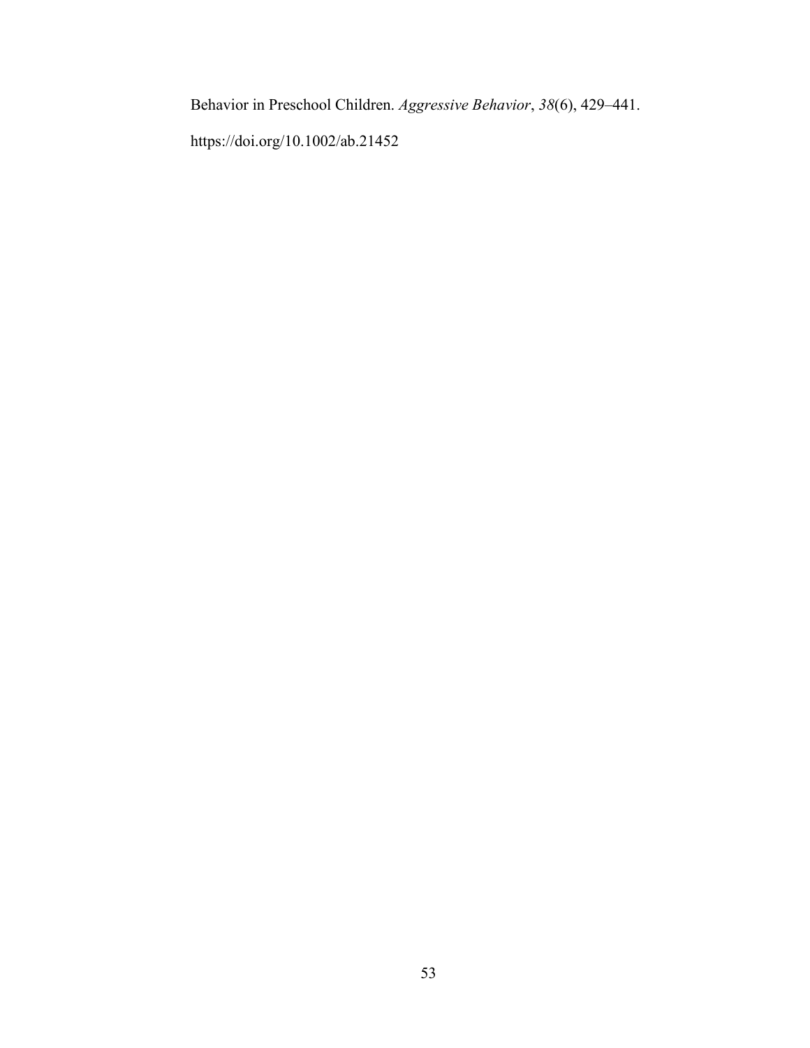Behavior in Preschool Children. *Aggressive Behavior*, *38*(6), 429–441. https://doi.org/10.1002/ab.21452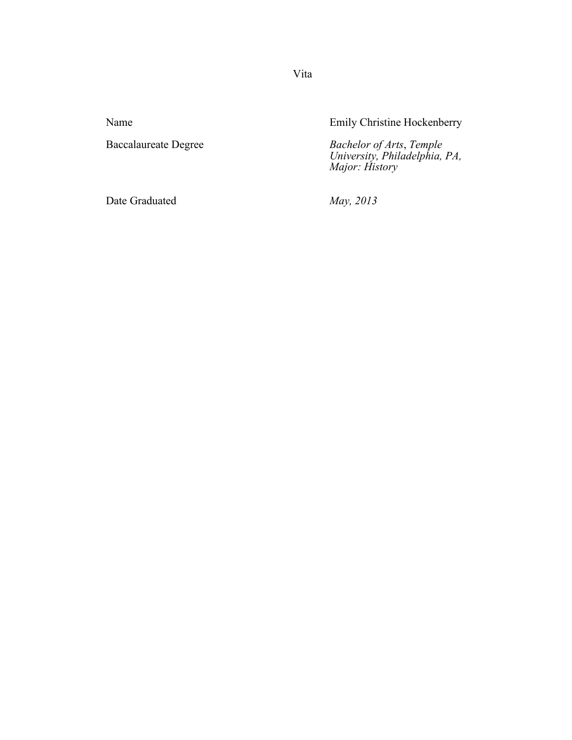# Vita

| | |
|---|---|
| Name | Emily Christine Hockenberry |
| Baccalaureate Degree | *Bachelor of Arts*, *Temple University, Philadelphia, PA, Major: History* |
| Date Graduated | *May, 2013* |